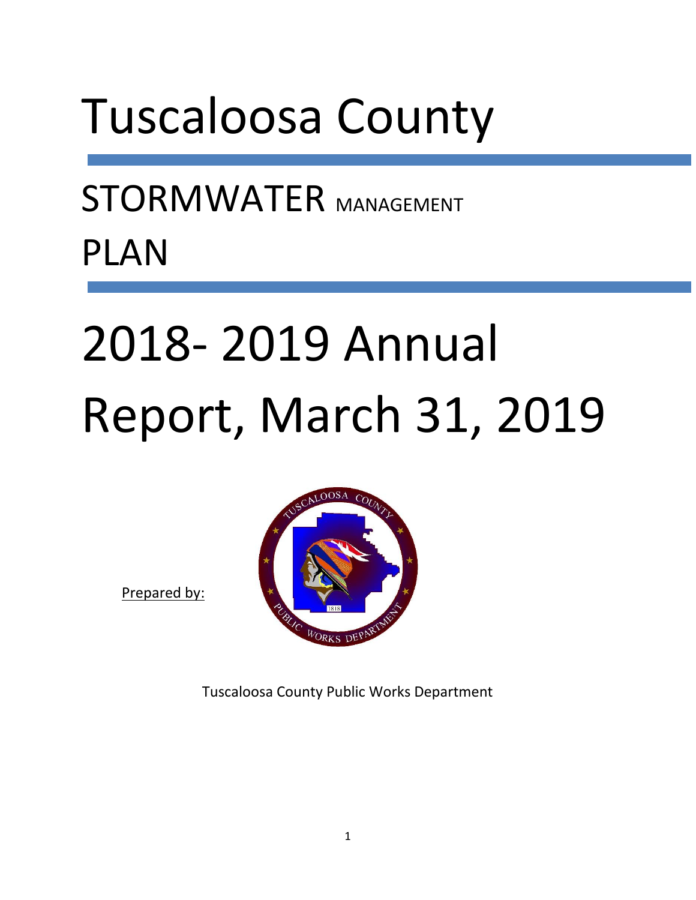# Tuscaloosa County

## STORMWATER MANAGEMENT PLAN

# 2018- 2019 Annual Report, March 31, 2019

Prepared by:

Tuscaloosa County Public Works Department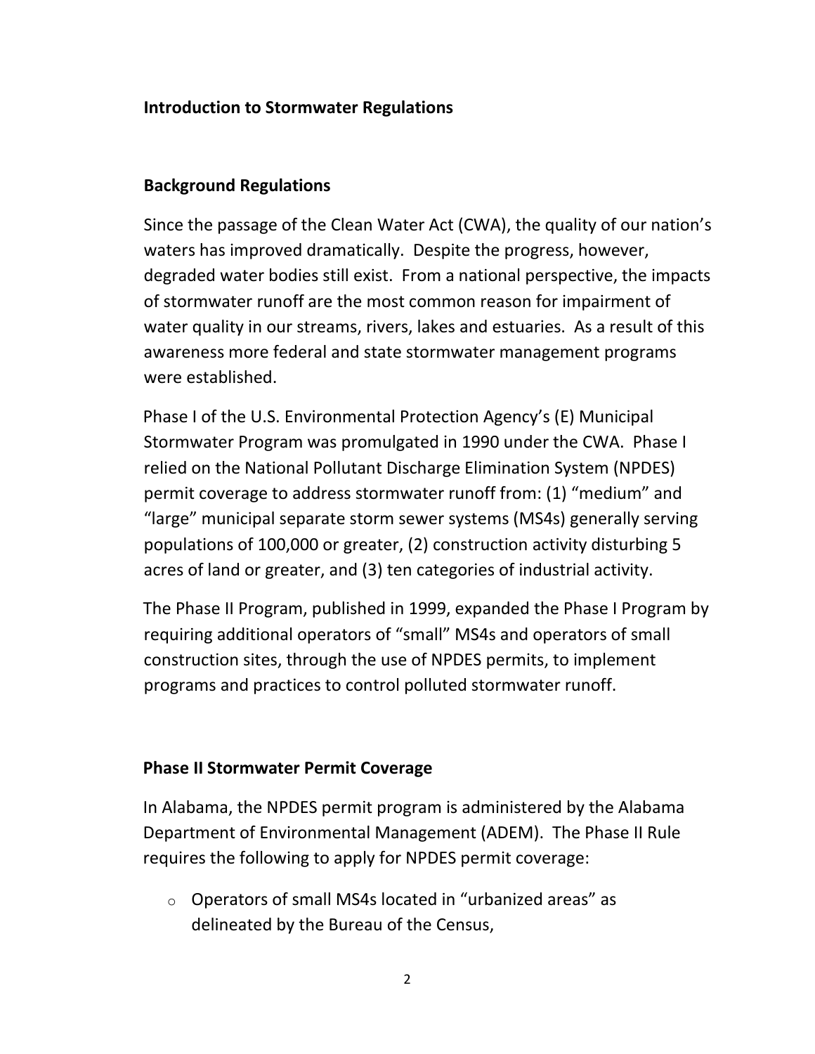**Introduction to Stormwater Regulations**

**Background Regulations**

Since the passage of the Clean Water Act (CWA), the quality of our nation's waters has improved dramatically. Despite the progress, however, degraded water bodies still exist. From a national perspective, the impacts of stormwater runoff are the most common reason for impairment of water quality in our streams, rivers, lakes and estuaries. As a result of this awareness more federal and state stormwater management programs were established.

Phase I of the U.S. Environmental Protection Agency's (E) Municipal Stormwater Program was promulgated in 1990 under the CWA. Phase I relied on the National Pollutant Discharge Elimination System (NPDES) permit coverage to address stormwater runoff from: (1) "medium" and "large" municipal separate storm sewer systems (MS4s) generally serving populations of 100,000 or greater, (2) construction activity disturbing 5 acres of land or greater, and (3) ten categories of industrial activity.

The Phase II Program, published in 1999, expanded the Phase I Program by requiring additional operators of "small" MS4s and operators of small construction sites, through the use of NPDES permits, to implement programs and practices to control polluted stormwater runoff.

**Phase II Stormwater Permit Coverage**

In Alabama, the NPDES permit program is administered by the Alabama Department of Environmental Management (ADEM). The Phase II Rule requires the following to apply for NPDES permit coverage:

- Operators of small MS4s located in "urbanized areas" as delineated by the Bureau of the Census,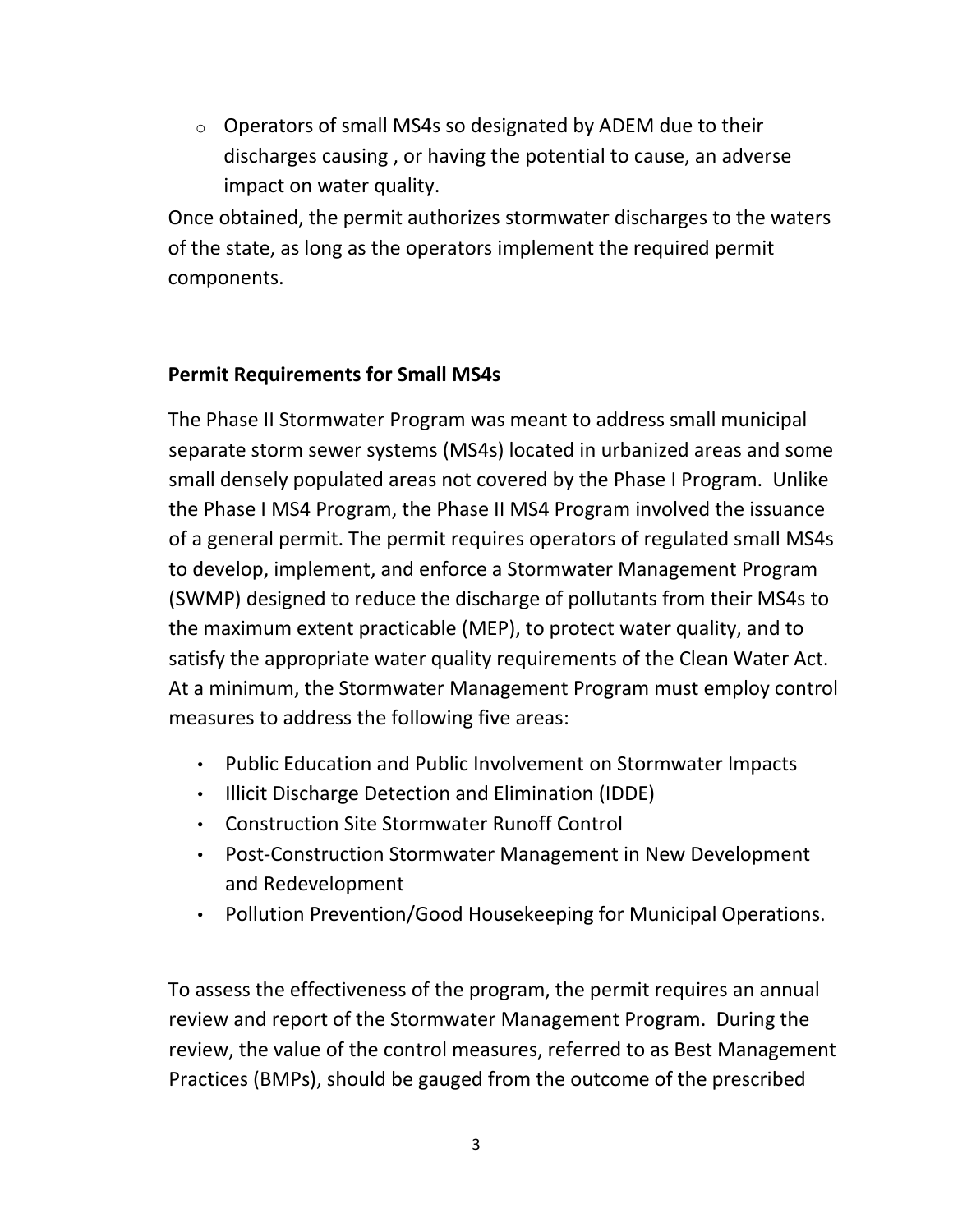- Operators of small MS4s so designated by ADEM due to their discharges causing , or having the potential to cause, an adverse impact on water quality.

Once obtained, the permit authorizes stormwater discharges to the waters of the state, as long as the operators implement the required permit components.

**Permit Requirements for Small MS4s**

The Phase II Stormwater Program was meant to address small municipal separate storm sewer systems (MS4s) located in urbanized areas and some small densely populated areas not covered by the Phase I Program. Unlike the Phase I MS4 Program, the Phase II MS4 Program involved the issuance of a general permit. The permit requires operators of regulated small MS4s to develop, implement, and enforce a Stormwater Management Program (SWMP) designed to reduce the discharge of pollutants from their MS4s to the maximum extent practicable (MEP), to protect water quality, and to satisfy the appropriate water quality requirements of the Clean Water Act. At a minimum, the Stormwater Management Program must employ control measures to address the following five areas:

- Public Education and Public Involvement on Stormwater Impacts
- Illicit Discharge Detection and Elimination (IDDE)
- Construction Site Stormwater Runoff Control
- Post-Construction Stormwater Management in New Development and Redevelopment
- Pollution Prevention/Good Housekeeping for Municipal Operations.

To assess the effectiveness of the program, the permit requires an annual review and report of the Stormwater Management Program. During the review, the value of the control measures, referred to as Best Management Practices (BMPs), should be gauged from the outcome of the prescribed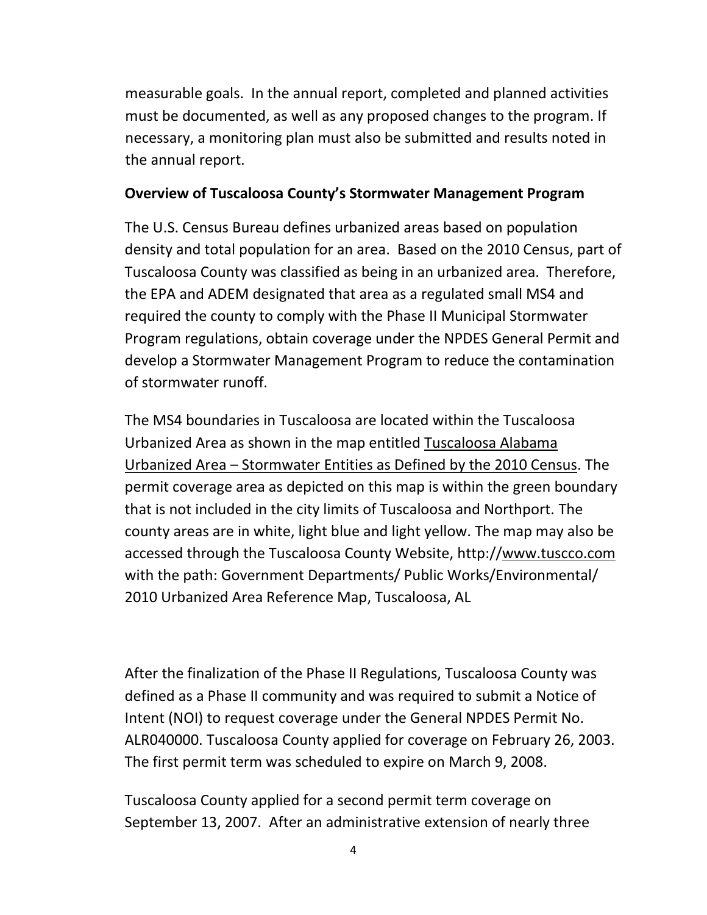measurable goals. In the annual report, completed and planned activities must be documented, as well as any proposed changes to the program. If necessary, a monitoring plan must also be submitted and results noted in the annual report.

**Overview of Tuscaloosa County's Stormwater Management Program**

The U.S. Census Bureau defines urbanized areas based on population density and total population for an area. Based on the 2010 Census, part of Tuscaloosa County was classified as being in an urbanized area. Therefore, the EPA and ADEM designated that area as a regulated small MS4 and required the county to comply with the Phase II Municipal Stormwater Program regulations, obtain coverage under the NPDES General Permit and develop a Stormwater Management Program to reduce the contamination of stormwater runoff.

The MS4 boundaries in Tuscaloosa are located within the Tuscaloosa Urbanized Area as shown in the map entitled Tuscaloosa Alabama Urbanized Area – Stormwater Entities as Defined by the 2010 Census. The permit coverage area as depicted on this map is within the green boundary that is not included in the city limits of Tuscaloosa and Northport. The county areas are in white, light blue and light yellow. The map may also be accessed through the Tuscaloosa County Website, http://www.tuscco.com with the path: Government Departments/ Public Works/Environmental/ 2010 Urbanized Area Reference Map, Tuscaloosa, AL

After the finalization of the Phase II Regulations, Tuscaloosa County was defined as a Phase II community and was required to submit a Notice of Intent (NOI) to request coverage under the General NPDES Permit No. ALR040000. Tuscaloosa County applied for coverage on February 26, 2003. The first permit term was scheduled to expire on March 9, 2008.

Tuscaloosa County applied for a second permit term coverage on September 13, 2007. After an administrative extension of nearly three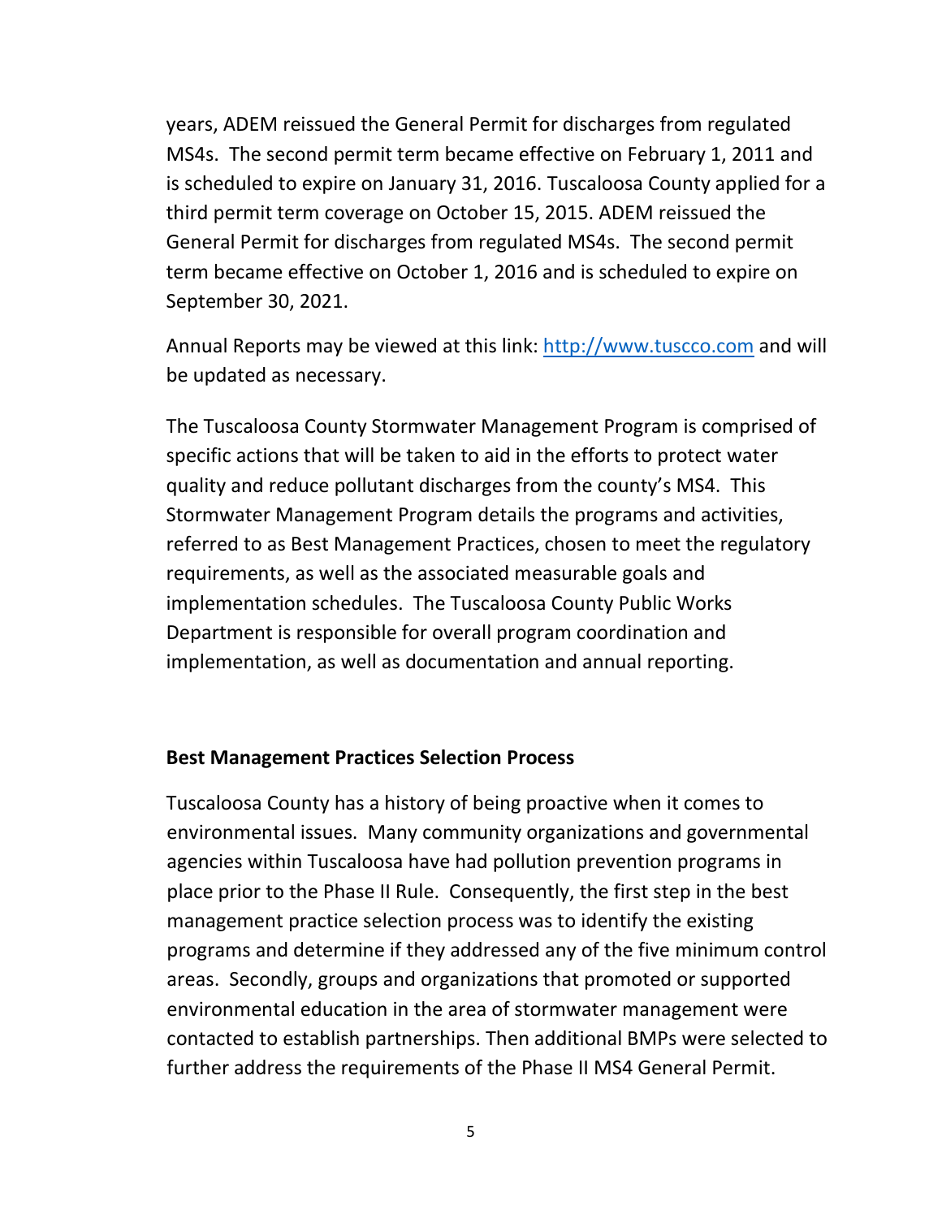years, ADEM reissued the General Permit for discharges from regulated MS4s. The second permit term became effective on February 1, 2011 and is scheduled to expire on January 31, 2016. Tuscaloosa County applied for a third permit term coverage on October 15, 2015. ADEM reissued the General Permit for discharges from regulated MS4s. The second permit term became effective on October 1, 2016 and is scheduled to expire on September 30, 2021.

Annual Reports may be viewed at this link: [http://www.tuscco.com](http://www.tuscco.com) and will be updated as necessary.

The Tuscaloosa County Stormwater Management Program is comprised of specific actions that will be taken to aid in the efforts to protect water quality and reduce pollutant discharges from the county's MS4. This Stormwater Management Program details the programs and activities, referred to as Best Management Practices, chosen to meet the regulatory requirements, as well as the associated measurable goals and implementation schedules. The Tuscaloosa County Public Works Department is responsible for overall program coordination and implementation, as well as documentation and annual reporting.

**Best Management Practices Selection Process**

Tuscaloosa County has a history of being proactive when it comes to environmental issues. Many community organizations and governmental agencies within Tuscaloosa have had pollution prevention programs in place prior to the Phase II Rule. Consequently, the first step in the best management practice selection process was to identify the existing programs and determine if they addressed any of the five minimum control areas. Secondly, groups and organizations that promoted or supported environmental education in the area of stormwater management were contacted to establish partnerships. Then additional BMPs were selected to further address the requirements of the Phase II MS4 General Permit.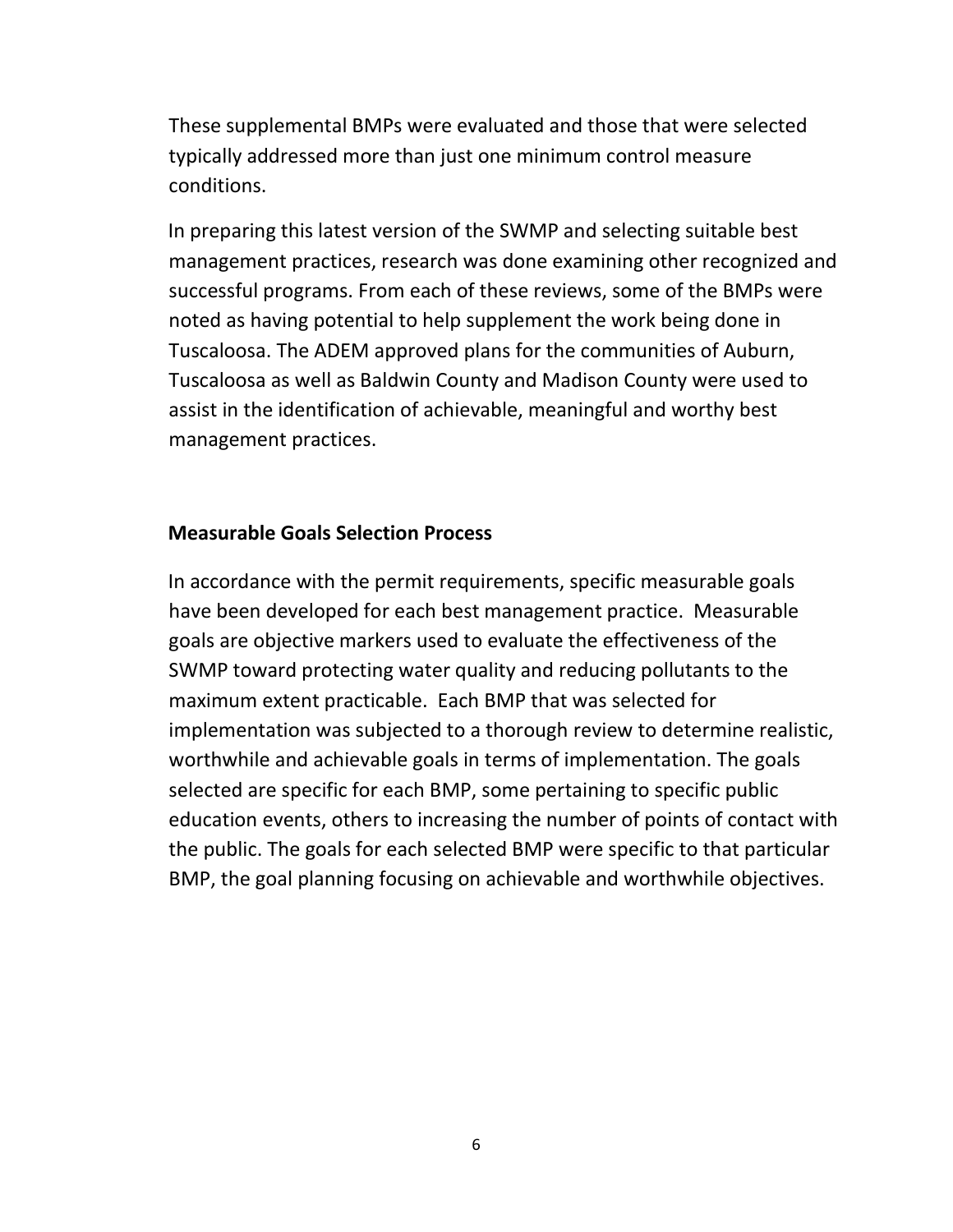These supplemental BMPs were evaluated and those that were selected typically addressed more than just one minimum control measure conditions.

In preparing this latest version of the SWMP and selecting suitable best management practices, research was done examining other recognized and successful programs. From each of these reviews, some of the BMPs were noted as having potential to help supplement the work being done in Tuscaloosa. The ADEM approved plans for the communities of Auburn, Tuscaloosa as well as Baldwin County and Madison County were used to assist in the identification of achievable, meaningful and worthy best management practices.

**Measurable Goals Selection Process**

In accordance with the permit requirements, specific measurable goals have been developed for each best management practice. Measurable goals are objective markers used to evaluate the effectiveness of the SWMP toward protecting water quality and reducing pollutants to the maximum extent practicable. Each BMP that was selected for implementation was subjected to a thorough review to determine realistic, worthwhile and achievable goals in terms of implementation. The goals selected are specific for each BMP, some pertaining to specific public education events, others to increasing the number of points of contact with the public. The goals for each selected BMP were specific to that particular BMP, the goal planning focusing on achievable and worthwhile objectives.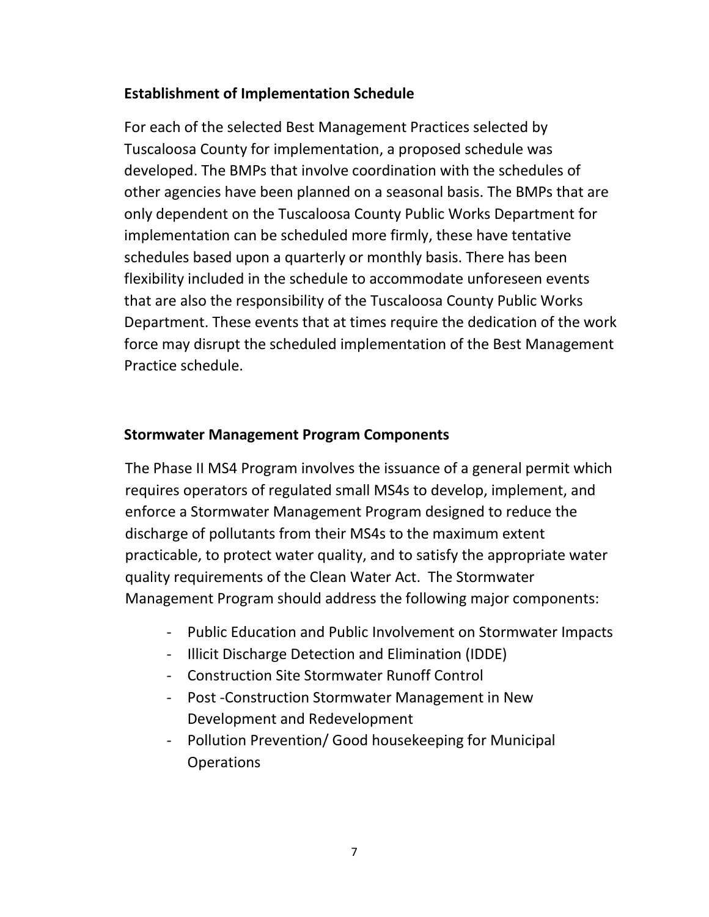## Establishment of Implementation Schedule

For each of the selected Best Management Practices selected by Tuscaloosa County for implementation, a proposed schedule was developed. The BMPs that involve coordination with the schedules of other agencies have been planned on a seasonal basis. The BMPs that are only dependent on the Tuscaloosa County Public Works Department for implementation can be scheduled more firmly, these have tentative schedules based upon a quarterly or monthly basis. There has been flexibility included in the schedule to accommodate unforeseen events that are also the responsibility of the Tuscaloosa County Public Works Department. These events that at times require the dedication of the work force may disrupt the scheduled implementation of the Best Management Practice schedule.

## Stormwater Management Program Components

The Phase II MS4 Program involves the issuance of a general permit which requires operators of regulated small MS4s to develop, implement, and enforce a Stormwater Management Program designed to reduce the discharge of pollutants from their MS4s to the maximum extent practicable, to protect water quality, and to satisfy the appropriate water quality requirements of the Clean Water Act. The Stormwater Management Program should address the following major components:

- Public Education and Public Involvement on Stormwater Impacts
- Illicit Discharge Detection and Elimination (IDDE)
- Construction Site Stormwater Runoff Control
- Post -Construction Stormwater Management in New Development and Redevelopment
- Pollution Prevention/ Good housekeeping for Municipal Operations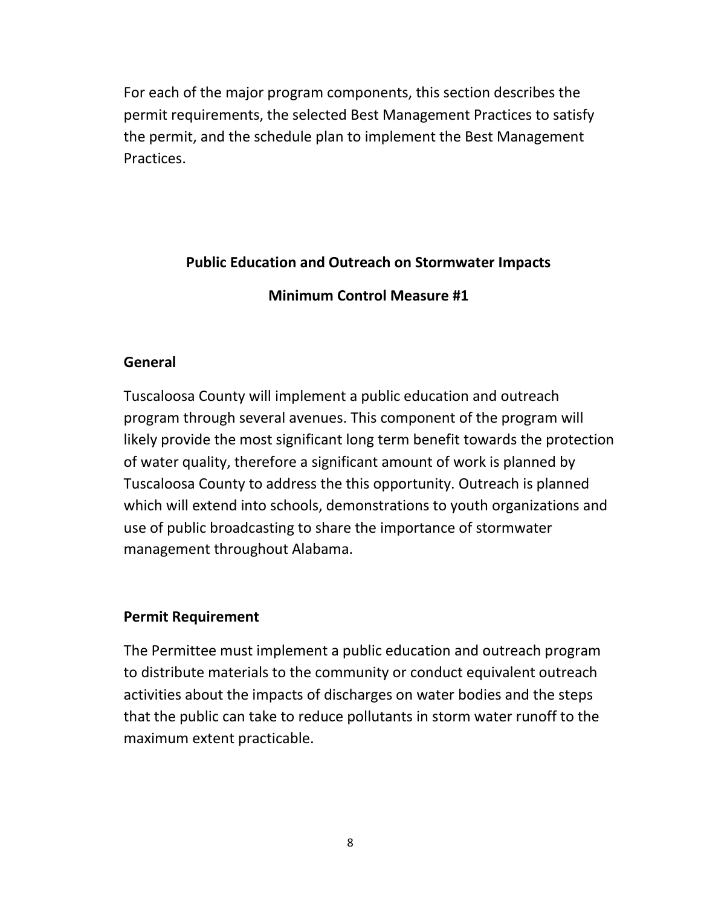For each of the major program components, this section describes the permit requirements, the selected Best Management Practices to satisfy the permit, and the schedule plan to implement the Best Management Practices.

## Public Education and Outreach on Stormwater Impacts

## Minimum Control Measure #1

### General

Tuscaloosa County will implement a public education and outreach program through several avenues. This component of the program will likely provide the most significant long term benefit towards the protection of water quality, therefore a significant amount of work is planned by Tuscaloosa County to address the this opportunity. Outreach is planned which will extend into schools, demonstrations to youth organizations and use of public broadcasting to share the importance of stormwater management throughout Alabama.

### Permit Requirement

The Permittee must implement a public education and outreach program to distribute materials to the community or conduct equivalent outreach activities about the impacts of discharges on water bodies and the steps that the public can take to reduce pollutants in storm water runoff to the maximum extent practicable.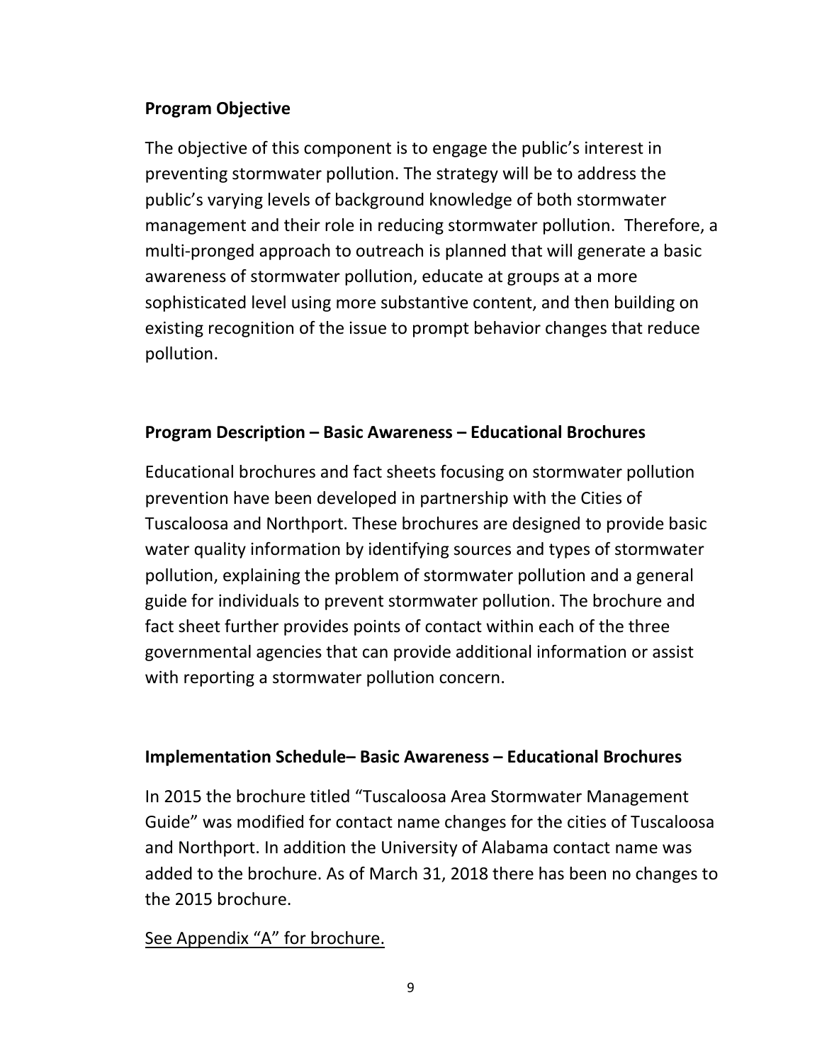**Program Objective**

The objective of this component is to engage the public's interest in preventing stormwater pollution. The strategy will be to address the public's varying levels of background knowledge of both stormwater management and their role in reducing stormwater pollution. Therefore, a multi-pronged approach to outreach is planned that will generate a basic awareness of stormwater pollution, educate at groups at a more sophisticated level using more substantive content, and then building on existing recognition of the issue to prompt behavior changes that reduce pollution.

**Program Description – Basic Awareness – Educational Brochures**

Educational brochures and fact sheets focusing on stormwater pollution prevention have been developed in partnership with the Cities of Tuscaloosa and Northport. These brochures are designed to provide basic water quality information by identifying sources and types of stormwater pollution, explaining the problem of stormwater pollution and a general guide for individuals to prevent stormwater pollution. The brochure and fact sheet further provides points of contact within each of the three governmental agencies that can provide additional information or assist with reporting a stormwater pollution concern.

**Implementation Schedule– Basic Awareness – Educational Brochures**

In 2015 the brochure titled "Tuscaloosa Area Stormwater Management Guide" was modified for contact name changes for the cities of Tuscaloosa and Northport. In addition the University of Alabama contact name was added to the brochure. As of March 31, 2018 there has been no changes to the 2015 brochure.

<u>See Appendix "A" for brochure.</u>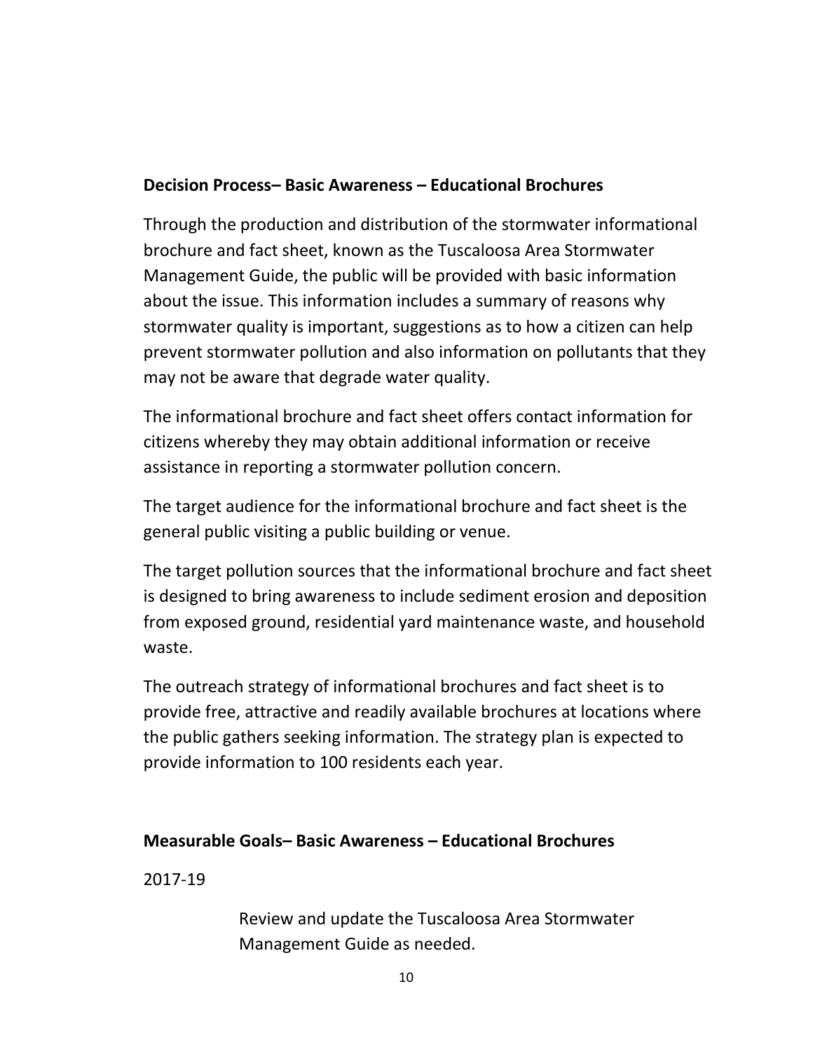**Decision Process– Basic Awareness – Educational Brochures**

Through the production and distribution of the stormwater informational brochure and fact sheet, known as the Tuscaloosa Area Stormwater Management Guide, the public will be provided with basic information about the issue. This information includes a summary of reasons why stormwater quality is important, suggestions as to how a citizen can help prevent stormwater pollution and also information on pollutants that they may not be aware that degrade water quality.

The informational brochure and fact sheet offers contact information for citizens whereby they may obtain additional information or receive assistance in reporting a stormwater pollution concern.

The target audience for the informational brochure and fact sheet is the general public visiting a public building or venue.

The target pollution sources that the informational brochure and fact sheet is designed to bring awareness to include sediment erosion and deposition from exposed ground, residential yard maintenance waste, and household waste.

The outreach strategy of informational brochures and fact sheet is to provide free, attractive and readily available brochures at locations where the public gathers seeking information. The strategy plan is expected to provide information to 100 residents each year.

**Measurable Goals– Basic Awareness – Educational Brochures**

2017-19

Review and update the Tuscaloosa Area Stormwater Management Guide as needed.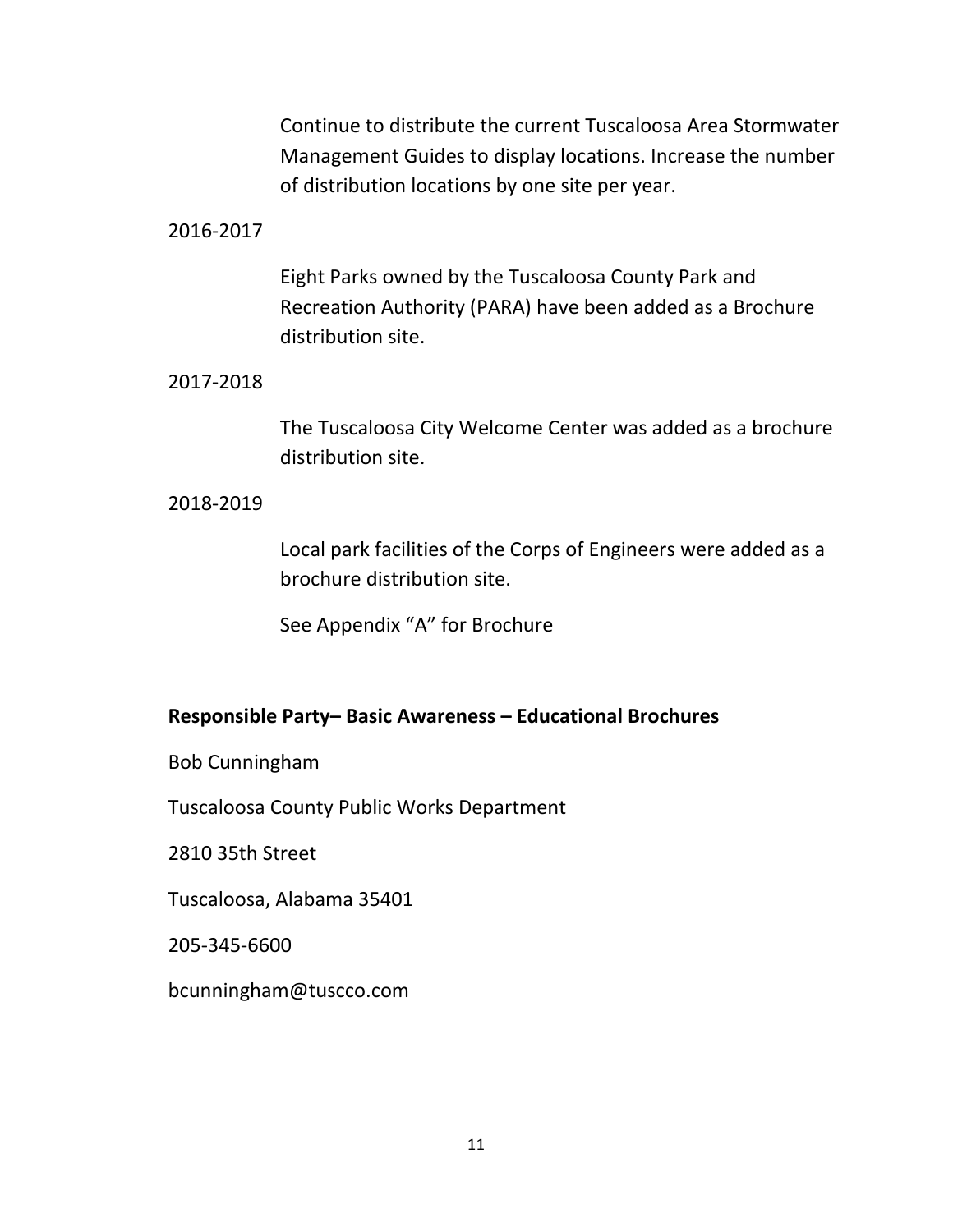Continue to distribute the current Tuscaloosa Area Stormwater Management Guides to display locations. Increase the number of distribution locations by one site per year.

2016-2017

Eight Parks owned by the Tuscaloosa County Park and Recreation Authority (PARA) have been added as a Brochure distribution site.

2017-2018

The Tuscaloosa City Welcome Center was added as a brochure distribution site.

2018-2019

Local park facilities of the Corps of Engineers were added as a brochure distribution site.

See Appendix "A" for Brochure

**Responsible Party– Basic Awareness – Educational Brochures**

Bob Cunningham

Tuscaloosa County Public Works Department

2810 35th Street

Tuscaloosa, Alabama 35401

205-345-6600

bcunningham@tuscco.com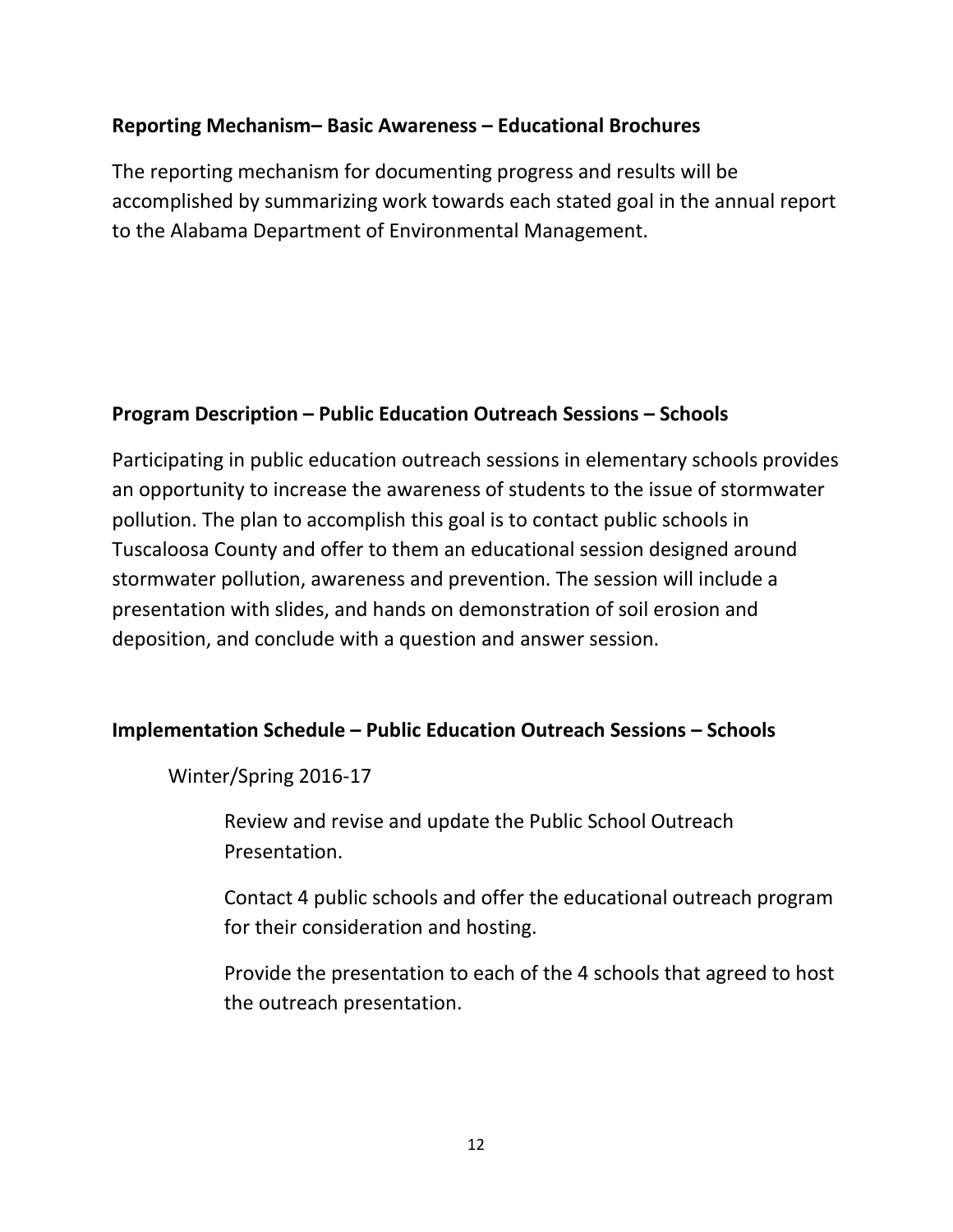**Reporting Mechanism– Basic Awareness – Educational Brochures**

The reporting mechanism for documenting progress and results will be accomplished by summarizing work towards each stated goal in the annual report to the Alabama Department of Environmental Management.

**Program Description – Public Education Outreach Sessions – Schools**

Participating in public education outreach sessions in elementary schools provides an opportunity to increase the awareness of students to the issue of stormwater pollution. The plan to accomplish this goal is to contact public schools in Tuscaloosa County and offer to them an educational session designed around stormwater pollution, awareness and prevention. The session will include a presentation with slides, and hands on demonstration of soil erosion and deposition, and conclude with a question and answer session.

**Implementation Schedule – Public Education Outreach Sessions – Schools**

Winter/Spring 2016-17

> Review and revise and update the Public School Outreach Presentation.
>
> Contact 4 public schools and offer the educational outreach program for their consideration and hosting.
>
> Provide the presentation to each of the 4 schools that agreed to host the outreach presentation.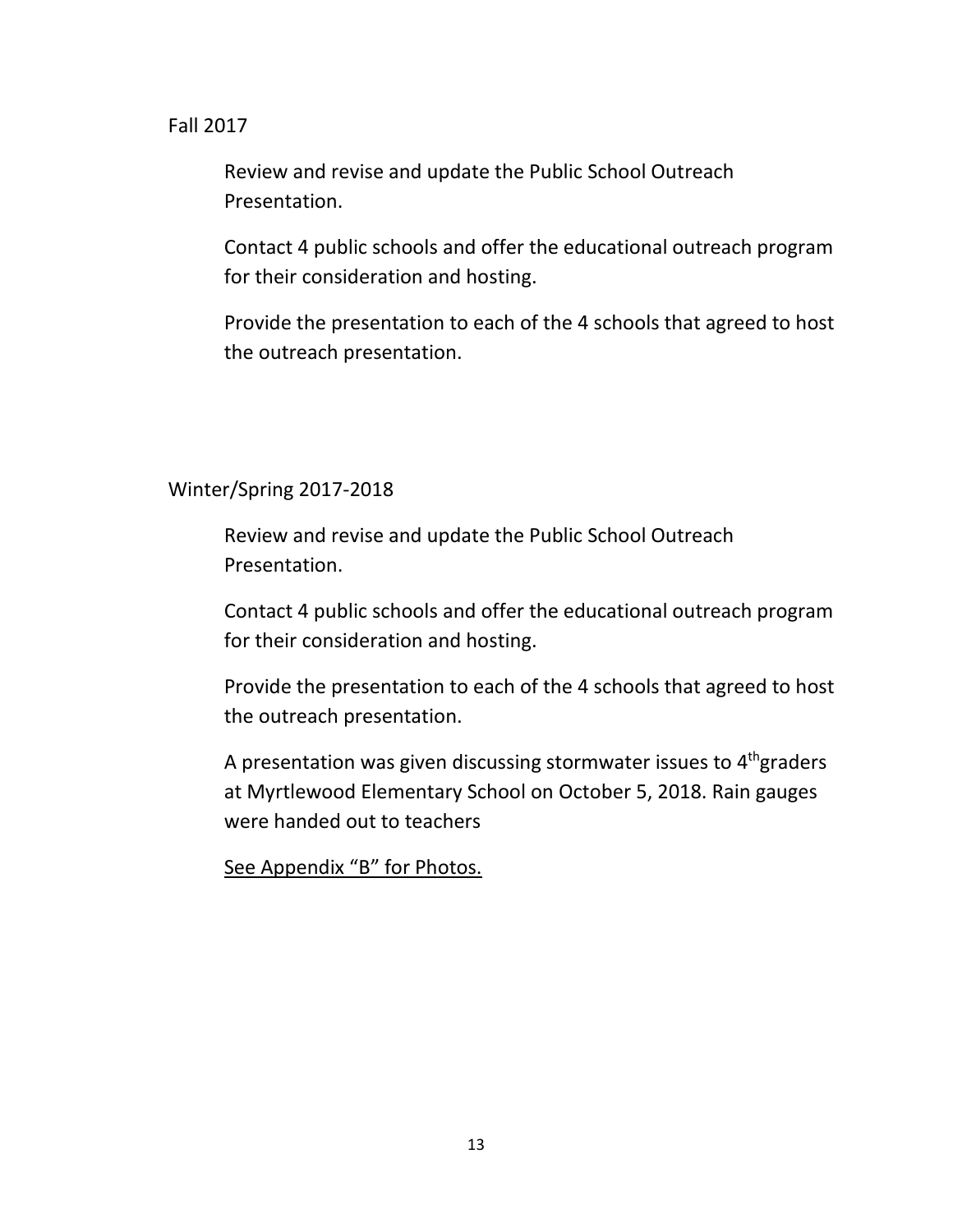Fall 2017

Review and revise and update the Public School Outreach Presentation.

Contact 4 public schools and offer the educational outreach program for their consideration and hosting.

Provide the presentation to each of the 4 schools that agreed to host the outreach presentation.

Winter/Spring 2017-2018

Review and revise and update the Public School Outreach Presentation.

Contact 4 public schools and offer the educational outreach program for their consideration and hosting.

Provide the presentation to each of the 4 schools that agreed to host the outreach presentation.

A presentation was given discussing stormwater issues to 4$^{th}$graders at Myrtlewood Elementary School on October 5, 2018. Rain gauges were handed out to teachers

<u>See Appendix “B” for Photos.</u>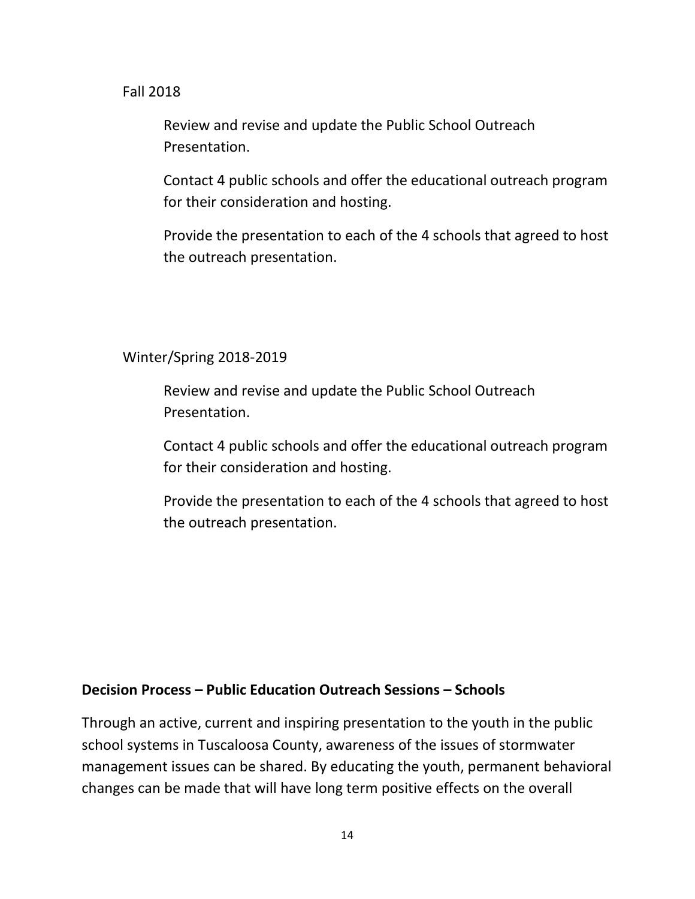Fall 2018

Review and revise and update the Public School Outreach Presentation.

Contact 4 public schools and offer the educational outreach program for their consideration and hosting.

Provide the presentation to each of the 4 schools that agreed to host the outreach presentation.

Winter/Spring 2018-2019

Review and revise and update the Public School Outreach Presentation.

Contact 4 public schools and offer the educational outreach program for their consideration and hosting.

Provide the presentation to each of the 4 schools that agreed to host the outreach presentation.

**Decision Process – Public Education Outreach Sessions – Schools**

Through an active, current and inspiring presentation to the youth in the public school systems in Tuscaloosa County, awareness of the issues of stormwater management issues can be shared. By educating the youth, permanent behavioral changes can be made that will have long term positive effects on the overall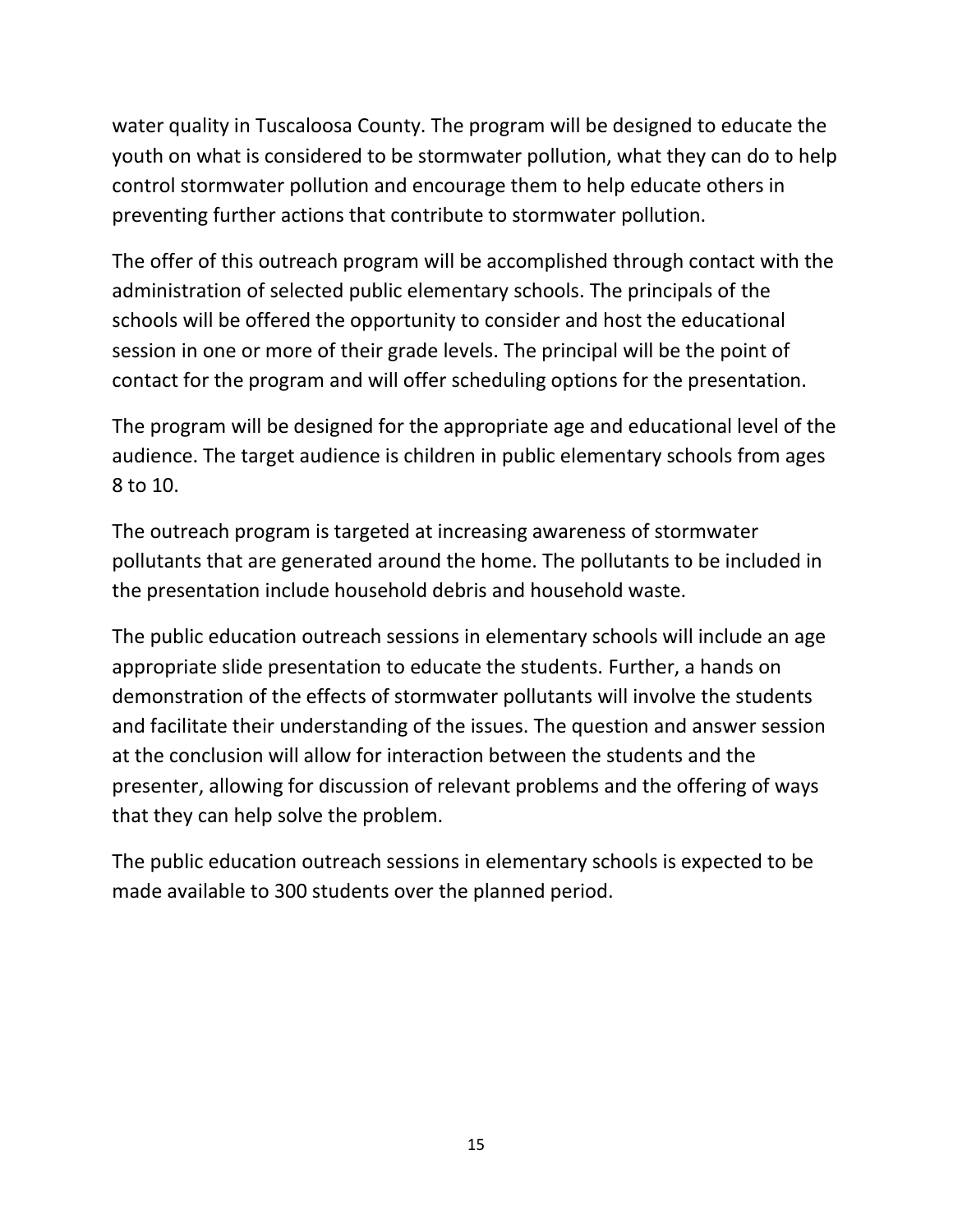water quality in Tuscaloosa County. The program will be designed to educate the youth on what is considered to be stormwater pollution, what they can do to help control stormwater pollution and encourage them to help educate others in preventing further actions that contribute to stormwater pollution.

The offer of this outreach program will be accomplished through contact with the administration of selected public elementary schools. The principals of the schools will be offered the opportunity to consider and host the educational session in one or more of their grade levels. The principal will be the point of contact for the program and will offer scheduling options for the presentation.

The program will be designed for the appropriate age and educational level of the audience. The target audience is children in public elementary schools from ages 8 to 10.

The outreach program is targeted at increasing awareness of stormwater pollutants that are generated around the home. The pollutants to be included in the presentation include household debris and household waste.

The public education outreach sessions in elementary schools will include an age appropriate slide presentation to educate the students. Further, a hands on demonstration of the effects of stormwater pollutants will involve the students and facilitate their understanding of the issues. The question and answer session at the conclusion will allow for interaction between the students and the presenter, allowing for discussion of relevant problems and the offering of ways that they can help solve the problem.

The public education outreach sessions in elementary schools is expected to be made available to 300 students over the planned period.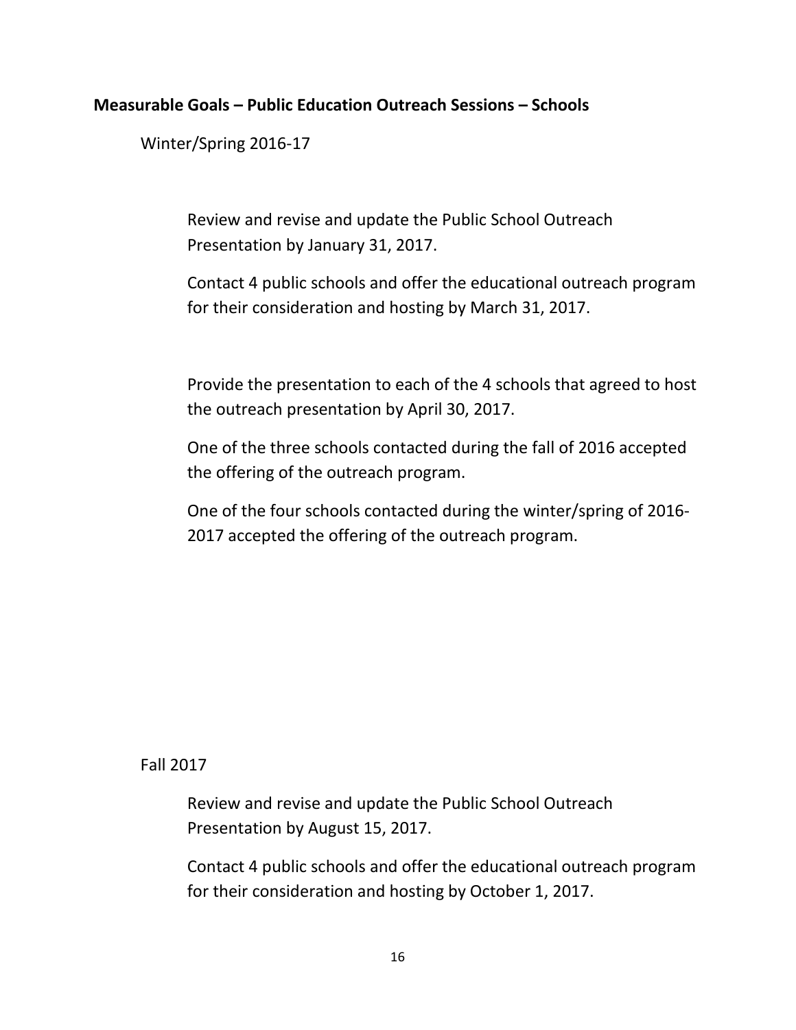**Measurable Goals – Public Education Outreach Sessions – Schools**

Winter/Spring 2016-17

Review and revise and update the Public School Outreach Presentation by January 31, 2017.

Contact 4 public schools and offer the educational outreach program for their consideration and hosting by March 31, 2017.

Provide the presentation to each of the 4 schools that agreed to host the outreach presentation by April 30, 2017.

One of the three schools contacted during the fall of 2016 accepted the offering of the outreach program.

One of the four schools contacted during the winter/spring of 2016-2017 accepted the offering of the outreach program.

Fall 2017

Review and revise and update the Public School Outreach Presentation by August 15, 2017.

Contact 4 public schools and offer the educational outreach program for their consideration and hosting by October 1, 2017.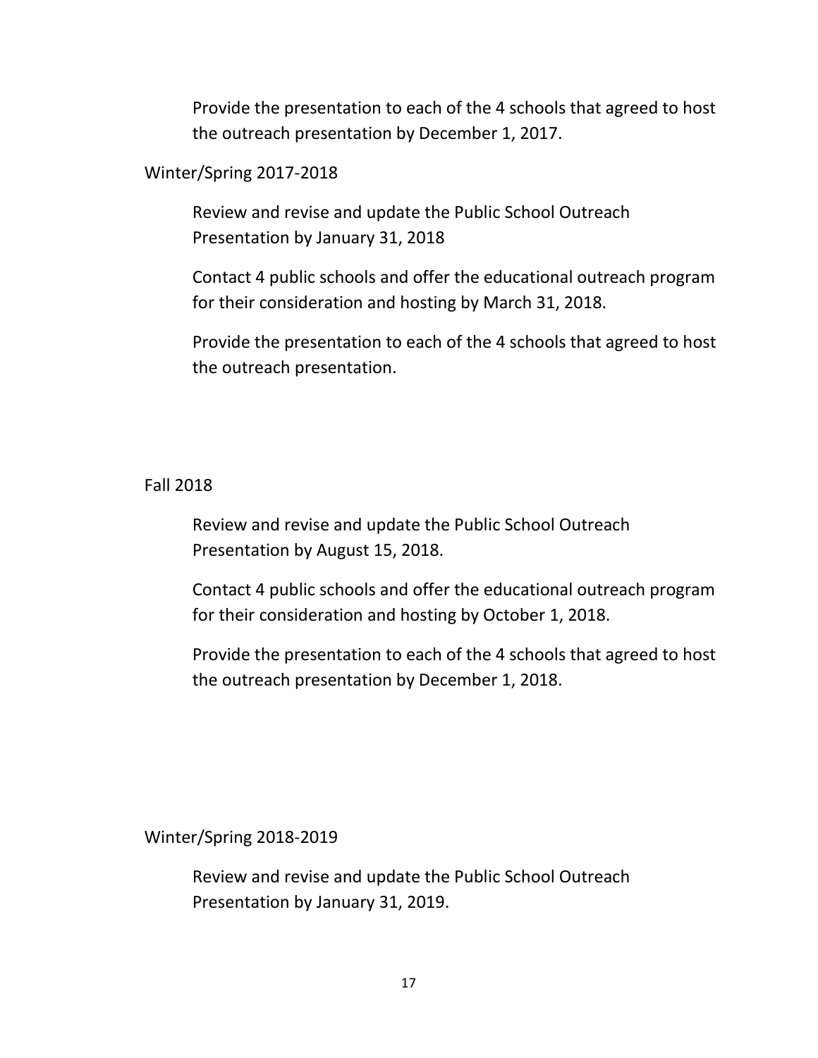Provide the presentation to each of the 4 schools that agreed to host the outreach presentation by December 1, 2017.

Winter/Spring 2017-2018

Review and revise and update the Public School Outreach Presentation by January 31, 2018

Contact 4 public schools and offer the educational outreach program for their consideration and hosting by March 31, 2018.

Provide the presentation to each of the 4 schools that agreed to host the outreach presentation.

Fall 2018

Review and revise and update the Public School Outreach Presentation by August 15, 2018.

Contact 4 public schools and offer the educational outreach program for their consideration and hosting by October 1, 2018.

Provide the presentation to each of the 4 schools that agreed to host the outreach presentation by December 1, 2018.

Winter/Spring 2018-2019

Review and revise and update the Public School Outreach Presentation by January 31, 2019.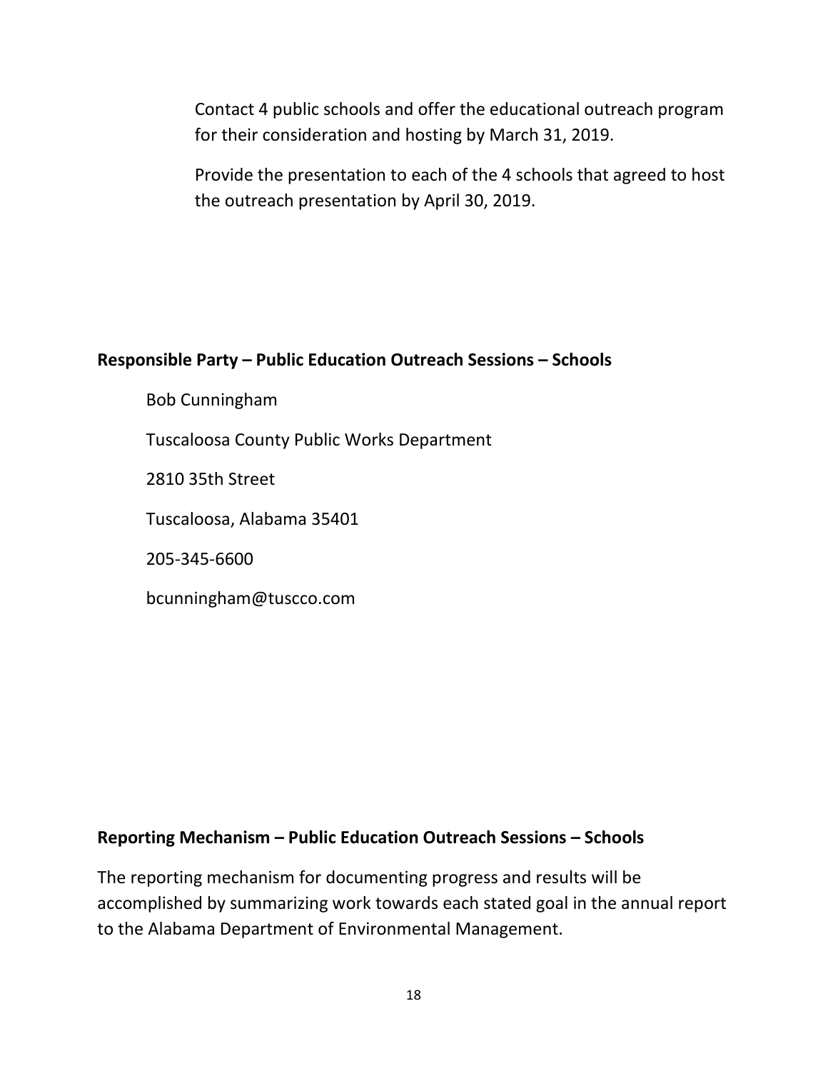Contact 4 public schools and offer the educational outreach program for their consideration and hosting by March 31, 2019.

Provide the presentation to each of the 4 schools that agreed to host the outreach presentation by April 30, 2019.

**Responsible Party – Public Education Outreach Sessions – Schools**

Bob Cunningham

Tuscaloosa County Public Works Department

2810 35th Street

Tuscaloosa, Alabama 35401

205-345-6600

bcunningham@tuscco.com

**Reporting Mechanism – Public Education Outreach Sessions – Schools**

The reporting mechanism for documenting progress and results will be accomplished by summarizing work towards each stated goal in the annual report to the Alabama Department of Environmental Management.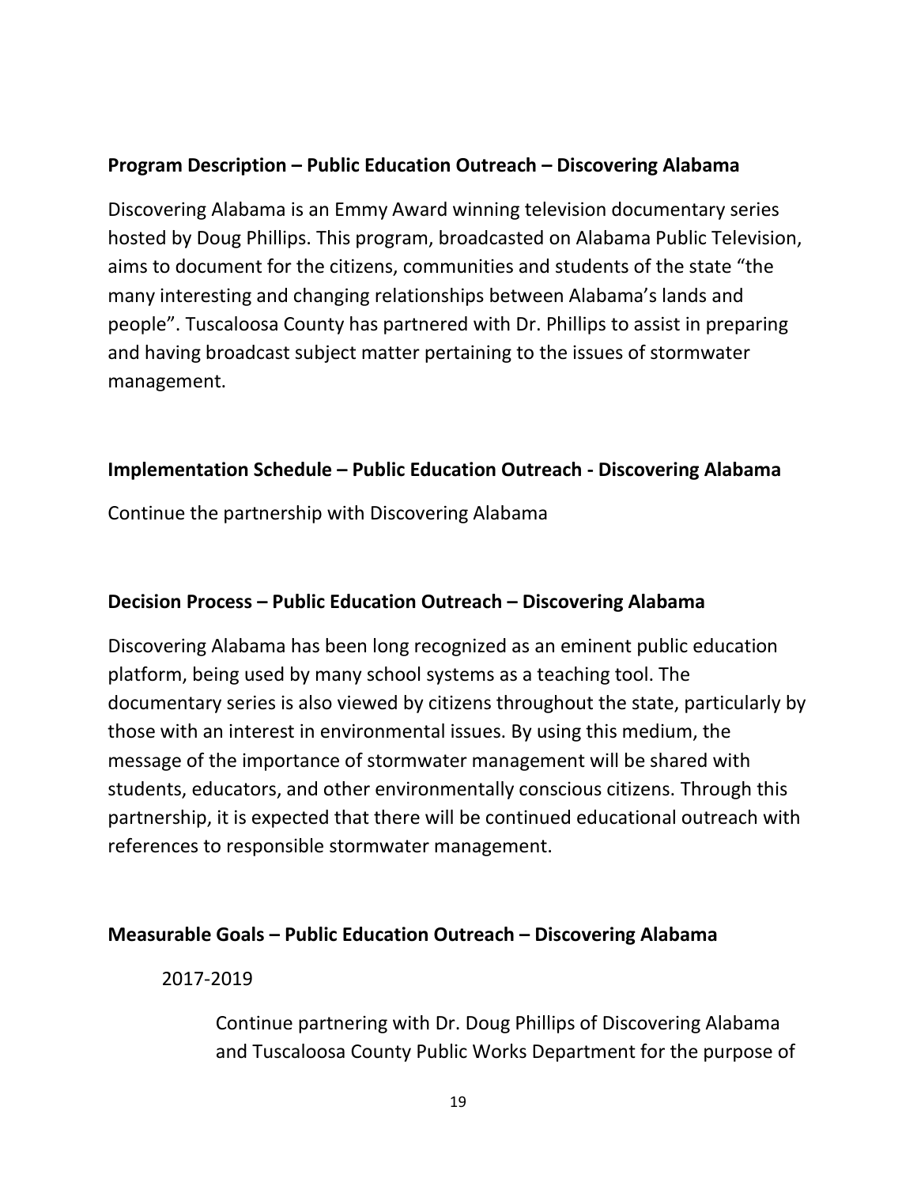**Program Description – Public Education Outreach – Discovering Alabama**

Discovering Alabama is an Emmy Award winning television documentary series hosted by Doug Phillips. This program, broadcasted on Alabama Public Television, aims to document for the citizens, communities and students of the state "the many interesting and changing relationships between Alabama's lands and people". Tuscaloosa County has partnered with Dr. Phillips to assist in preparing and having broadcast subject matter pertaining to the issues of stormwater management.

**Implementation Schedule – Public Education Outreach - Discovering Alabama**

Continue the partnership with Discovering Alabama

**Decision Process – Public Education Outreach – Discovering Alabama**

Discovering Alabama has been long recognized as an eminent public education platform, being used by many school systems as a teaching tool. The documentary series is also viewed by citizens throughout the state, particularly by those with an interest in environmental issues. By using this medium, the message of the importance of stormwater management will be shared with students, educators, and other environmentally conscious citizens. Through this partnership, it is expected that there will be continued educational outreach with references to responsible stormwater management.

**Measurable Goals – Public Education Outreach – Discovering Alabama**

2017-2019

Continue partnering with Dr. Doug Phillips of Discovering Alabama and Tuscaloosa County Public Works Department for the purpose of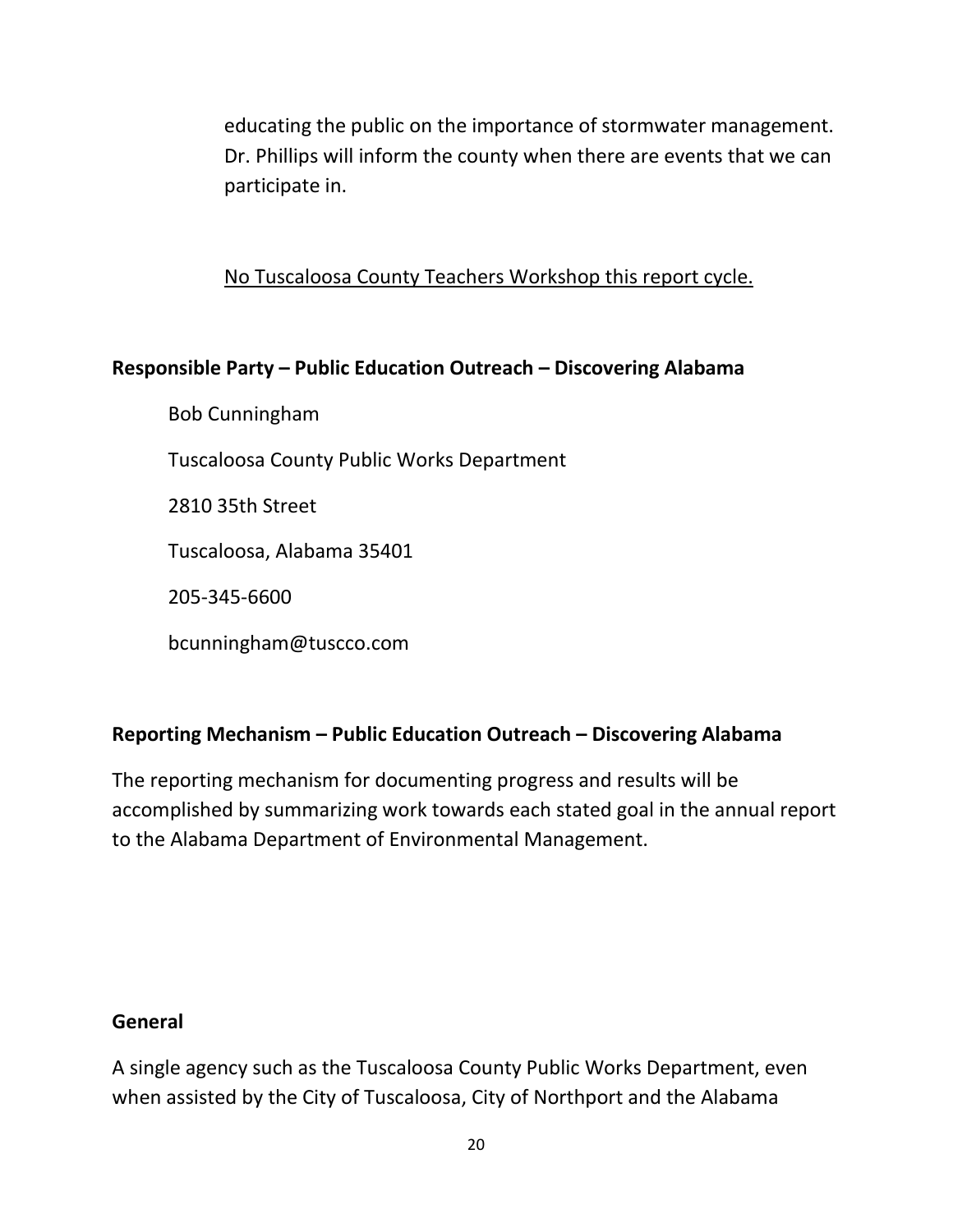educating the public on the importance of stormwater management. Dr. Phillips will inform the county when there are events that we can participate in.

<u>No Tuscaloosa County Teachers Workshop this report cycle.</u>

**Responsible Party – Public Education Outreach – Discovering Alabama**

Bob Cunningham

Tuscaloosa County Public Works Department

2810 35th Street

Tuscaloosa, Alabama 35401

205-345-6600

bcunningham@tuscco.com

**Reporting Mechanism – Public Education Outreach – Discovering Alabama**

The reporting mechanism for documenting progress and results will be accomplished by summarizing work towards each stated goal in the annual report to the Alabama Department of Environmental Management.

**General**

A single agency such as the Tuscaloosa County Public Works Department, even when assisted by the City of Tuscaloosa, City of Northport and the Alabama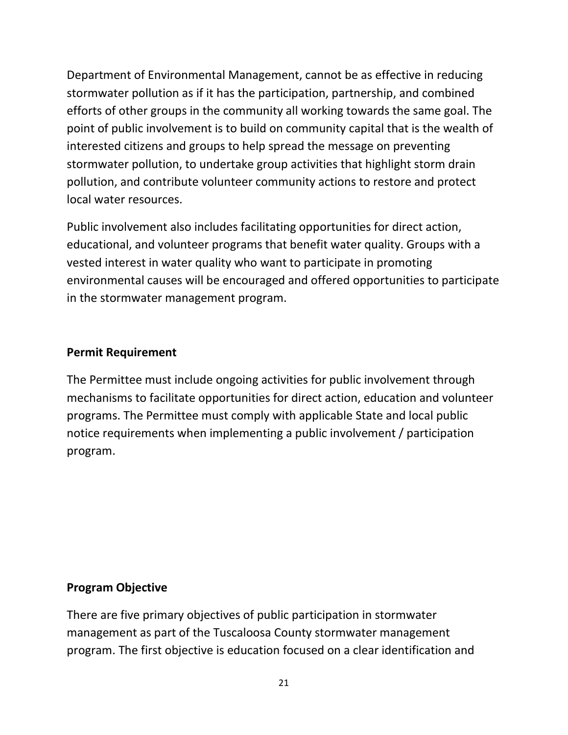Department of Environmental Management, cannot be as effective in reducing stormwater pollution as if it has the participation, partnership, and combined efforts of other groups in the community all working towards the same goal. The point of public involvement is to build on community capital that is the wealth of interested citizens and groups to help spread the message on preventing stormwater pollution, to undertake group activities that highlight storm drain pollution, and contribute volunteer community actions to restore and protect local water resources.

Public involvement also includes facilitating opportunities for direct action, educational, and volunteer programs that benefit water quality. Groups with a vested interest in water quality who want to participate in promoting environmental causes will be encouraged and offered opportunities to participate in the stormwater management program.

**Permit Requirement**

The Permittee must include ongoing activities for public involvement through mechanisms to facilitate opportunities for direct action, education and volunteer programs. The Permittee must comply with applicable State and local public notice requirements when implementing a public involvement / participation program.

**Program Objective**

There are five primary objectives of public participation in stormwater management as part of the Tuscaloosa County stormwater management program. The first objective is education focused on a clear identification and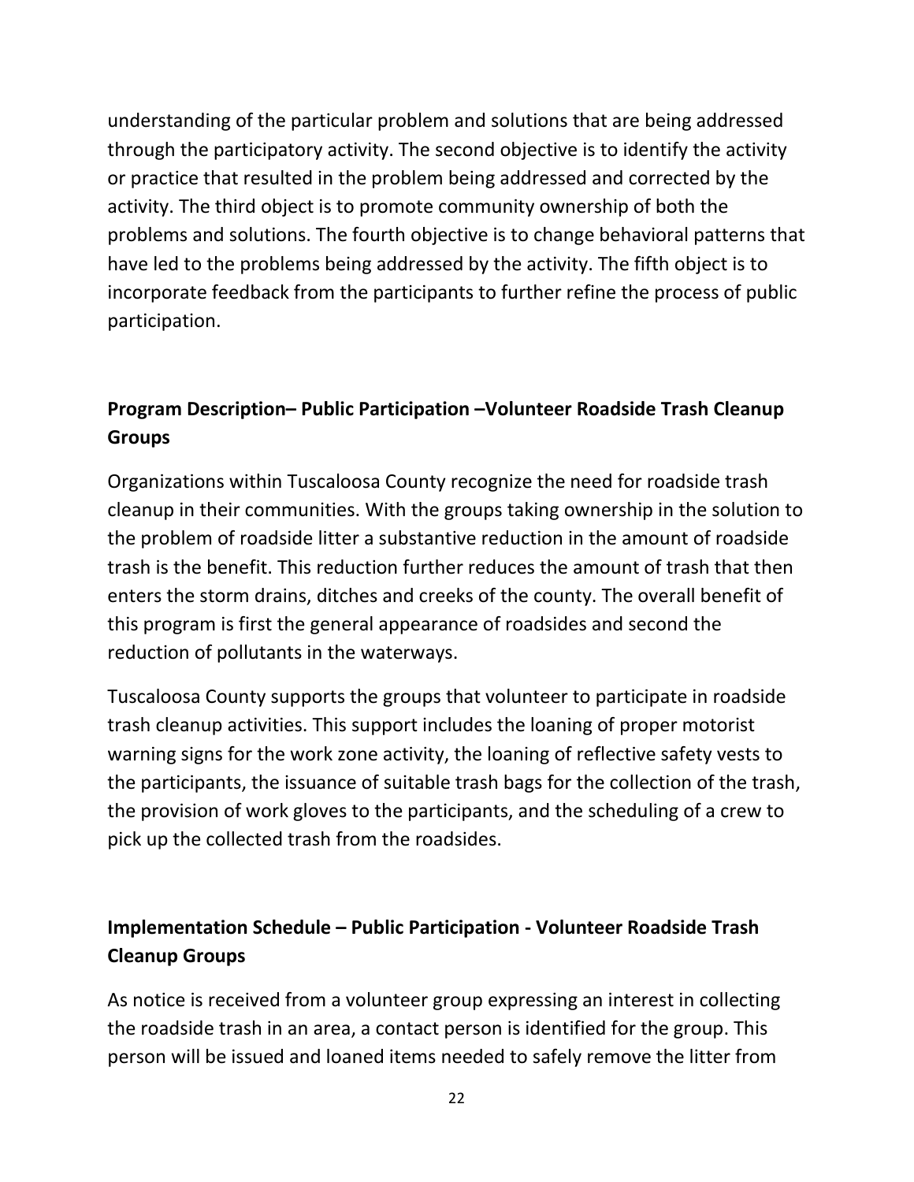understanding of the particular problem and solutions that are being addressed through the participatory activity. The second objective is to identify the activity or practice that resulted in the problem being addressed and corrected by the activity. The third object is to promote community ownership of both the problems and solutions. The fourth objective is to change behavioral patterns that have led to the problems being addressed by the activity. The fifth object is to incorporate feedback from the participants to further refine the process of public participation.

## Program Description– Public Participation –Volunteer Roadside Trash Cleanup Groups

Organizations within Tuscaloosa County recognize the need for roadside trash cleanup in their communities. With the groups taking ownership in the solution to the problem of roadside litter a substantive reduction in the amount of roadside trash is the benefit. This reduction further reduces the amount of trash that then enters the storm drains, ditches and creeks of the county. The overall benefit of this program is first the general appearance of roadsides and second the reduction of pollutants in the waterways.

Tuscaloosa County supports the groups that volunteer to participate in roadside trash cleanup activities. This support includes the loaning of proper motorist warning signs for the work zone activity, the loaning of reflective safety vests to the participants, the issuance of suitable trash bags for the collection of the trash, the provision of work gloves to the participants, and the scheduling of a crew to pick up the collected trash from the roadsides.

## Implementation Schedule – Public Participation - Volunteer Roadside Trash Cleanup Groups

As notice is received from a volunteer group expressing an interest in collecting the roadside trash in an area, a contact person is identified for the group. This person will be issued and loaned items needed to safely remove the litter from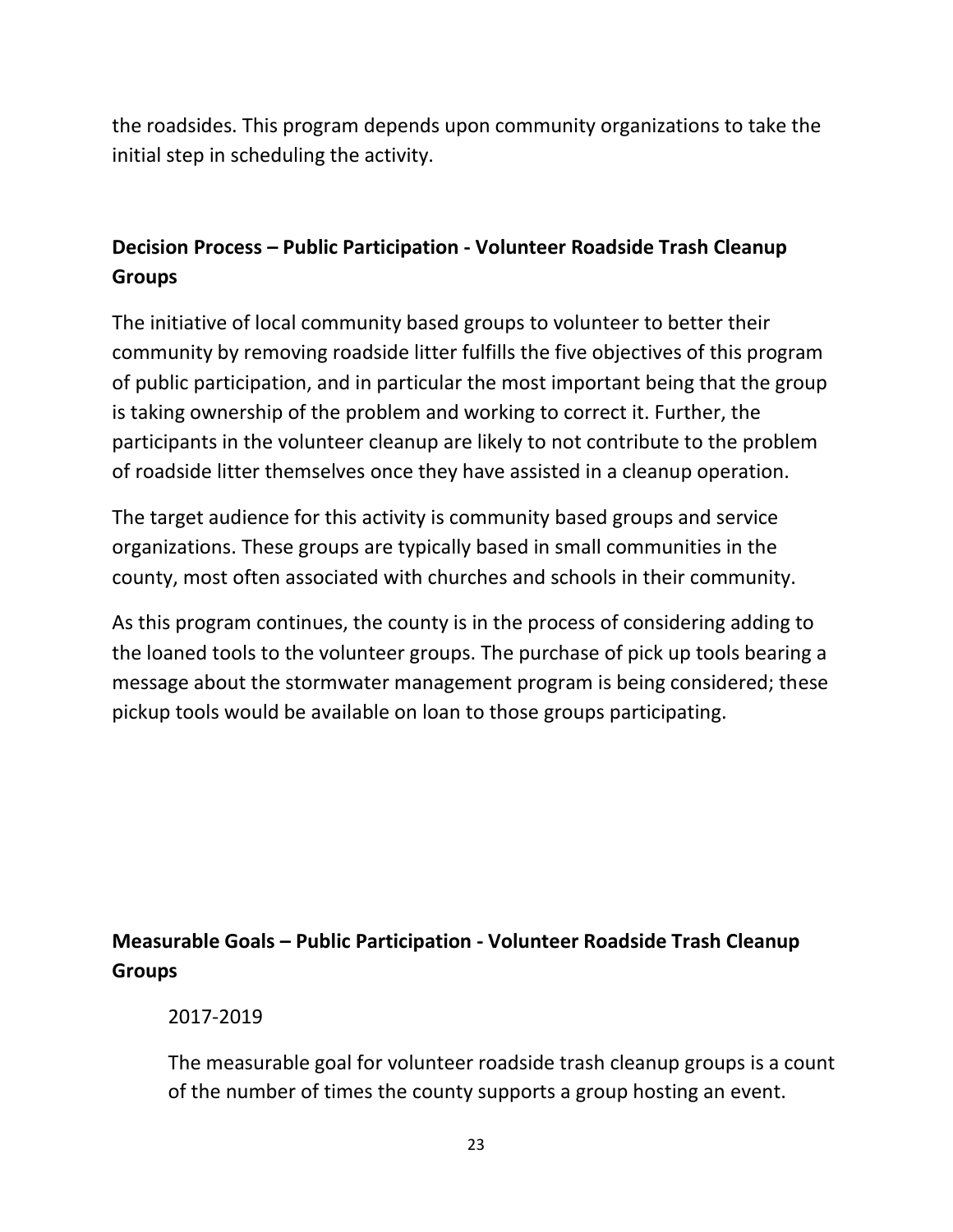the roadsides. This program depends upon community organizations to take the initial step in scheduling the activity.

## Decision Process – Public Participation - Volunteer Roadside Trash Cleanup Groups

The initiative of local community based groups to volunteer to better their community by removing roadside litter fulfills the five objectives of this program of public participation, and in particular the most important being that the group is taking ownership of the problem and working to correct it. Further, the participants in the volunteer cleanup are likely to not contribute to the problem of roadside litter themselves once they have assisted in a cleanup operation.

The target audience for this activity is community based groups and service organizations. These groups are typically based in small communities in the county, most often associated with churches and schools in their community.

As this program continues, the county is in the process of considering adding to the loaned tools to the volunteer groups. The purchase of pick up tools bearing a message about the stormwater management program is being considered; these pickup tools would be available on loan to those groups participating.

## Measurable Goals – Public Participation - Volunteer Roadside Trash Cleanup Groups

2017-2019

The measurable goal for volunteer roadside trash cleanup groups is a count of the number of times the county supports a group hosting an event.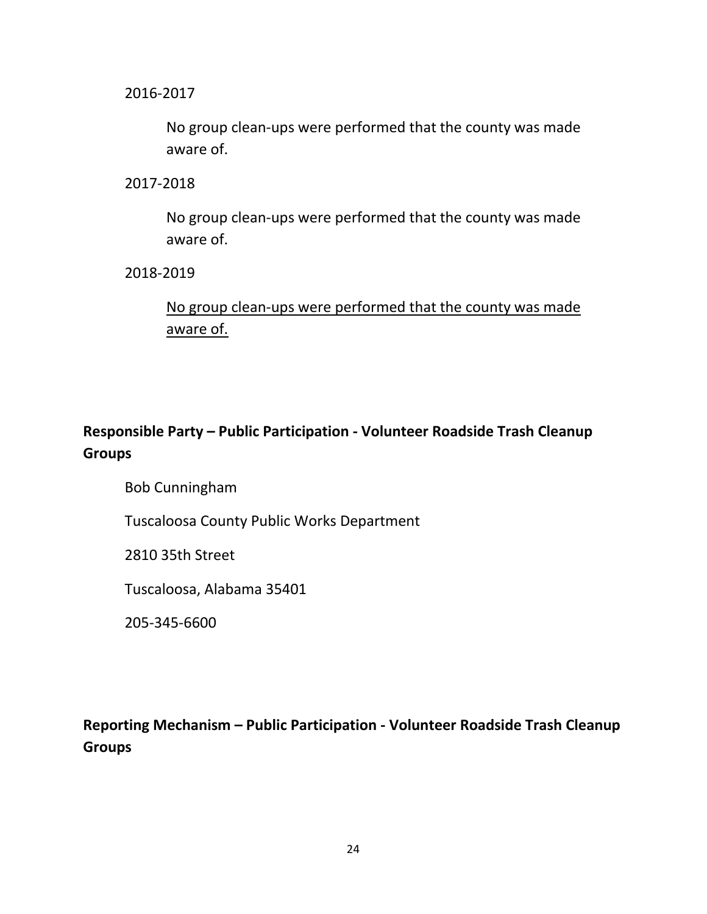2016-2017

No group clean-ups were performed that the county was made aware of.

2017-2018

No group clean-ups were performed that the county was made aware of.

2018-2019

<u>No group clean-ups were performed that the county was made aware of.</u>

**Responsible Party – Public Participation - Volunteer Roadside Trash Cleanup Groups**

Bob Cunningham

Tuscaloosa County Public Works Department

2810 35th Street

Tuscaloosa, Alabama 35401

205-345-6600

**Reporting Mechanism – Public Participation - Volunteer Roadside Trash Cleanup Groups**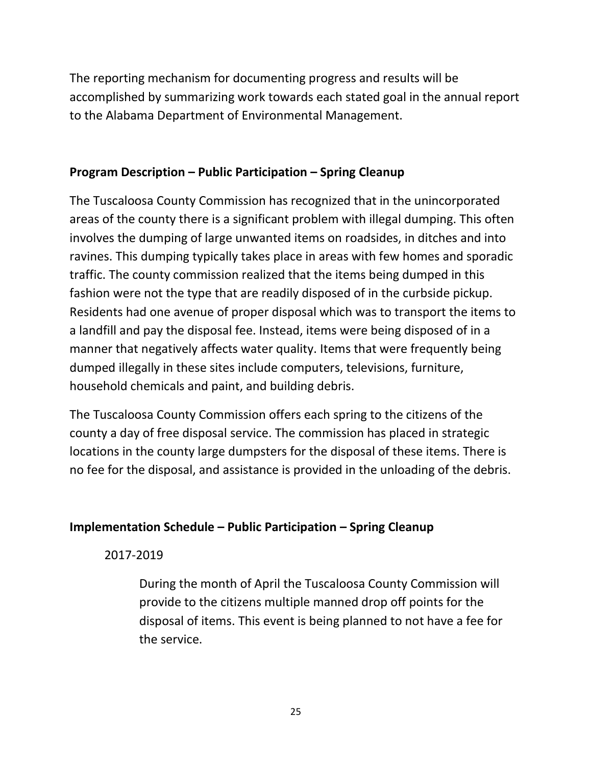The reporting mechanism for documenting progress and results will be accomplished by summarizing work towards each stated goal in the annual report to the Alabama Department of Environmental Management.

**Program Description – Public Participation – Spring Cleanup**

The Tuscaloosa County Commission has recognized that in the unincorporated areas of the county there is a significant problem with illegal dumping. This often involves the dumping of large unwanted items on roadsides, in ditches and into ravines. This dumping typically takes place in areas with few homes and sporadic traffic. The county commission realized that the items being dumped in this fashion were not the type that are readily disposed of in the curbside pickup. Residents had one avenue of proper disposal which was to transport the items to a landfill and pay the disposal fee. Instead, items were being disposed of in a manner that negatively affects water quality. Items that were frequently being dumped illegally in these sites include computers, televisions, furniture, household chemicals and paint, and building debris.

The Tuscaloosa County Commission offers each spring to the citizens of the county a day of free disposal service. The commission has placed in strategic locations in the county large dumpsters for the disposal of these items. There is no fee for the disposal, and assistance is provided in the unloading of the debris.

**Implementation Schedule – Public Participation – Spring Cleanup**

2017-2019

> During the month of April the Tuscaloosa County Commission will provide to the citizens multiple manned drop off points for the disposal of items. This event is being planned to not have a fee for the service.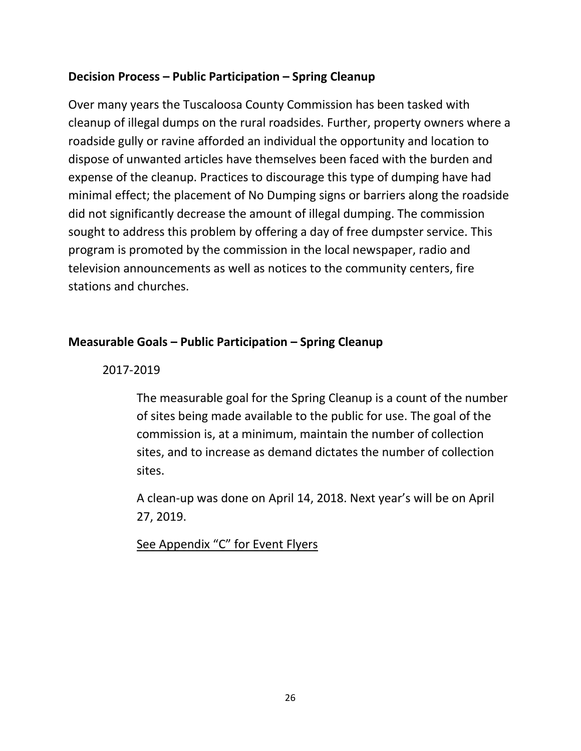## Decision Process – Public Participation – Spring Cleanup

Over many years the Tuscaloosa County Commission has been tasked with cleanup of illegal dumps on the rural roadsides. Further, property owners where a roadside gully or ravine afforded an individual the opportunity and location to dispose of unwanted articles have themselves been faced with the burden and expense of the cleanup. Practices to discourage this type of dumping have had minimal effect; the placement of No Dumping signs or barriers along the roadside did not significantly decrease the amount of illegal dumping. The commission sought to address this problem by offering a day of free dumpster service. This program is promoted by the commission in the local newspaper, radio and television announcements as well as notices to the community centers, fire stations and churches.

## Measurable Goals – Public Participation – Spring Cleanup

2017-2019

The measurable goal for the Spring Cleanup is a count of the number of sites being made available to the public for use. The goal of the commission is, at a minimum, maintain the number of collection sites, and to increase as demand dictates the number of collection sites.

A clean-up was done on April 14, 2018. Next year's will be on April 27, 2019.

See Appendix "C" for Event Flyers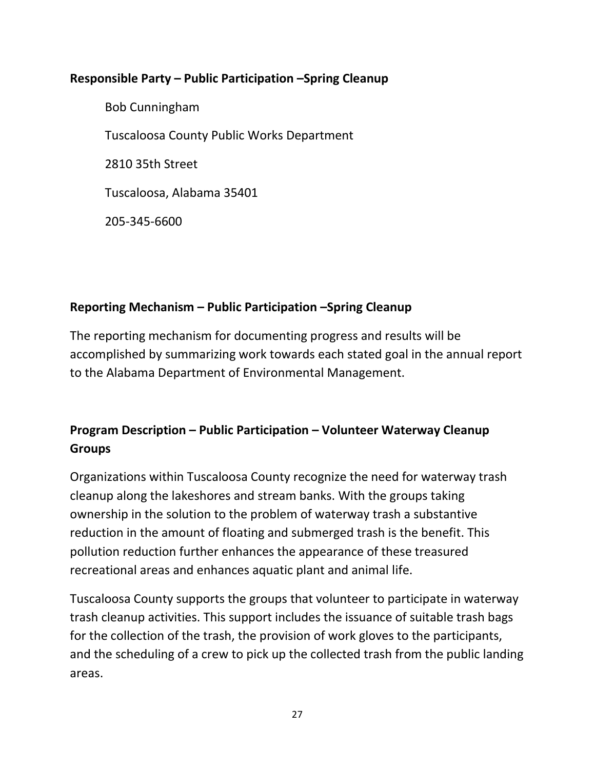**Responsible Party – Public Participation –Spring Cleanup**

Bob Cunningham

Tuscaloosa County Public Works Department

2810 35th Street

Tuscaloosa, Alabama 35401

205-345-6600

**Reporting Mechanism – Public Participation –Spring Cleanup**

The reporting mechanism for documenting progress and results will be accomplished by summarizing work towards each stated goal in the annual report to the Alabama Department of Environmental Management.

**Program Description – Public Participation – Volunteer Waterway Cleanup Groups**

Organizations within Tuscaloosa County recognize the need for waterway trash cleanup along the lakeshores and stream banks. With the groups taking ownership in the solution to the problem of waterway trash a substantive reduction in the amount of floating and submerged trash is the benefit. This pollution reduction further enhances the appearance of these treasured recreational areas and enhances aquatic plant and animal life.

Tuscaloosa County supports the groups that volunteer to participate in waterway trash cleanup activities. This support includes the issuance of suitable trash bags for the collection of the trash, the provision of work gloves to the participants, and the scheduling of a crew to pick up the collected trash from the public landing areas.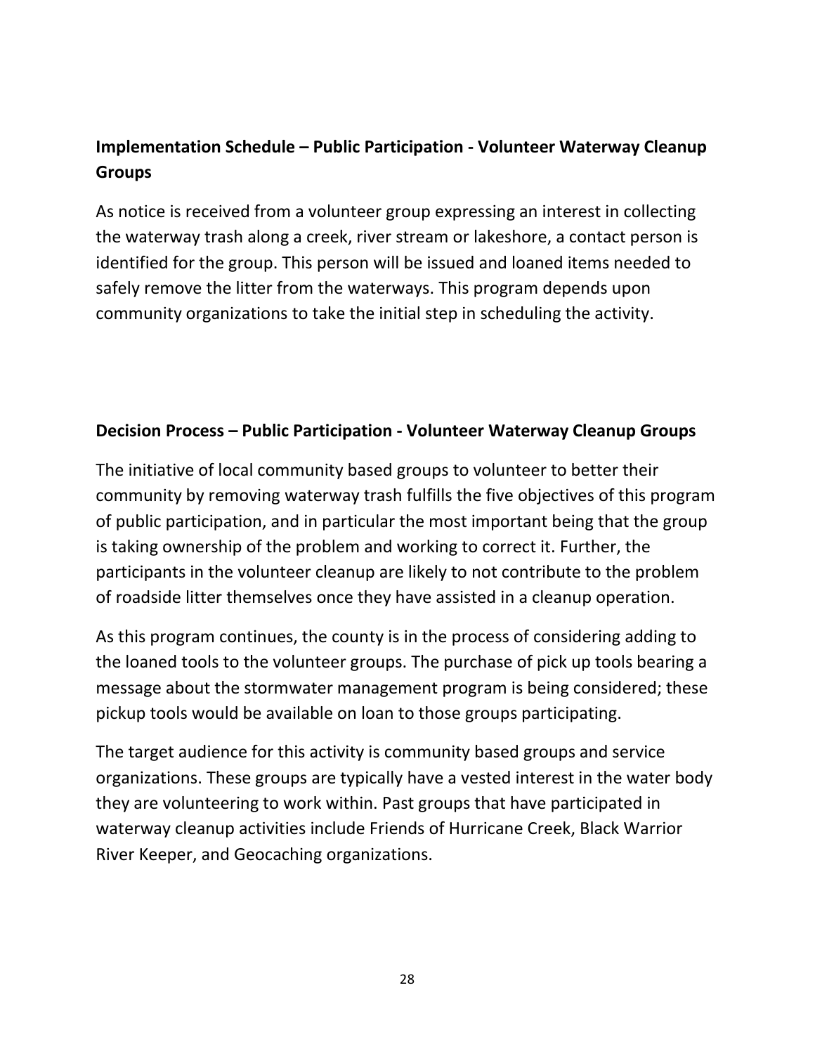**Implementation Schedule – Public Participation - Volunteer Waterway Cleanup Groups**

As notice is received from a volunteer group expressing an interest in collecting the waterway trash along a creek, river stream or lakeshore, a contact person is identified for the group. This person will be issued and loaned items needed to safely remove the litter from the waterways. This program depends upon community organizations to take the initial step in scheduling the activity.

**Decision Process – Public Participation - Volunteer Waterway Cleanup Groups**

The initiative of local community based groups to volunteer to better their community by removing waterway trash fulfills the five objectives of this program of public participation, and in particular the most important being that the group is taking ownership of the problem and working to correct it. Further, the participants in the volunteer cleanup are likely to not contribute to the problem of roadside litter themselves once they have assisted in a cleanup operation.

As this program continues, the county is in the process of considering adding to the loaned tools to the volunteer groups. The purchase of pick up tools bearing a message about the stormwater management program is being considered; these pickup tools would be available on loan to those groups participating.

The target audience for this activity is community based groups and service organizations. These groups are typically have a vested interest in the water body they are volunteering to work within. Past groups that have participated in waterway cleanup activities include Friends of Hurricane Creek, Black Warrior River Keeper, and Geocaching organizations.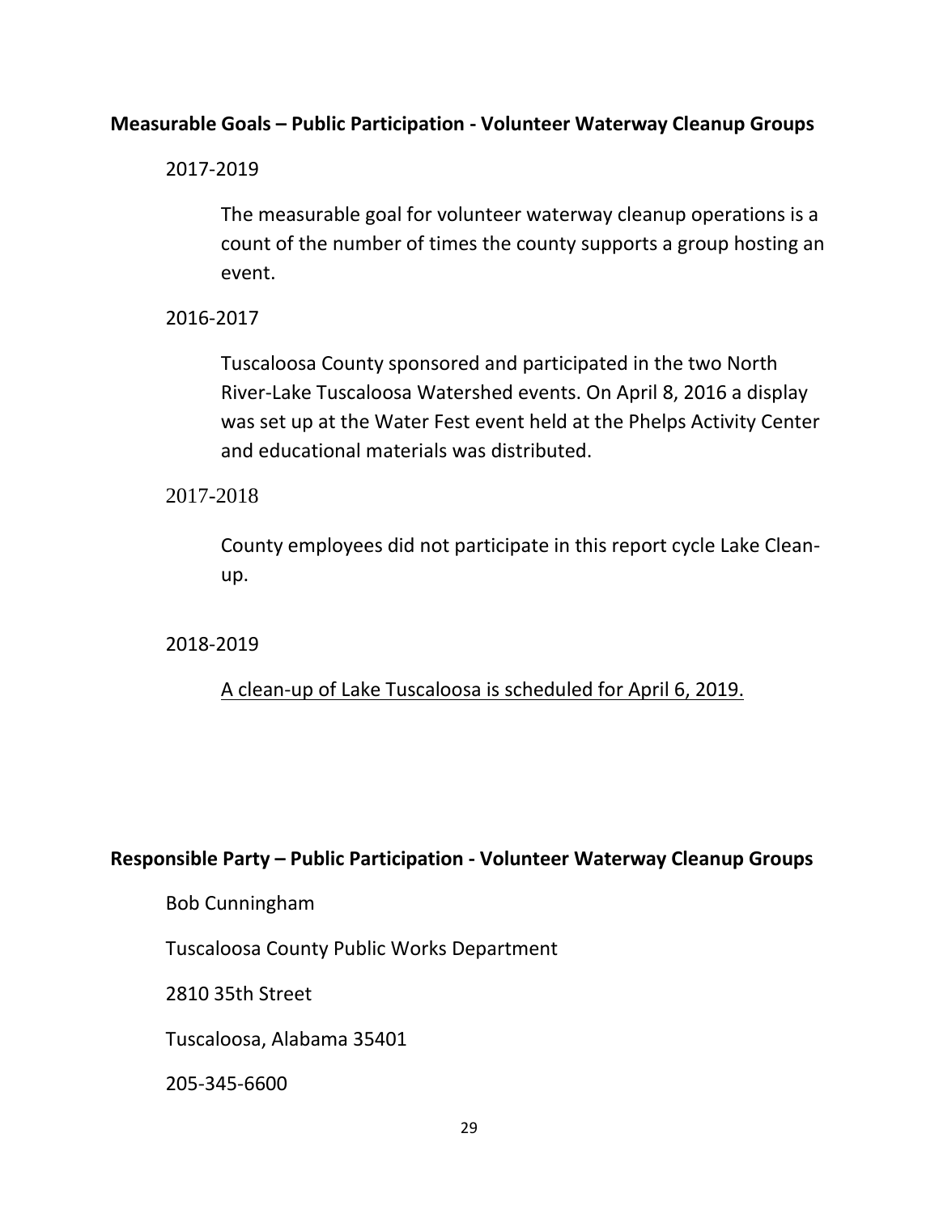**Measurable Goals – Public Participation - Volunteer Waterway Cleanup Groups**

2017-2019

The measurable goal for volunteer waterway cleanup operations is a count of the number of times the county supports a group hosting an event.

2016-2017

Tuscaloosa County sponsored and participated in the two North River-Lake Tuscaloosa Watershed events. On April 8, 2016 a display was set up at the Water Fest event held at the Phelps Activity Center and educational materials was distributed.

2017-2018

County employees did not participate in this report cycle Lake Clean-up.

2018-2019

<u>A clean-up of Lake Tuscaloosa is scheduled for April 6, 2019.</u>

**Responsible Party – Public Participation - Volunteer Waterway Cleanup Groups**

Bob Cunningham

Tuscaloosa County Public Works Department

2810 35th Street

Tuscaloosa, Alabama 35401

205-345-6600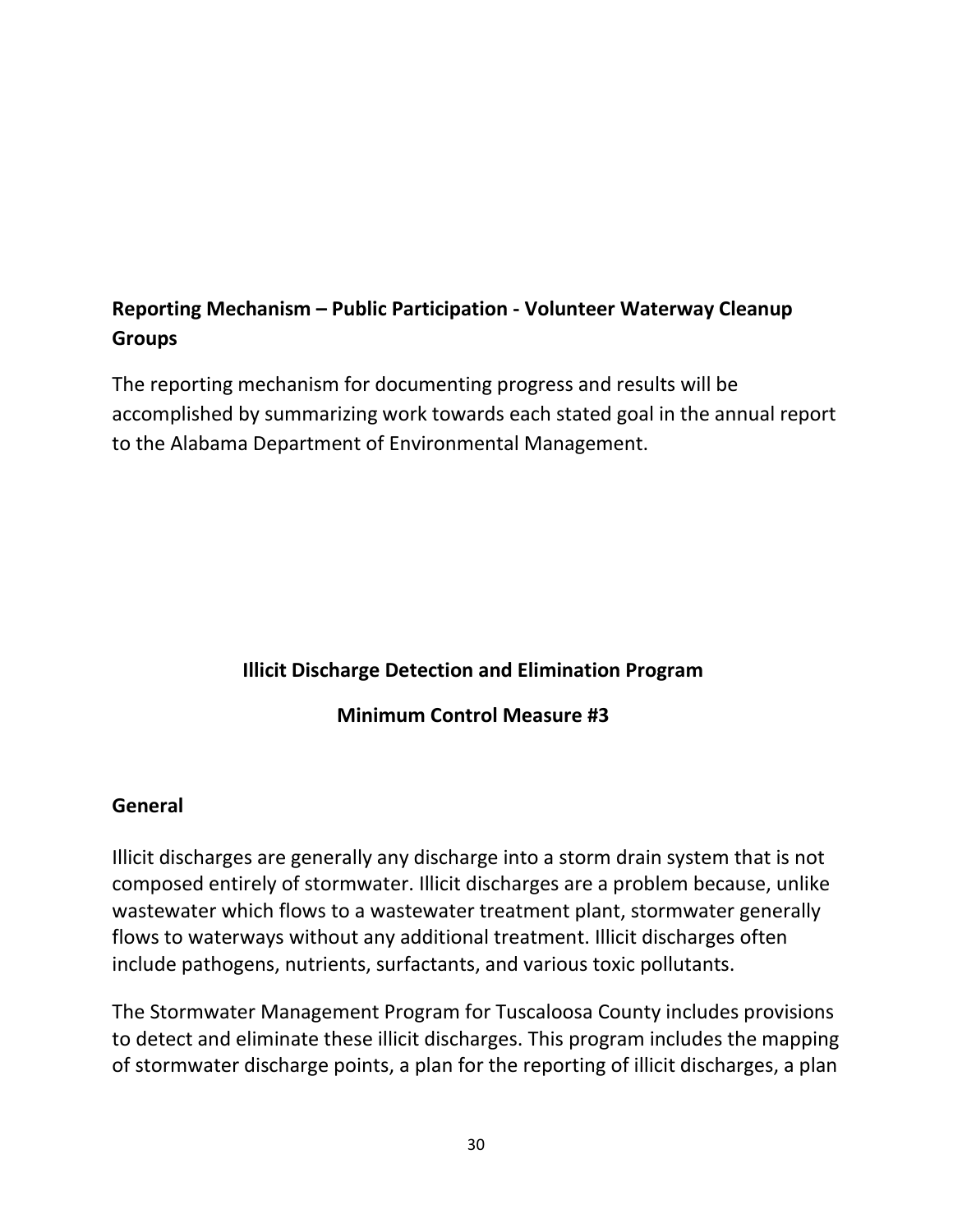**Reporting Mechanism – Public Participation - Volunteer Waterway Cleanup Groups**

The reporting mechanism for documenting progress and results will be accomplished by summarizing work towards each stated goal in the annual report to the Alabama Department of Environmental Management.

## Illicit Discharge Detection and Elimination Program

## Minimum Control Measure #3

### General

Illicit discharges are generally any discharge into a storm drain system that is not composed entirely of stormwater. Illicit discharges are a problem because, unlike wastewater which flows to a wastewater treatment plant, stormwater generally flows to waterways without any additional treatment. Illicit discharges often include pathogens, nutrients, surfactants, and various toxic pollutants.

The Stormwater Management Program for Tuscaloosa County includes provisions to detect and eliminate these illicit discharges. This program includes the mapping of stormwater discharge points, a plan for the reporting of illicit discharges, a plan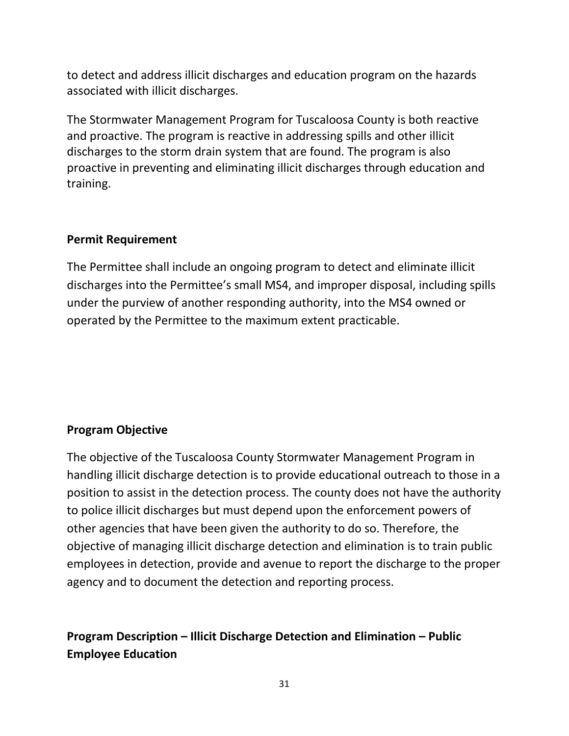to detect and address illicit discharges and education program on the hazards associated with illicit discharges.

The Stormwater Management Program for Tuscaloosa County is both reactive and proactive. The program is reactive in addressing spills and other illicit discharges to the storm drain system that are found. The program is also proactive in preventing and eliminating illicit discharges through education and training.

**Permit Requirement**

The Permittee shall include an ongoing program to detect and eliminate illicit discharges into the Permittee's small MS4, and improper disposal, including spills under the purview of another responding authority, into the MS4 owned or operated by the Permittee to the maximum extent practicable.

**Program Objective**

The objective of the Tuscaloosa County Stormwater Management Program in handling illicit discharge detection is to provide educational outreach to those in a position to assist in the detection process. The county does not have the authority to police illicit discharges but must depend upon the enforcement powers of other agencies that have been given the authority to do so. Therefore, the objective of managing illicit discharge detection and elimination is to train public employees in detection, provide and avenue to report the discharge to the proper agency and to document the detection and reporting process.

## Program Description – Illicit Discharge Detection and Elimination – Public Employee Education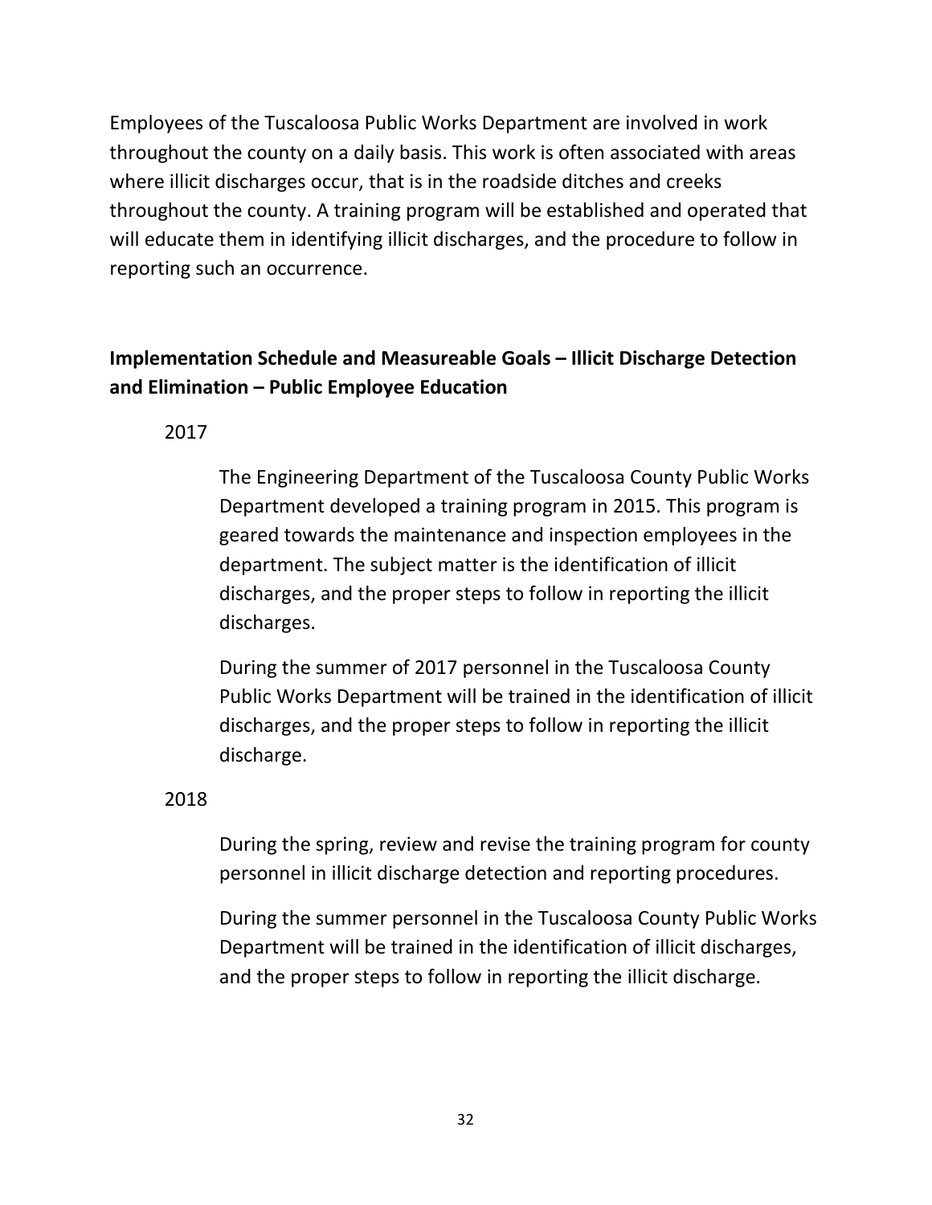Employees of the Tuscaloosa Public Works Department are involved in work throughout the county on a daily basis. This work is often associated with areas where illicit discharges occur, that is in the roadside ditches and creeks throughout the county. A training program will be established and operated that will educate them in identifying illicit discharges, and the procedure to follow in reporting such an occurrence.

**Implementation Schedule and Measureable Goals – Illicit Discharge Detection and Elimination – Public Employee Education**

2017

The Engineering Department of the Tuscaloosa County Public Works Department developed a training program in 2015. This program is geared towards the maintenance and inspection employees in the department. The subject matter is the identification of illicit discharges, and the proper steps to follow in reporting the illicit discharges.

During the summer of 2017 personnel in the Tuscaloosa County Public Works Department will be trained in the identification of illicit discharges, and the proper steps to follow in reporting the illicit discharge.

2018

During the spring, review and revise the training program for county personnel in illicit discharge detection and reporting procedures.

During the summer personnel in the Tuscaloosa County Public Works Department will be trained in the identification of illicit discharges, and the proper steps to follow in reporting the illicit discharge.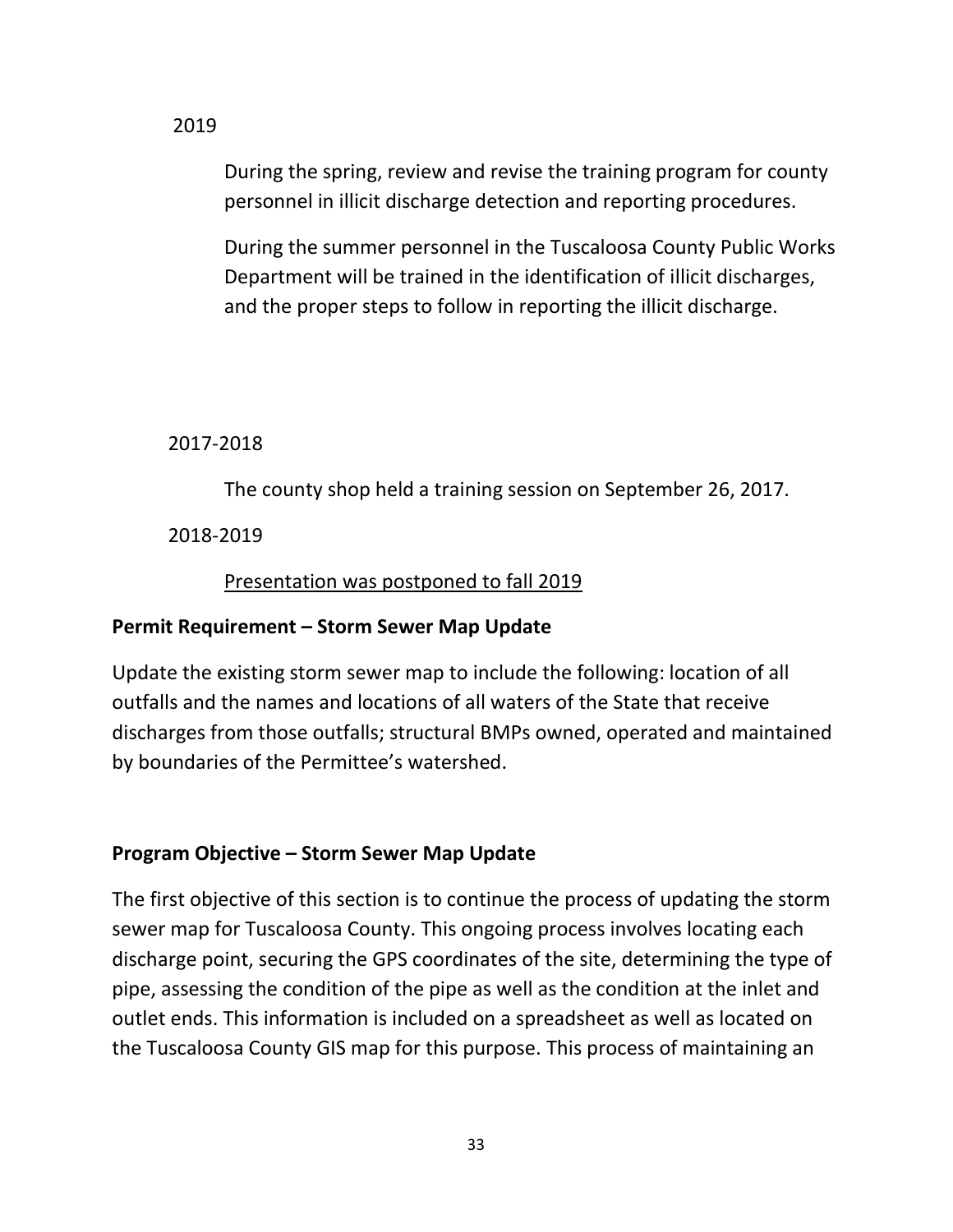2019

During the spring, review and revise the training program for county personnel in illicit discharge detection and reporting procedures.

During the summer personnel in the Tuscaloosa County Public Works Department will be trained in the identification of illicit discharges, and the proper steps to follow in reporting the illicit discharge.

2017-2018

The county shop held a training session on September 26, 2017.

2018-2019

<u>Presentation was postponed to fall 2019</u>

**Permit Requirement – Storm Sewer Map Update**

Update the existing storm sewer map to include the following: location of all outfalls and the names and locations of all waters of the State that receive discharges from those outfalls; structural BMPs owned, operated and maintained by boundaries of the Permittee's watershed.

**Program Objective – Storm Sewer Map Update**

The first objective of this section is to continue the process of updating the storm sewer map for Tuscaloosa County. This ongoing process involves locating each discharge point, securing the GPS coordinates of the site, determining the type of pipe, assessing the condition of the pipe as well as the condition at the inlet and outlet ends. This information is included on a spreadsheet as well as located on the Tuscaloosa County GIS map for this purpose. This process of maintaining an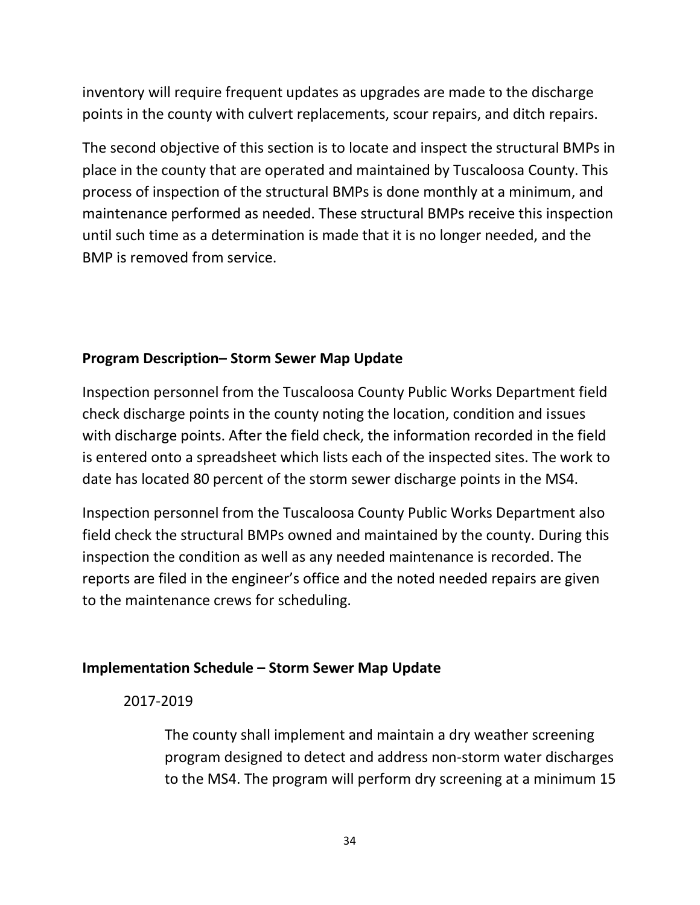inventory will require frequent updates as upgrades are made to the discharge points in the county with culvert replacements, scour repairs, and ditch repairs.

The second objective of this section is to locate and inspect the structural BMPs in place in the county that are operated and maintained by Tuscaloosa County. This process of inspection of the structural BMPs is done monthly at a minimum, and maintenance performed as needed. These structural BMPs receive this inspection until such time as a determination is made that it is no longer needed, and the BMP is removed from service.

**Program Description– Storm Sewer Map Update**

Inspection personnel from the Tuscaloosa County Public Works Department field check discharge points in the county noting the location, condition and issues with discharge points. After the field check, the information recorded in the field is entered onto a spreadsheet which lists each of the inspected sites. The work to date has located 80 percent of the storm sewer discharge points in the MS4.

Inspection personnel from the Tuscaloosa County Public Works Department also field check the structural BMPs owned and maintained by the county. During this inspection the condition as well as any needed maintenance is recorded. The reports are filed in the engineer's office and the noted needed repairs are given to the maintenance crews for scheduling.

**Implementation Schedule – Storm Sewer Map Update**

2017-2019

The county shall implement and maintain a dry weather screening program designed to detect and address non-storm water discharges to the MS4. The program will perform dry screening at a minimum 15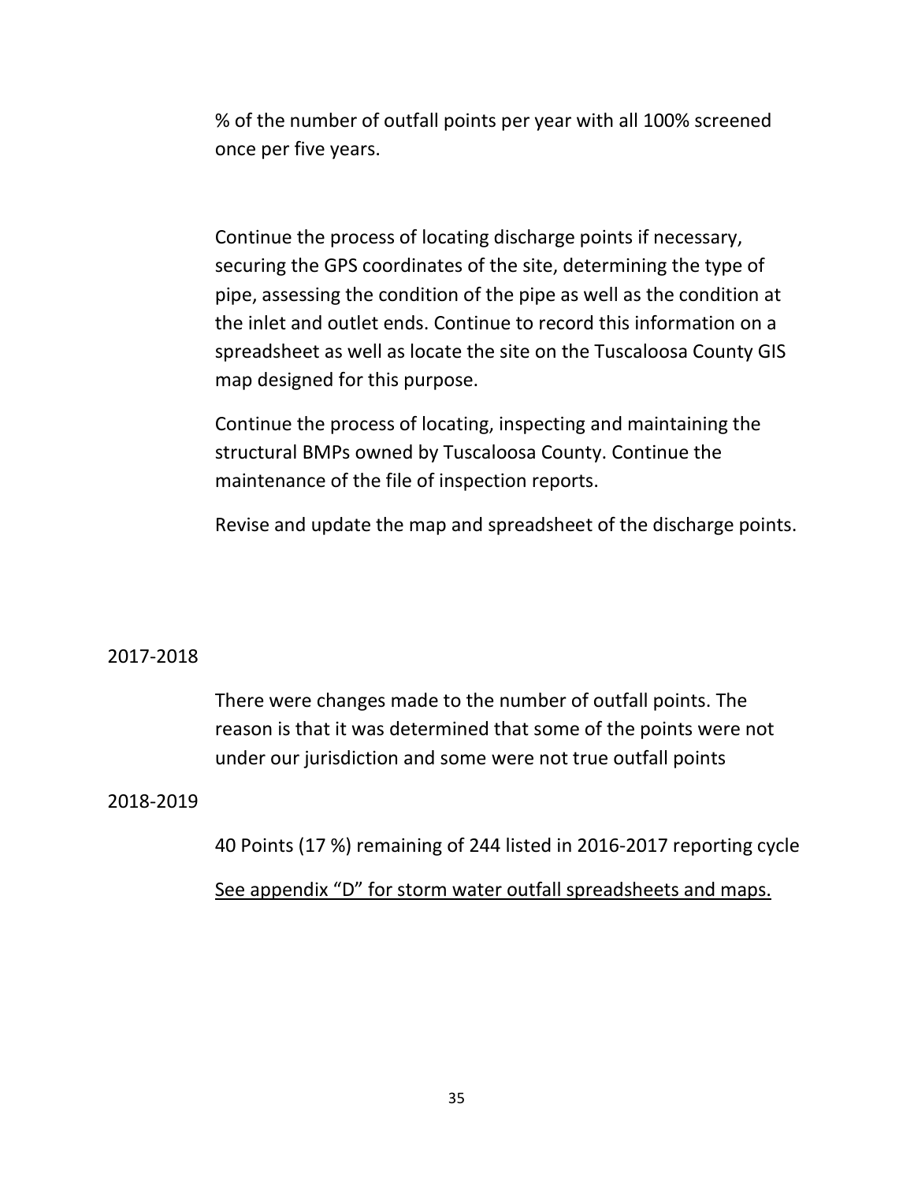% of the number of outfall points per year with all 100% screened once per five years.

Continue the process of locating discharge points if necessary, securing the GPS coordinates of the site, determining the type of pipe, assessing the condition of the pipe as well as the condition at the inlet and outlet ends. Continue to record this information on a spreadsheet as well as locate the site on the Tuscaloosa County GIS map designed for this purpose.

Continue the process of locating, inspecting and maintaining the structural BMPs owned by Tuscaloosa County. Continue the maintenance of the file of inspection reports.

Revise and update the map and spreadsheet of the discharge points.

2017-2018

There were changes made to the number of outfall points. The reason is that it was determined that some of the points were not under our jurisdiction and some were not true outfall points

2018-2019

40 Points (17 %) remaining of 244 listed in 2016-2017 reporting cycle

<u>See appendix "D" for storm water outfall spreadsheets and maps.</u>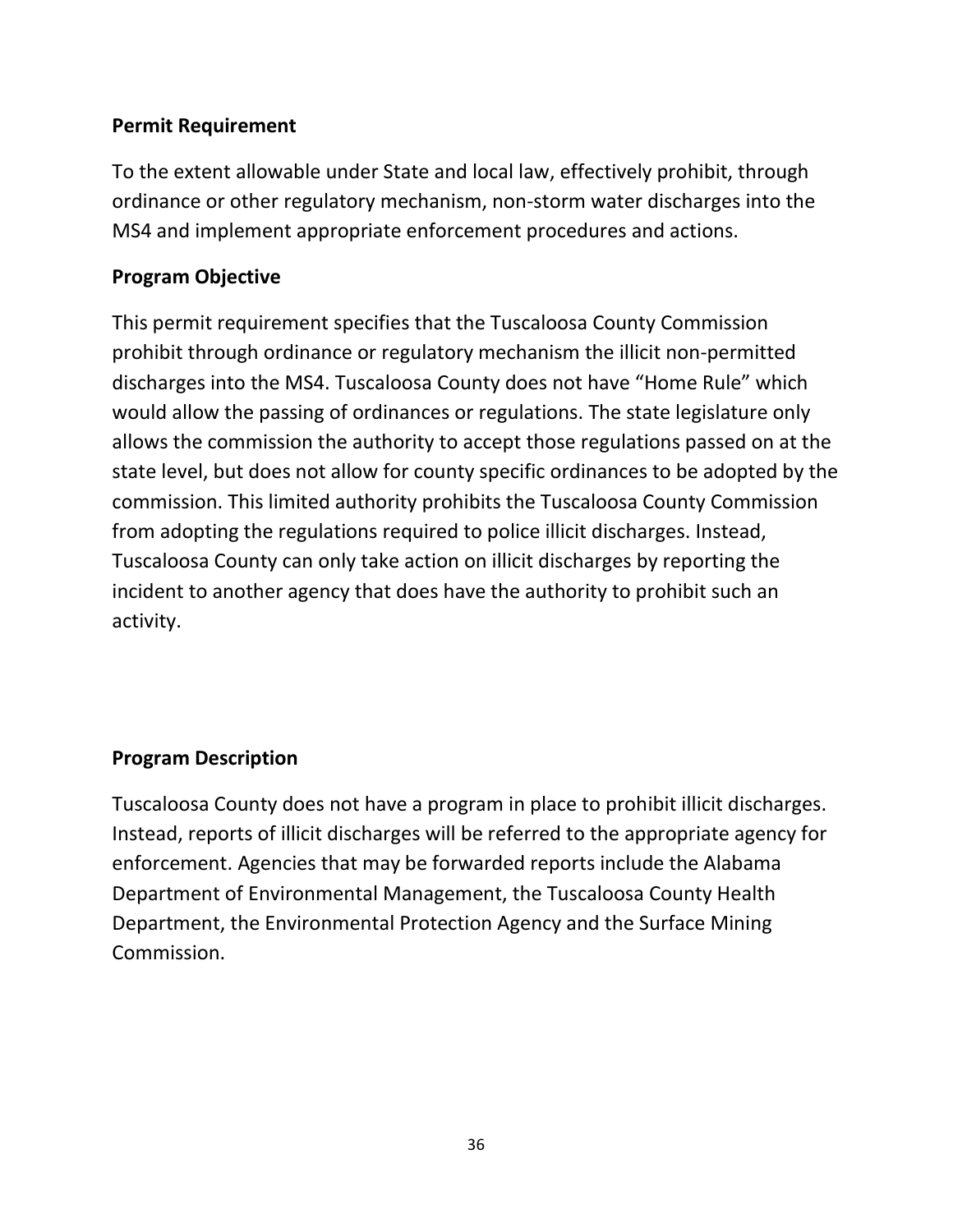**Permit Requirement**

To the extent allowable under State and local law, effectively prohibit, through ordinance or other regulatory mechanism, non-storm water discharges into the MS4 and implement appropriate enforcement procedures and actions.

**Program Objective**

This permit requirement specifies that the Tuscaloosa County Commission prohibit through ordinance or regulatory mechanism the illicit non-permitted discharges into the MS4. Tuscaloosa County does not have “Home Rule” which would allow the passing of ordinances or regulations. The state legislature only allows the commission the authority to accept those regulations passed on at the state level, but does not allow for county specific ordinances to be adopted by the commission. This limited authority prohibits the Tuscaloosa County Commission from adopting the regulations required to police illicit discharges. Instead, Tuscaloosa County can only take action on illicit discharges by reporting the incident to another agency that does have the authority to prohibit such an activity.

**Program Description**

Tuscaloosa County does not have a program in place to prohibit illicit discharges. Instead, reports of illicit discharges will be referred to the appropriate agency for enforcement. Agencies that may be forwarded reports include the Alabama Department of Environmental Management, the Tuscaloosa County Health Department, the Environmental Protection Agency and the Surface Mining Commission.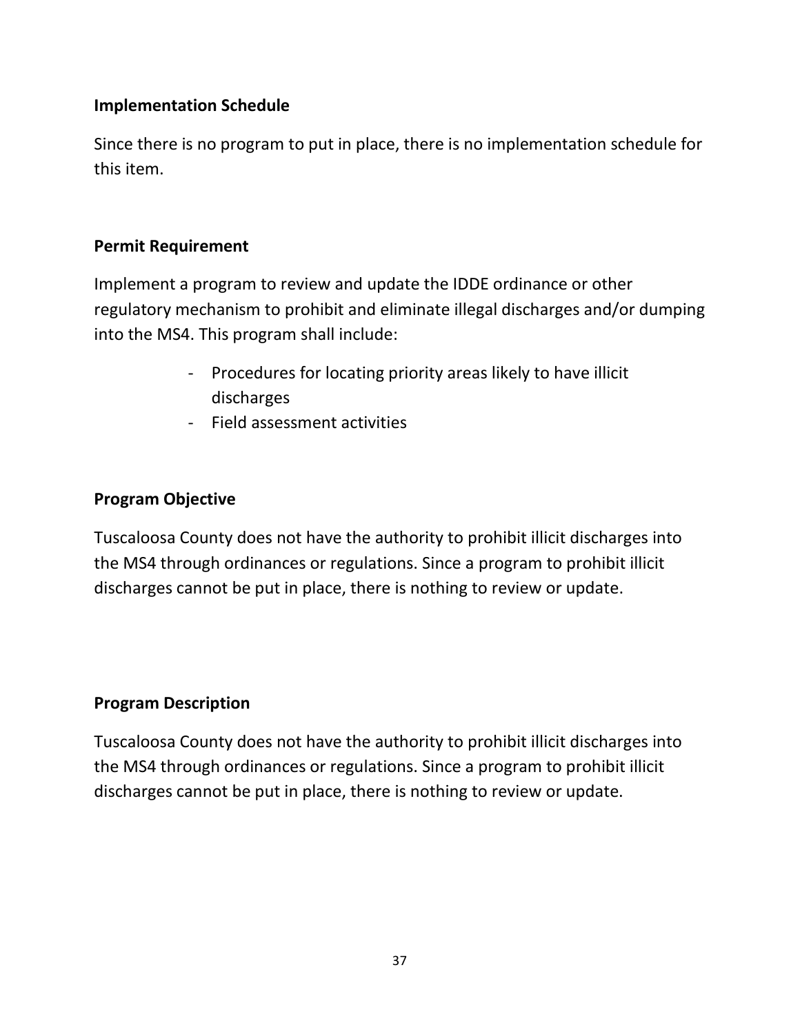**Implementation Schedule**

Since there is no program to put in place, there is no implementation schedule for this item.

**Permit Requirement**

Implement a program to review and update the IDDE ordinance or other regulatory mechanism to prohibit and eliminate illegal discharges and/or dumping into the MS4. This program shall include:

- Procedures for locating priority areas likely to have illicit discharges
- Field assessment activities

**Program Objective**

Tuscaloosa County does not have the authority to prohibit illicit discharges into the MS4 through ordinances or regulations. Since a program to prohibit illicit discharges cannot be put in place, there is nothing to review or update.

**Program Description**

Tuscaloosa County does not have the authority to prohibit illicit discharges into the MS4 through ordinances or regulations. Since a program to prohibit illicit discharges cannot be put in place, there is nothing to review or update.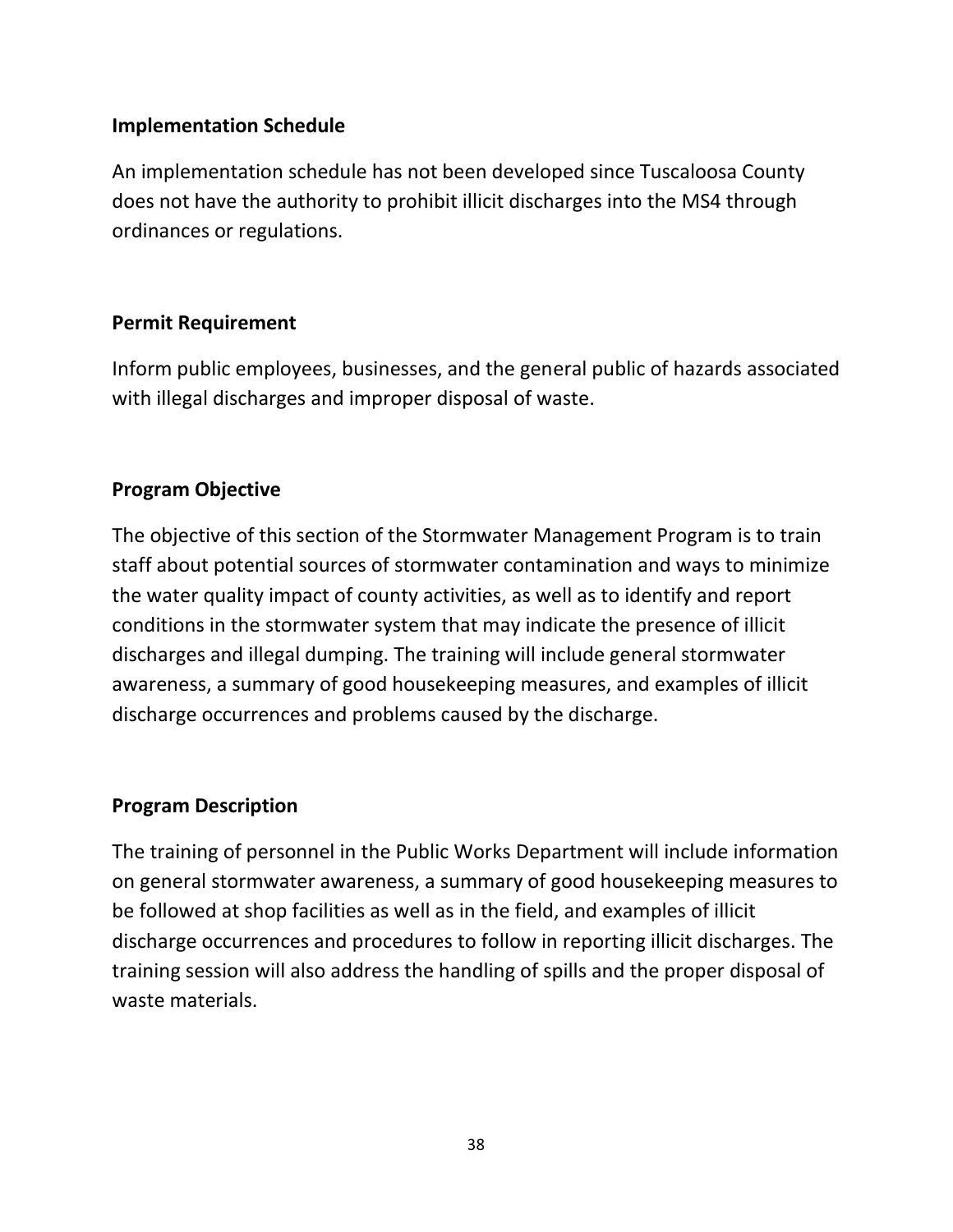### Implementation Schedule

An implementation schedule has not been developed since Tuscaloosa County does not have the authority to prohibit illicit discharges into the MS4 through ordinances or regulations.

### Permit Requirement

Inform public employees, businesses, and the general public of hazards associated with illegal discharges and improper disposal of waste.

### Program Objective

The objective of this section of the Stormwater Management Program is to train staff about potential sources of stormwater contamination and ways to minimize the water quality impact of county activities, as well as to identify and report conditions in the stormwater system that may indicate the presence of illicit discharges and illegal dumping. The training will include general stormwater awareness, a summary of good housekeeping measures, and examples of illicit discharge occurrences and problems caused by the discharge.

### Program Description

The training of personnel in the Public Works Department will include information on general stormwater awareness, a summary of good housekeeping measures to be followed at shop facilities as well as in the field, and examples of illicit discharge occurrences and procedures to follow in reporting illicit discharges. The training session will also address the handling of spills and the proper disposal of waste materials.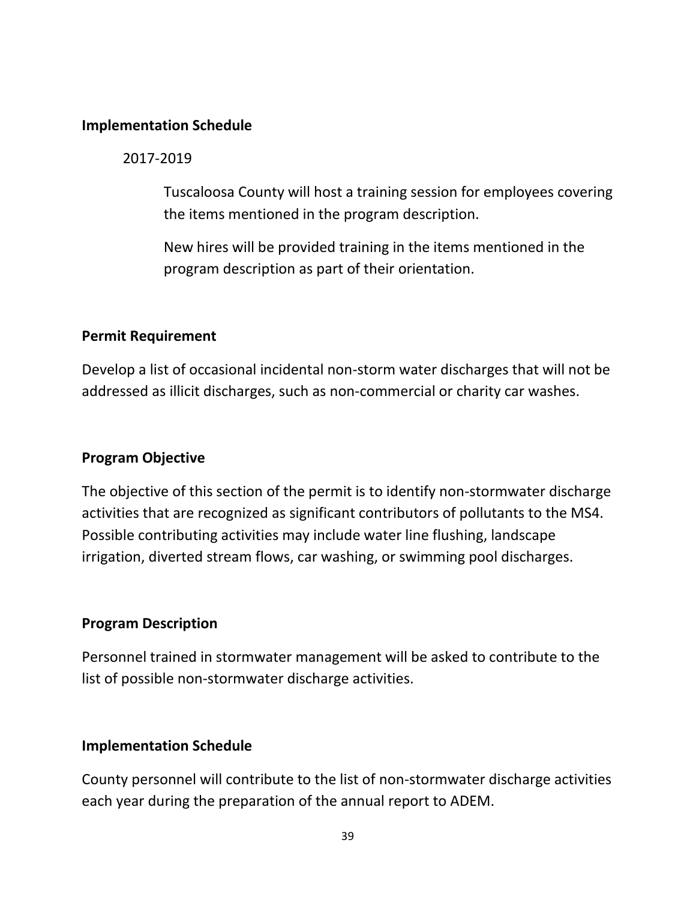**Implementation Schedule**

2017-2019

Tuscaloosa County will host a training session for employees covering the items mentioned in the program description.

New hires will be provided training in the items mentioned in the program description as part of their orientation.

**Permit Requirement**

Develop a list of occasional incidental non-storm water discharges that will not be addressed as illicit discharges, such as non-commercial or charity car washes.

**Program Objective**

The objective of this section of the permit is to identify non-stormwater discharge activities that are recognized as significant contributors of pollutants to the MS4. Possible contributing activities may include water line flushing, landscape irrigation, diverted stream flows, car washing, or swimming pool discharges.

**Program Description**

Personnel trained in stormwater management will be asked to contribute to the list of possible non-stormwater discharge activities.

**Implementation Schedule**

County personnel will contribute to the list of non-stormwater discharge activities each year during the preparation of the annual report to ADEM.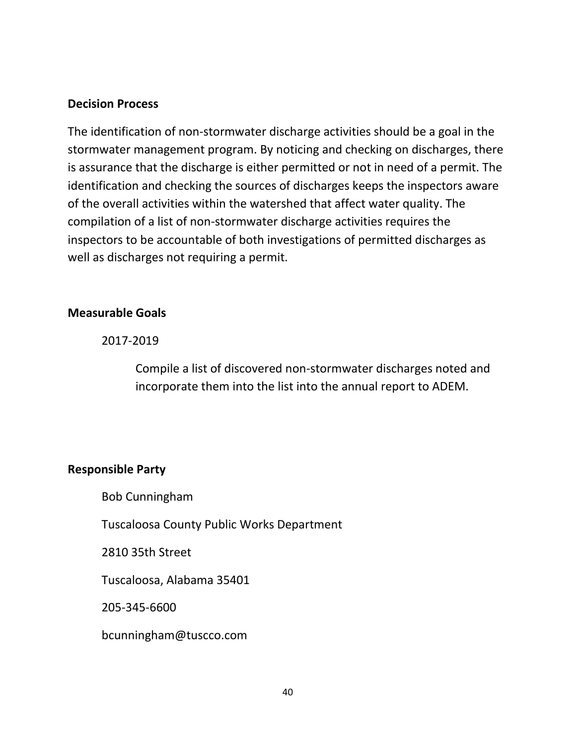**Decision Process**

The identification of non-stormwater discharge activities should be a goal in the stormwater management program. By noticing and checking on discharges, there is assurance that the discharge is either permitted or not in need of a permit. The identification and checking the sources of discharges keeps the inspectors aware of the overall activities within the watershed that affect water quality. The compilation of a list of non-stormwater discharge activities requires the inspectors to be accountable of both investigations of permitted discharges as well as discharges not requiring a permit.

**Measurable Goals**

2017-2019

Compile a list of discovered non-stormwater discharges noted and incorporate them into the list into the annual report to ADEM.

**Responsible Party**

Bob Cunningham

Tuscaloosa County Public Works Department

2810 35th Street

Tuscaloosa, Alabama 35401

205-345-6600

bcunningham@tuscco.com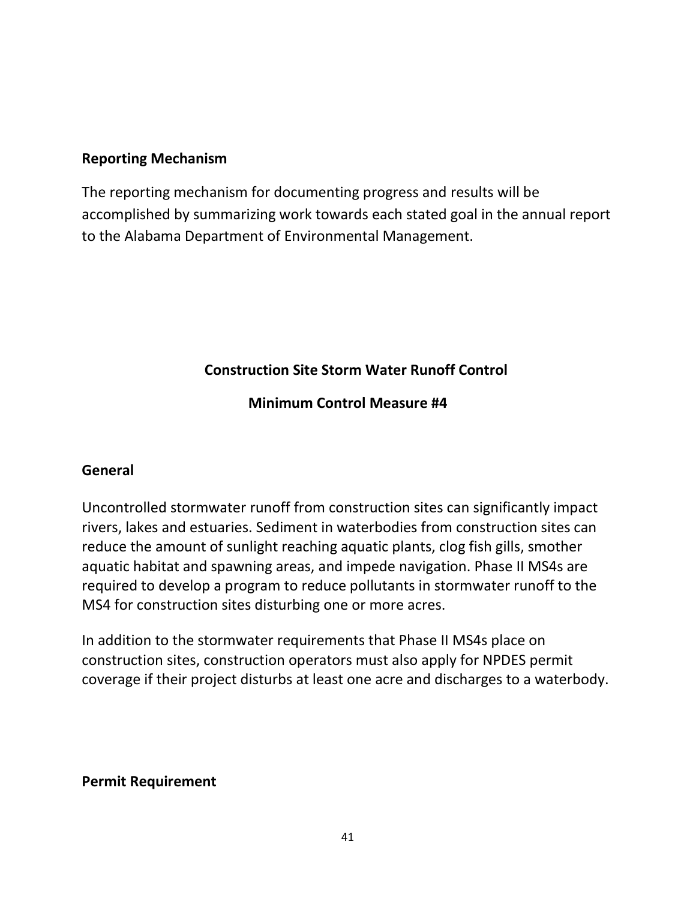**Reporting Mechanism**

The reporting mechanism for documenting progress and results will be accomplished by summarizing work towards each stated goal in the annual report to the Alabama Department of Environmental Management.

## Construction Site Storm Water Runoff Control

## Minimum Control Measure #4

**General**

Uncontrolled stormwater runoff from construction sites can significantly impact rivers, lakes and estuaries. Sediment in waterbodies from construction sites can reduce the amount of sunlight reaching aquatic plants, clog fish gills, smother aquatic habitat and spawning areas, and impede navigation. Phase II MS4s are required to develop a program to reduce pollutants in stormwater runoff to the MS4 for construction sites disturbing one or more acres.

In addition to the stormwater requirements that Phase II MS4s place on construction sites, construction operators must also apply for NPDES permit coverage if their project disturbs at least one acre and discharges to a waterbody.

**Permit Requirement**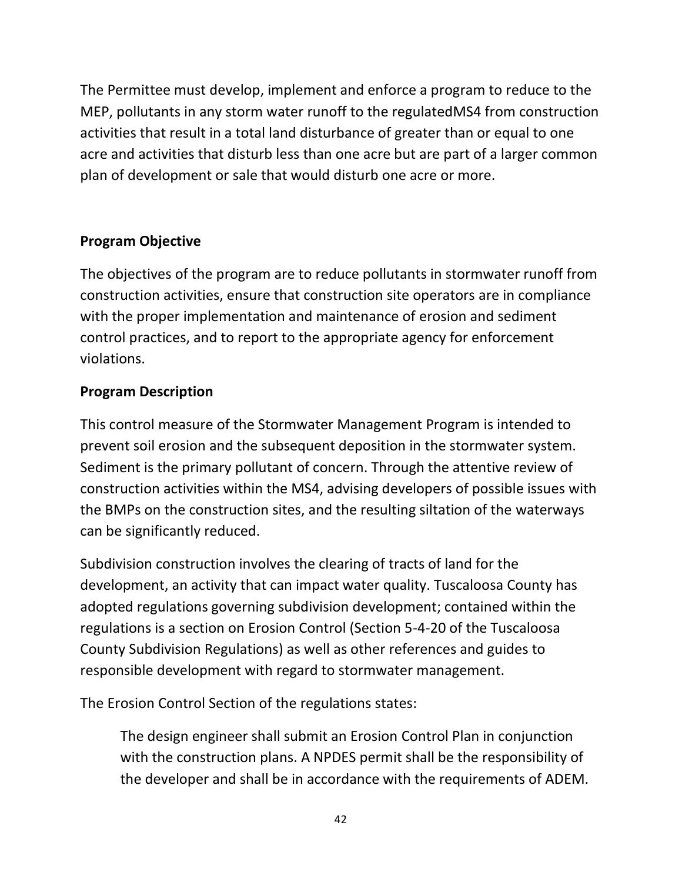The Permittee must develop, implement and enforce a program to reduce to the MEP, pollutants in any storm water runoff to the regulatedMS4 from construction activities that result in a total land disturbance of greater than or equal to one acre and activities that disturb less than one acre but are part of a larger common plan of development or sale that would disturb one acre or more.

**Program Objective**

The objectives of the program are to reduce pollutants in stormwater runoff from construction activities, ensure that construction site operators are in compliance with the proper implementation and maintenance of erosion and sediment control practices, and to report to the appropriate agency for enforcement violations.

**Program Description**

This control measure of the Stormwater Management Program is intended to prevent soil erosion and the subsequent deposition in the stormwater system. Sediment is the primary pollutant of concern. Through the attentive review of construction activities within the MS4, advising developers of possible issues with the BMPs on the construction sites, and the resulting siltation of the waterways can be significantly reduced.

Subdivision construction involves the clearing of tracts of land for the development, an activity that can impact water quality. Tuscaloosa County has adopted regulations governing subdivision development; contained within the regulations is a section on Erosion Control (Section 5-4-20 of the Tuscaloosa County Subdivision Regulations) as well as other references and guides to responsible development with regard to stormwater management.

The Erosion Control Section of the regulations states:

> The design engineer shall submit an Erosion Control Plan in conjunction with the construction plans. A NPDES permit shall be the responsibility of the developer and shall be in accordance with the requirements of ADEM.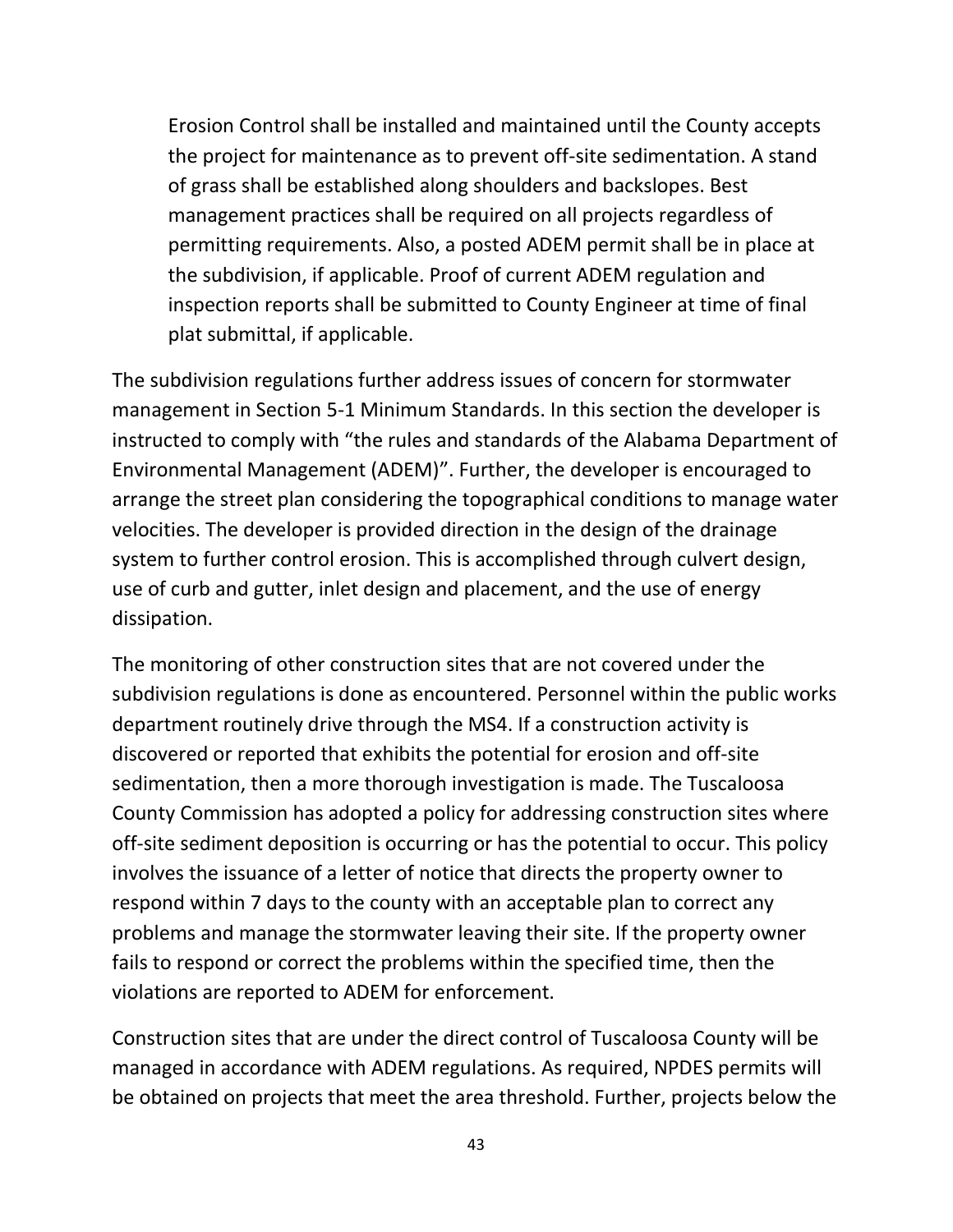> Erosion Control shall be installed and maintained until the County accepts the project for maintenance as to prevent off-site sedimentation. A stand of grass shall be established along shoulders and backslopes. Best management practices shall be required on all projects regardless of permitting requirements. Also, a posted ADEM permit shall be in place at the subdivision, if applicable. Proof of current ADEM regulation and inspection reports shall be submitted to County Engineer at time of final plat submittal, if applicable.

The subdivision regulations further address issues of concern for stormwater management in Section 5-1 Minimum Standards. In this section the developer is instructed to comply with "the rules and standards of the Alabama Department of Environmental Management (ADEM)". Further, the developer is encouraged to arrange the street plan considering the topographical conditions to manage water velocities. The developer is provided direction in the design of the drainage system to further control erosion. This is accomplished through culvert design, use of curb and gutter, inlet design and placement, and the use of energy dissipation.

The monitoring of other construction sites that are not covered under the subdivision regulations is done as encountered. Personnel within the public works department routinely drive through the MS4. If a construction activity is discovered or reported that exhibits the potential for erosion and off-site sedimentation, then a more thorough investigation is made. The Tuscaloosa County Commission has adopted a policy for addressing construction sites where off-site sediment deposition is occurring or has the potential to occur. This policy involves the issuance of a letter of notice that directs the property owner to respond within 7 days to the county with an acceptable plan to correct any problems and manage the stormwater leaving their site. If the property owner fails to respond or correct the problems within the specified time, then the violations are reported to ADEM for enforcement.

Construction sites that are under the direct control of Tuscaloosa County will be managed in accordance with ADEM regulations. As required, NPDES permits will be obtained on projects that meet the area threshold. Further, projects below the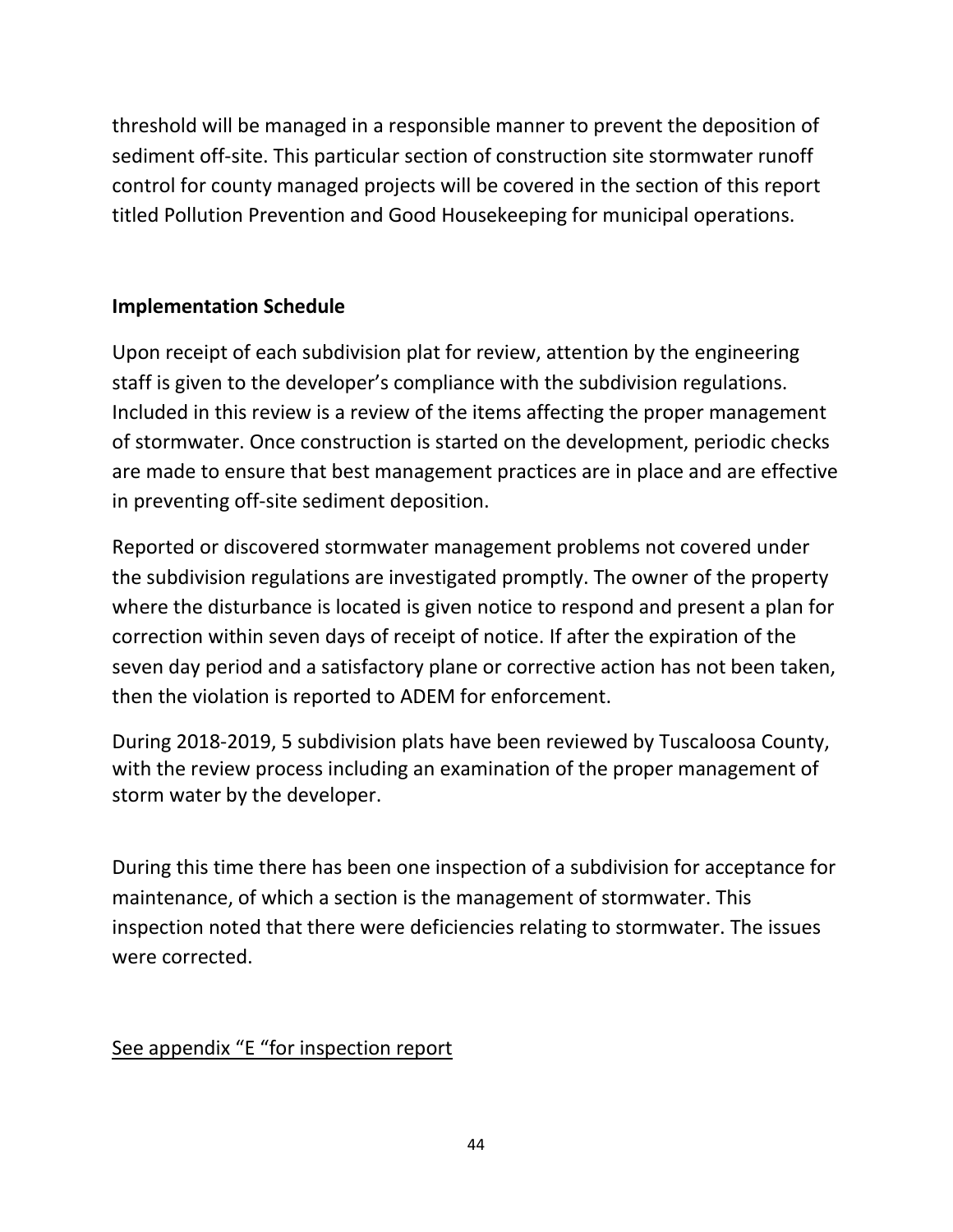threshold will be managed in a responsible manner to prevent the deposition of sediment off-site. This particular section of construction site stormwater runoff control for county managed projects will be covered in the section of this report titled Pollution Prevention and Good Housekeeping for municipal operations.

**Implementation Schedule**

Upon receipt of each subdivision plat for review, attention by the engineering staff is given to the developer's compliance with the subdivision regulations. Included in this review is a review of the items affecting the proper management of stormwater. Once construction is started on the development, periodic checks are made to ensure that best management practices are in place and are effective in preventing off-site sediment deposition.

Reported or discovered stormwater management problems not covered under the subdivision regulations are investigated promptly. The owner of the property where the disturbance is located is given notice to respond and present a plan for correction within seven days of receipt of notice. If after the expiration of the seven day period and a satisfactory plane or corrective action has not been taken, then the violation is reported to ADEM for enforcement.

During 2018-2019, 5 subdivision plats have been reviewed by Tuscaloosa County, with the review process including an examination of the proper management of storm water by the developer.

During this time there has been one inspection of a subdivision for acceptance for maintenance, of which a section is the management of stormwater. This inspection noted that there were deficiencies relating to stormwater. The issues were corrected.

<u>See appendix "E "for inspection report</u>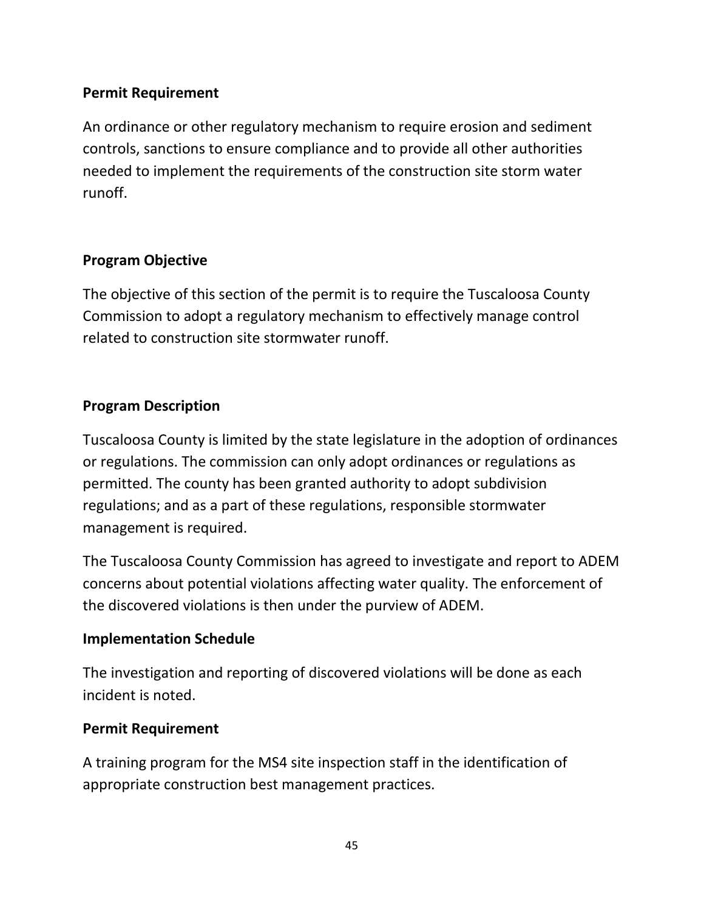**Permit Requirement**

An ordinance or other regulatory mechanism to require erosion and sediment controls, sanctions to ensure compliance and to provide all other authorities needed to implement the requirements of the construction site storm water runoff.

**Program Objective**

The objective of this section of the permit is to require the Tuscaloosa County Commission to adopt a regulatory mechanism to effectively manage control related to construction site stormwater runoff.

**Program Description**

Tuscaloosa County is limited by the state legislature in the adoption of ordinances or regulations. The commission can only adopt ordinances or regulations as permitted. The county has been granted authority to adopt subdivision regulations; and as a part of these regulations, responsible stormwater management is required.

The Tuscaloosa County Commission has agreed to investigate and report to ADEM concerns about potential violations affecting water quality. The enforcement of the discovered violations is then under the purview of ADEM.

**Implementation Schedule**

The investigation and reporting of discovered violations will be done as each incident is noted.

**Permit Requirement**

A training program for the MS4 site inspection staff in the identification of appropriate construction best management practices.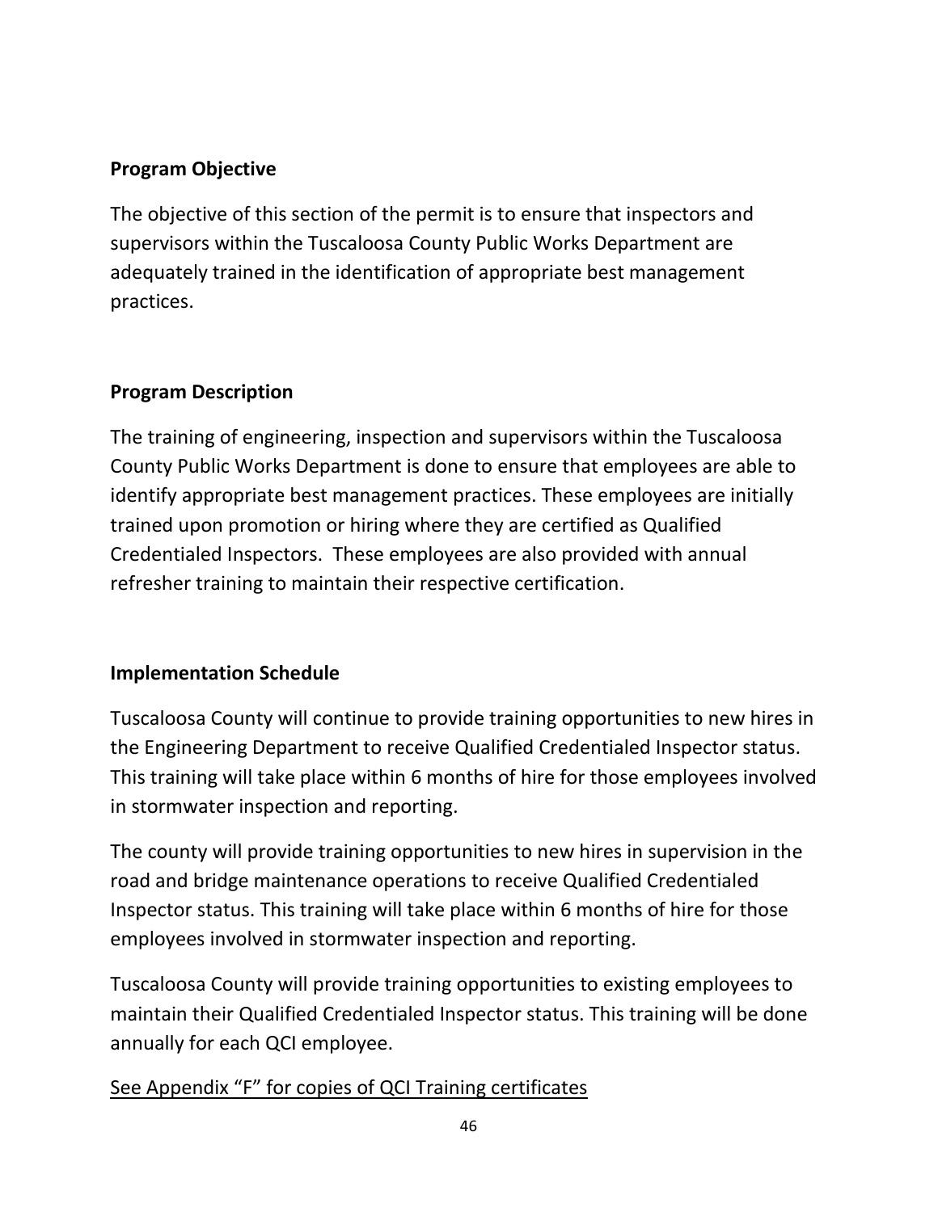**Program Objective**

The objective of this section of the permit is to ensure that inspectors and supervisors within the Tuscaloosa County Public Works Department are adequately trained in the identification of appropriate best management practices.

**Program Description**

The training of engineering, inspection and supervisors within the Tuscaloosa County Public Works Department is done to ensure that employees are able to identify appropriate best management practices. These employees are initially trained upon promotion or hiring where they are certified as Qualified Credentialed Inspectors. These employees are also provided with annual refresher training to maintain their respective certification.

**Implementation Schedule**

Tuscaloosa County will continue to provide training opportunities to new hires in the Engineering Department to receive Qualified Credentialed Inspector status. This training will take place within 6 months of hire for those employees involved in stormwater inspection and reporting.

The county will provide training opportunities to new hires in supervision in the road and bridge maintenance operations to receive Qualified Credentialed Inspector status. This training will take place within 6 months of hire for those employees involved in stormwater inspection and reporting.

Tuscaloosa County will provide training opportunities to existing employees to maintain their Qualified Credentialed Inspector status. This training will be done annually for each QCI employee.

<u>See Appendix "F" for copies of QCI Training certificates</u>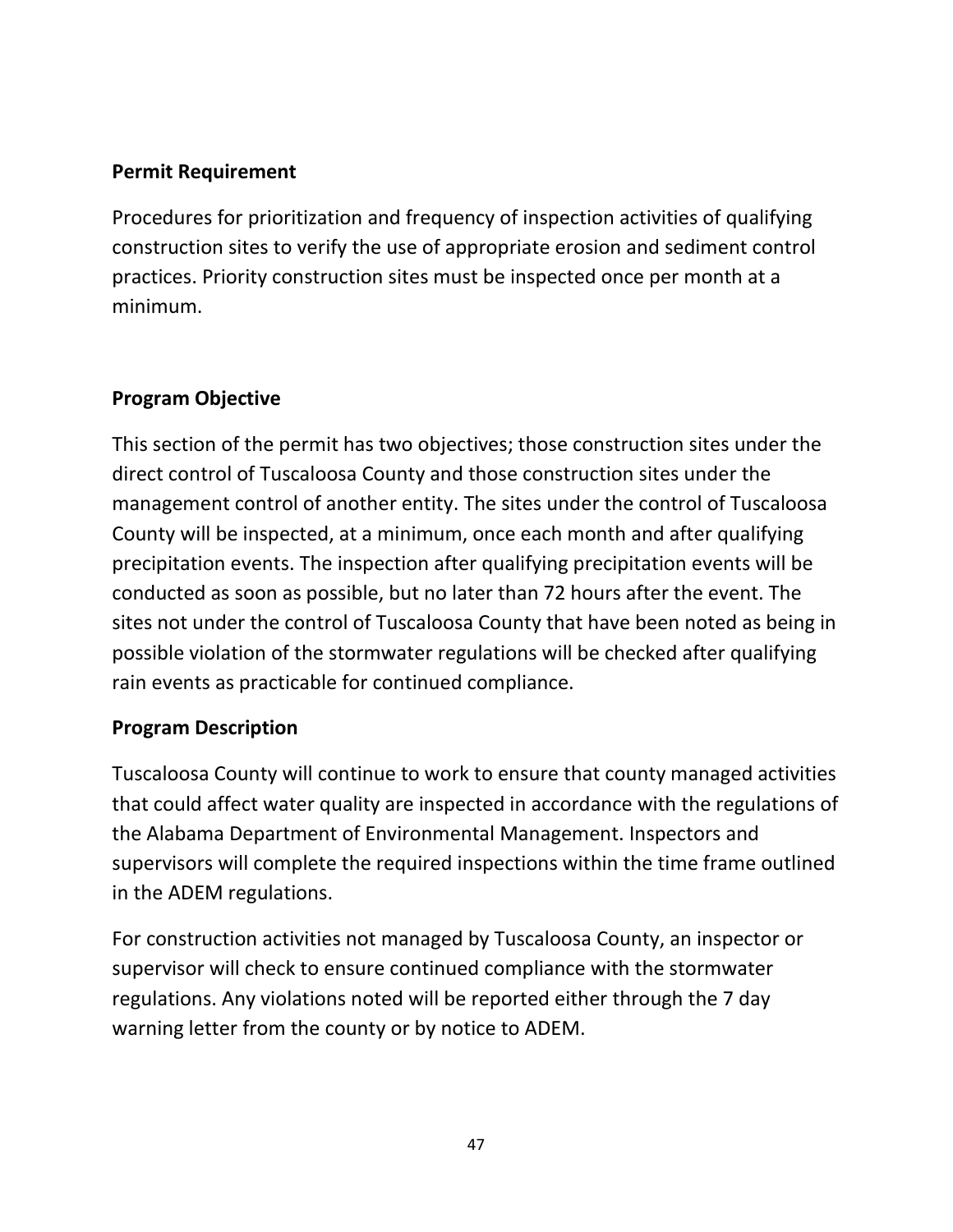**Permit Requirement**

Procedures for prioritization and frequency of inspection activities of qualifying construction sites to verify the use of appropriate erosion and sediment control practices. Priority construction sites must be inspected once per month at a minimum.

**Program Objective**

This section of the permit has two objectives; those construction sites under the direct control of Tuscaloosa County and those construction sites under the management control of another entity. The sites under the control of Tuscaloosa County will be inspected, at a minimum, once each month and after qualifying precipitation events. The inspection after qualifying precipitation events will be conducted as soon as possible, but no later than 72 hours after the event. The sites not under the control of Tuscaloosa County that have been noted as being in possible violation of the stormwater regulations will be checked after qualifying rain events as practicable for continued compliance.

**Program Description**

Tuscaloosa County will continue to work to ensure that county managed activities that could affect water quality are inspected in accordance with the regulations of the Alabama Department of Environmental Management. Inspectors and supervisors will complete the required inspections within the time frame outlined in the ADEM regulations.

For construction activities not managed by Tuscaloosa County, an inspector or supervisor will check to ensure continued compliance with the stormwater regulations. Any violations noted will be reported either through the 7 day warning letter from the county or by notice to ADEM.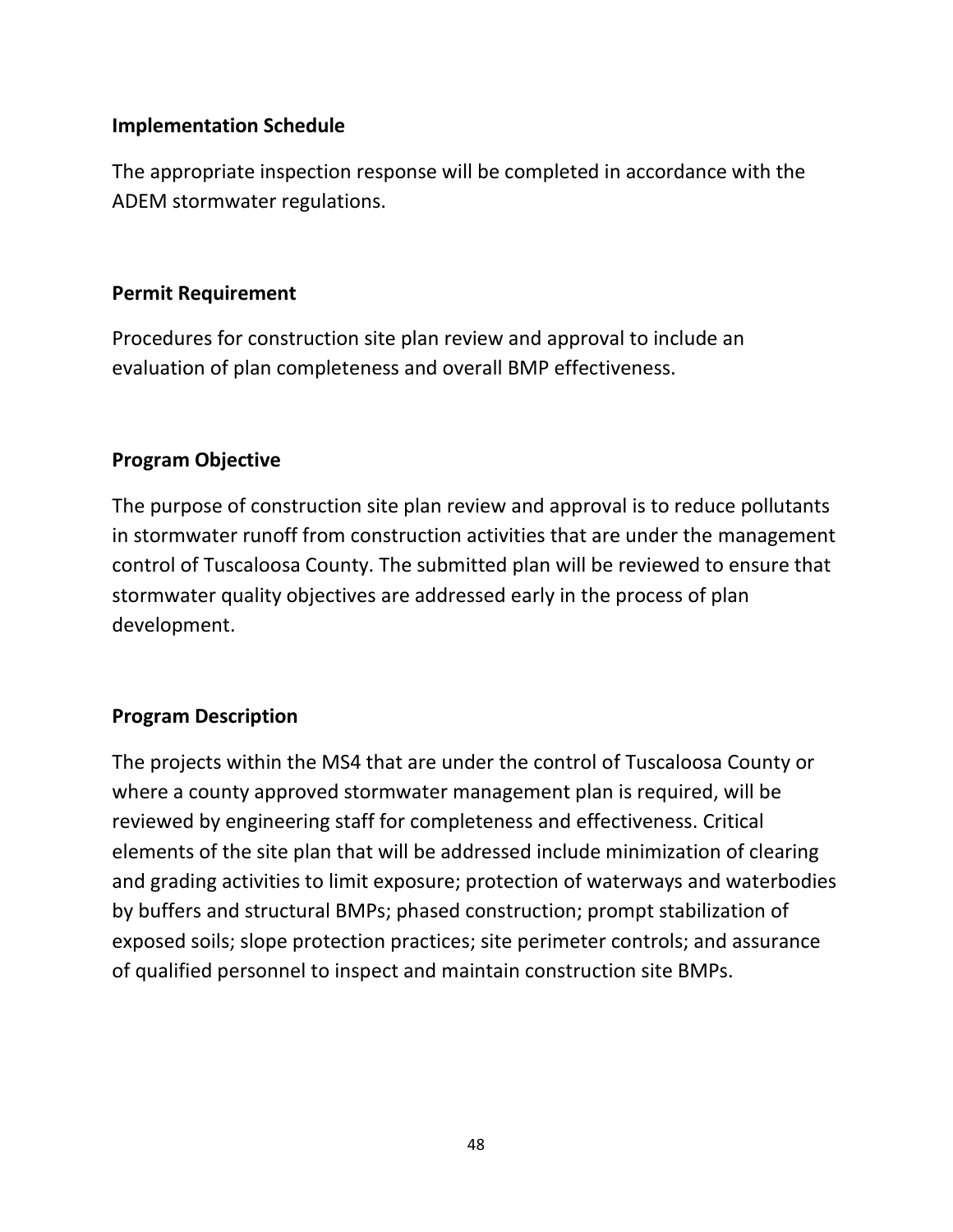**Implementation Schedule**

The appropriate inspection response will be completed in accordance with the ADEM stormwater regulations.

**Permit Requirement**

Procedures for construction site plan review and approval to include an evaluation of plan completeness and overall BMP effectiveness.

**Program Objective**

The purpose of construction site plan review and approval is to reduce pollutants in stormwater runoff from construction activities that are under the management control of Tuscaloosa County. The submitted plan will be reviewed to ensure that stormwater quality objectives are addressed early in the process of plan development.

**Program Description**

The projects within the MS4 that are under the control of Tuscaloosa County or where a county approved stormwater management plan is required, will be reviewed by engineering staff for completeness and effectiveness. Critical elements of the site plan that will be addressed include minimization of clearing and grading activities to limit exposure; protection of waterways and waterbodies by buffers and structural BMPs; phased construction; prompt stabilization of exposed soils; slope protection practices; site perimeter controls; and assurance of qualified personnel to inspect and maintain construction site BMPs.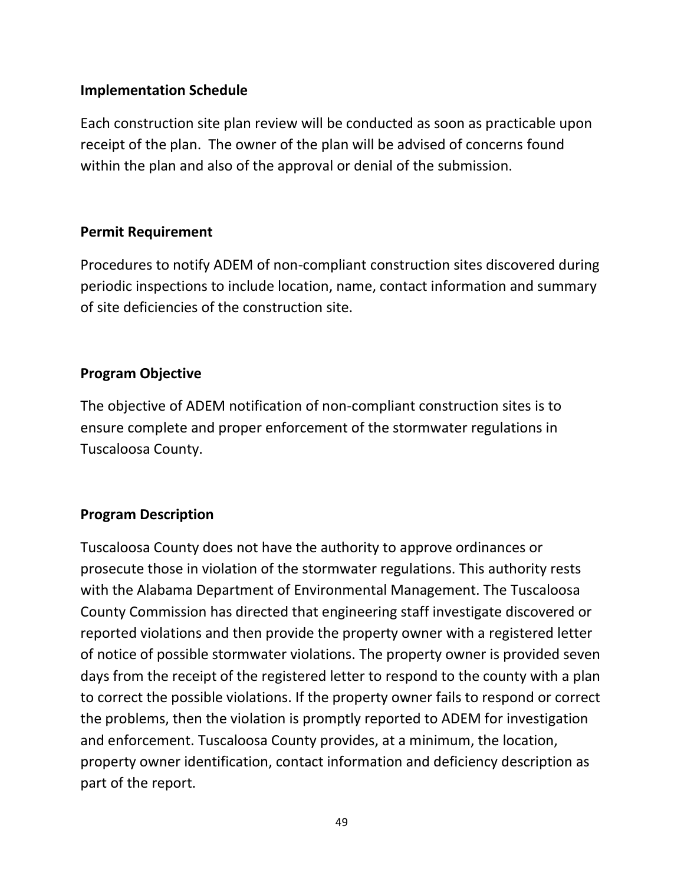**Implementation Schedule**

Each construction site plan review will be conducted as soon as practicable upon receipt of the plan. The owner of the plan will be advised of concerns found within the plan and also of the approval or denial of the submission.

**Permit Requirement**

Procedures to notify ADEM of non-compliant construction sites discovered during periodic inspections to include location, name, contact information and summary of site deficiencies of the construction site.

**Program Objective**

The objective of ADEM notification of non-compliant construction sites is to ensure complete and proper enforcement of the stormwater regulations in Tuscaloosa County.

**Program Description**

Tuscaloosa County does not have the authority to approve ordinances or prosecute those in violation of the stormwater regulations. This authority rests with the Alabama Department of Environmental Management. The Tuscaloosa County Commission has directed that engineering staff investigate discovered or reported violations and then provide the property owner with a registered letter of notice of possible stormwater violations. The property owner is provided seven days from the receipt of the registered letter to respond to the county with a plan to correct the possible violations. If the property owner fails to respond or correct the problems, then the violation is promptly reported to ADEM for investigation and enforcement. Tuscaloosa County provides, at a minimum, the location, property owner identification, contact information and deficiency description as part of the report.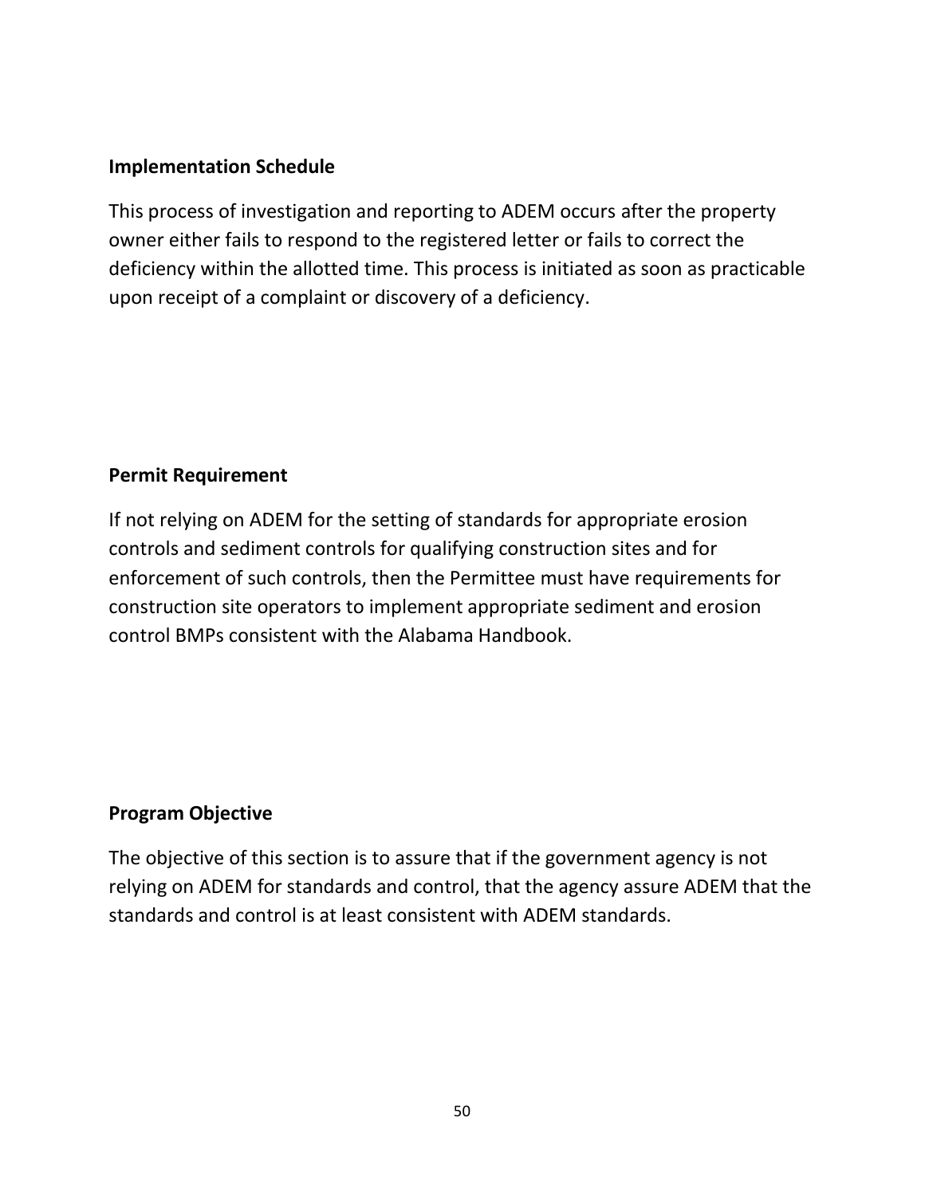**Implementation Schedule**

This process of investigation and reporting to ADEM occurs after the property owner either fails to respond to the registered letter or fails to correct the deficiency within the allotted time. This process is initiated as soon as practicable upon receipt of a complaint or discovery of a deficiency.

**Permit Requirement**

If not relying on ADEM for the setting of standards for appropriate erosion controls and sediment controls for qualifying construction sites and for enforcement of such controls, then the Permittee must have requirements for construction site operators to implement appropriate sediment and erosion control BMPs consistent with the Alabama Handbook.

**Program Objective**

The objective of this section is to assure that if the government agency is not relying on ADEM for standards and control, that the agency assure ADEM that the standards and control is at least consistent with ADEM standards.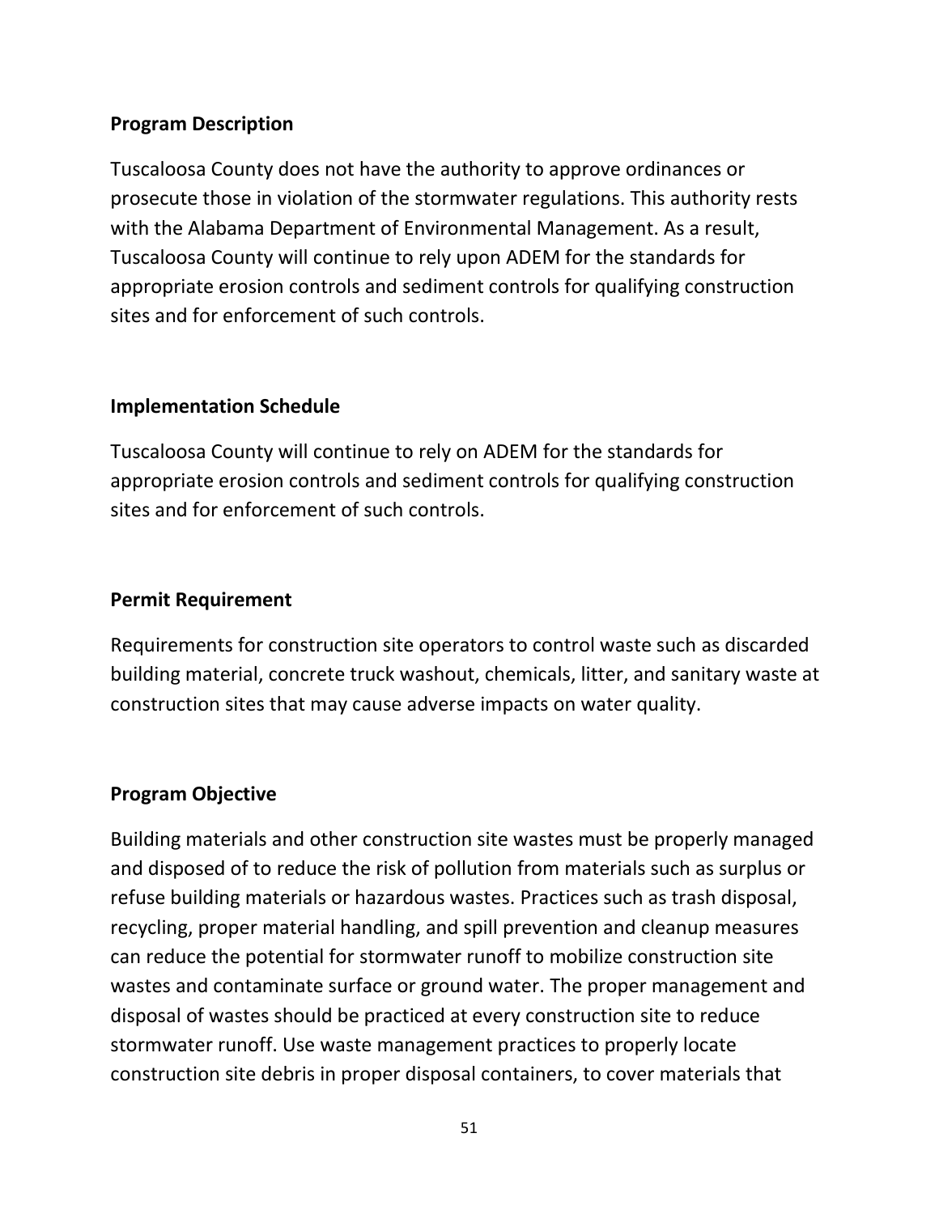**Program Description**

Tuscaloosa County does not have the authority to approve ordinances or prosecute those in violation of the stormwater regulations. This authority rests with the Alabama Department of Environmental Management. As a result, Tuscaloosa County will continue to rely upon ADEM for the standards for appropriate erosion controls and sediment controls for qualifying construction sites and for enforcement of such controls.

**Implementation Schedule**

Tuscaloosa County will continue to rely on ADEM for the standards for appropriate erosion controls and sediment controls for qualifying construction sites and for enforcement of such controls.

**Permit Requirement**

Requirements for construction site operators to control waste such as discarded building material, concrete truck washout, chemicals, litter, and sanitary waste at construction sites that may cause adverse impacts on water quality.

**Program Objective**

Building materials and other construction site wastes must be properly managed and disposed of to reduce the risk of pollution from materials such as surplus or refuse building materials or hazardous wastes. Practices such as trash disposal, recycling, proper material handling, and spill prevention and cleanup measures can reduce the potential for stormwater runoff to mobilize construction site wastes and contaminate surface or ground water. The proper management and disposal of wastes should be practiced at every construction site to reduce stormwater runoff. Use waste management practices to properly locate construction site debris in proper disposal containers, to cover materials that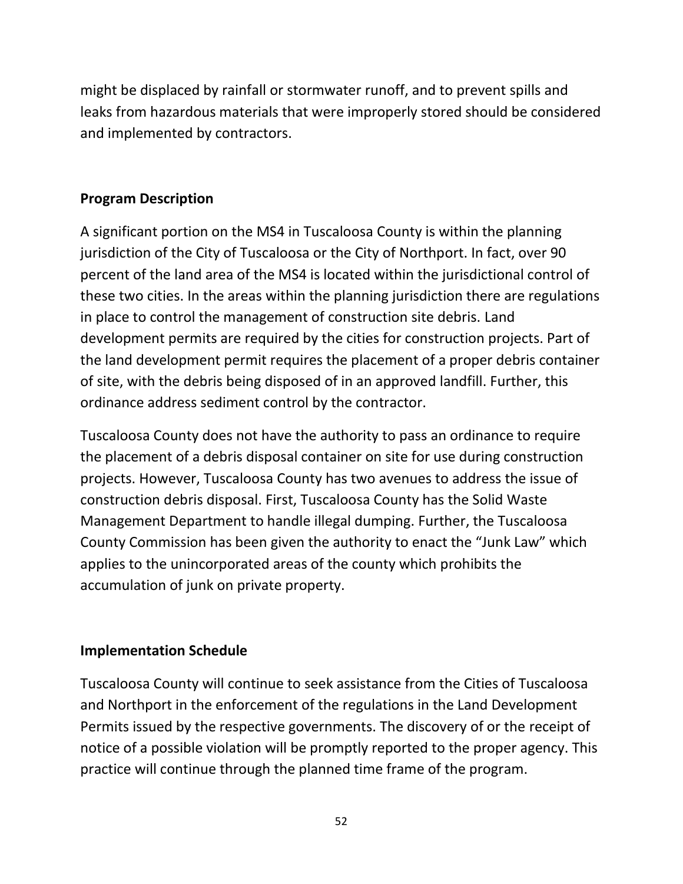might be displaced by rainfall or stormwater runoff, and to prevent spills and leaks from hazardous materials that were improperly stored should be considered and implemented by contractors.

**Program Description**

A significant portion on the MS4 in Tuscaloosa County is within the planning jurisdiction of the City of Tuscaloosa or the City of Northport. In fact, over 90 percent of the land area of the MS4 is located within the jurisdictional control of these two cities. In the areas within the planning jurisdiction there are regulations in place to control the management of construction site debris. Land development permits are required by the cities for construction projects. Part of the land development permit requires the placement of a proper debris container of site, with the debris being disposed of in an approved landfill. Further, this ordinance address sediment control by the contractor.

Tuscaloosa County does not have the authority to pass an ordinance to require the placement of a debris disposal container on site for use during construction projects. However, Tuscaloosa County has two avenues to address the issue of construction debris disposal. First, Tuscaloosa County has the Solid Waste Management Department to handle illegal dumping. Further, the Tuscaloosa County Commission has been given the authority to enact the "Junk Law" which applies to the unincorporated areas of the county which prohibits the accumulation of junk on private property.

**Implementation Schedule**

Tuscaloosa County will continue to seek assistance from the Cities of Tuscaloosa and Northport in the enforcement of the regulations in the Land Development Permits issued by the respective governments. The discovery of or the receipt of notice of a possible violation will be promptly reported to the proper agency. This practice will continue through the planned time frame of the program.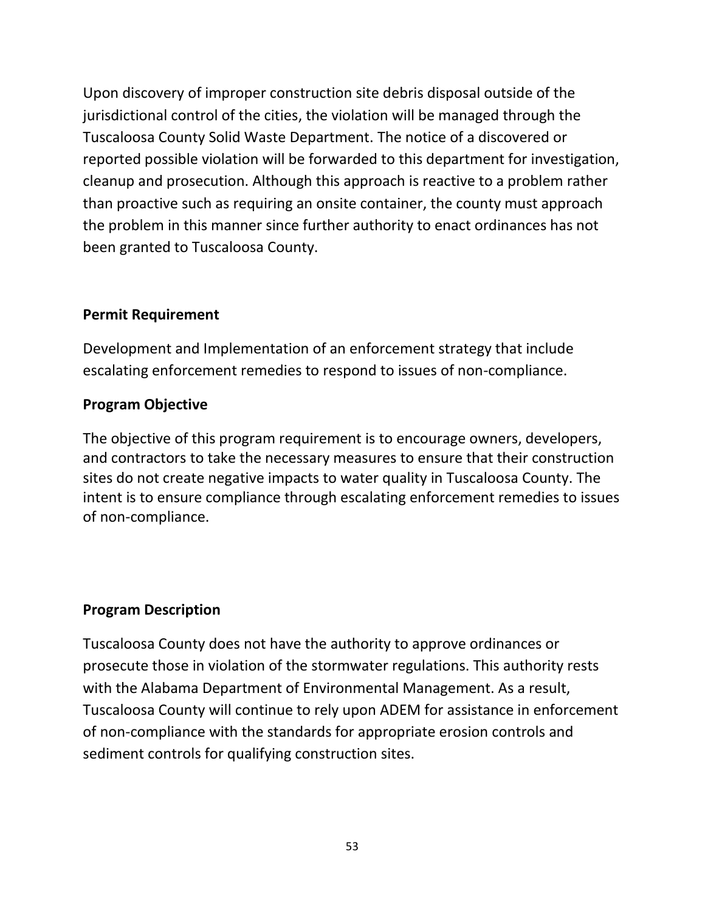Upon discovery of improper construction site debris disposal outside of the jurisdictional control of the cities, the violation will be managed through the Tuscaloosa County Solid Waste Department. The notice of a discovered or reported possible violation will be forwarded to this department for investigation, cleanup and prosecution. Although this approach is reactive to a problem rather than proactive such as requiring an onsite container, the county must approach the problem in this manner since further authority to enact ordinances has not been granted to Tuscaloosa County.

**Permit Requirement**

Development and Implementation of an enforcement strategy that include escalating enforcement remedies to respond to issues of non-compliance.

**Program Objective**

The objective of this program requirement is to encourage owners, developers, and contractors to take the necessary measures to ensure that their construction sites do not create negative impacts to water quality in Tuscaloosa County. The intent is to ensure compliance through escalating enforcement remedies to issues of non-compliance.

**Program Description**

Tuscaloosa County does not have the authority to approve ordinances or prosecute those in violation of the stormwater regulations. This authority rests with the Alabama Department of Environmental Management. As a result, Tuscaloosa County will continue to rely upon ADEM for assistance in enforcement of non-compliance with the standards for appropriate erosion controls and sediment controls for qualifying construction sites.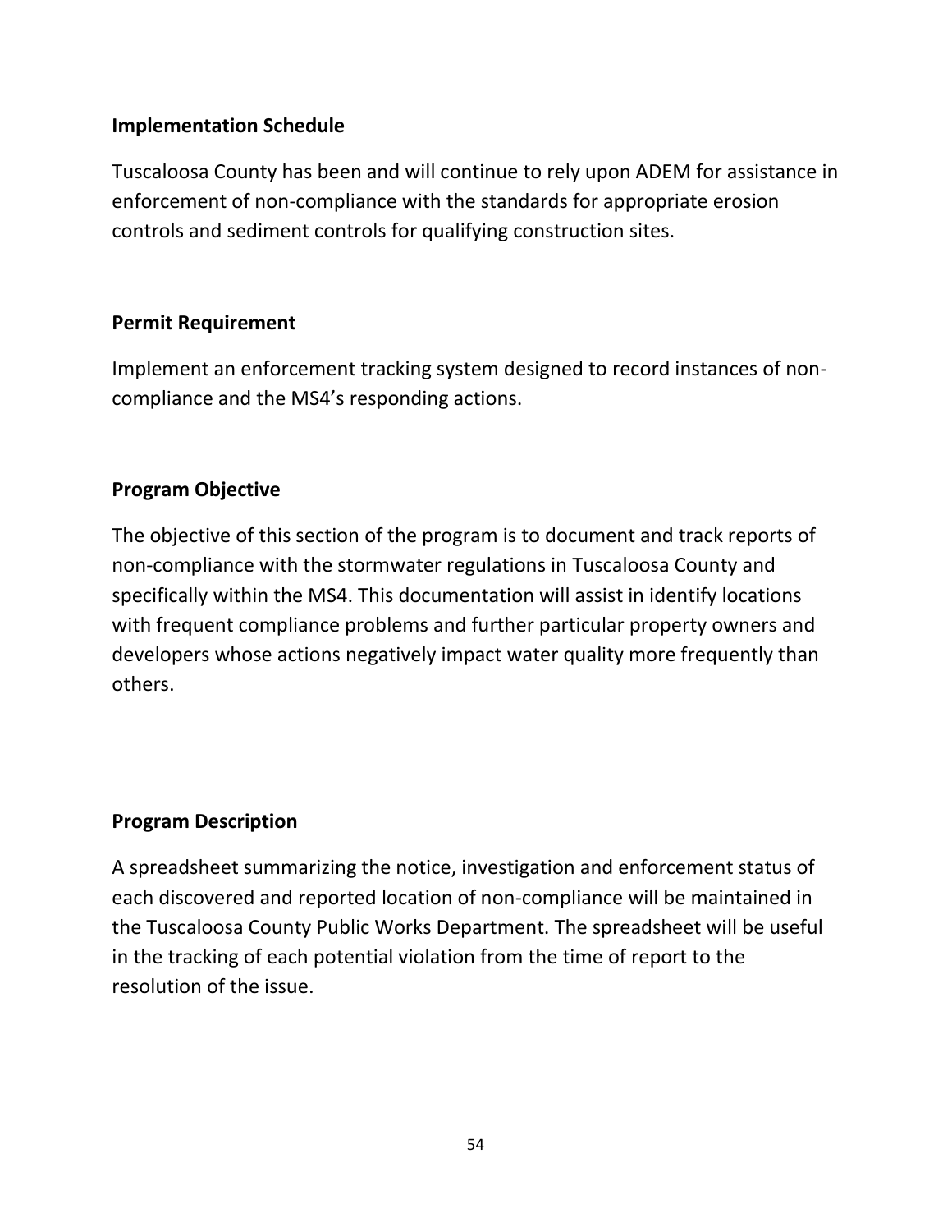## Implementation Schedule

Tuscaloosa County has been and will continue to rely upon ADEM for assistance in enforcement of non-compliance with the standards for appropriate erosion controls and sediment controls for qualifying construction sites.

## Permit Requirement

Implement an enforcement tracking system designed to record instances of non-compliance and the MS4's responding actions.

## Program Objective

The objective of this section of the program is to document and track reports of non-compliance with the stormwater regulations in Tuscaloosa County and specifically within the MS4. This documentation will assist in identify locations with frequent compliance problems and further particular property owners and developers whose actions negatively impact water quality more frequently than others.

## Program Description

A spreadsheet summarizing the notice, investigation and enforcement status of each discovered and reported location of non-compliance will be maintained in the Tuscaloosa County Public Works Department. The spreadsheet will be useful in the tracking of each potential violation from the time of report to the resolution of the issue.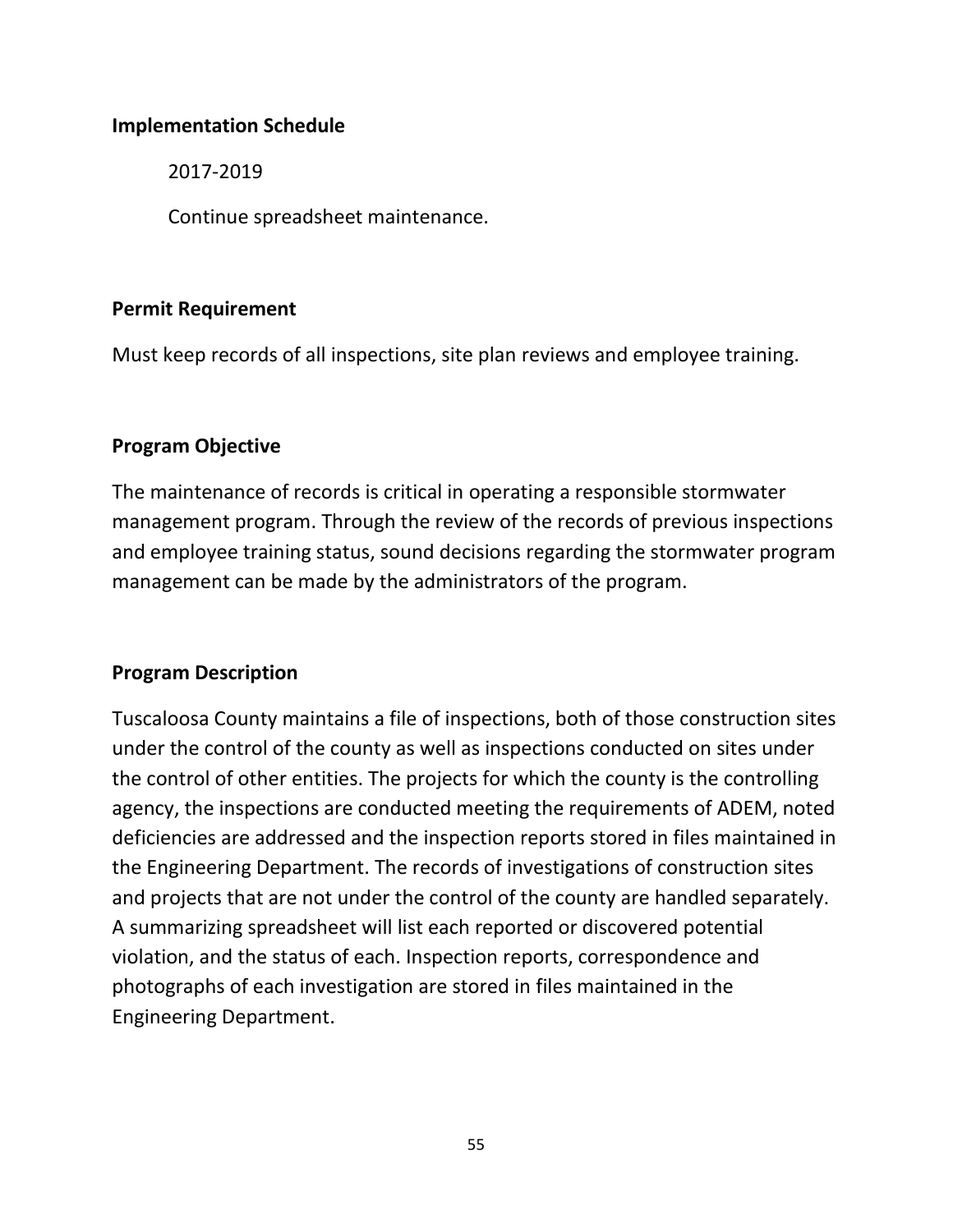**Implementation Schedule**

2017-2019

Continue spreadsheet maintenance.

**Permit Requirement**

Must keep records of all inspections, site plan reviews and employee training.

**Program Objective**

The maintenance of records is critical in operating a responsible stormwater management program. Through the review of the records of previous inspections and employee training status, sound decisions regarding the stormwater program management can be made by the administrators of the program.

**Program Description**

Tuscaloosa County maintains a file of inspections, both of those construction sites under the control of the county as well as inspections conducted on sites under the control of other entities. The projects for which the county is the controlling agency, the inspections are conducted meeting the requirements of ADEM, noted deficiencies are addressed and the inspection reports stored in files maintained in the Engineering Department. The records of investigations of construction sites and projects that are not under the control of the county are handled separately. A summarizing spreadsheet will list each reported or discovered potential violation, and the status of each. Inspection reports, correspondence and photographs of each investigation are stored in files maintained in the Engineering Department.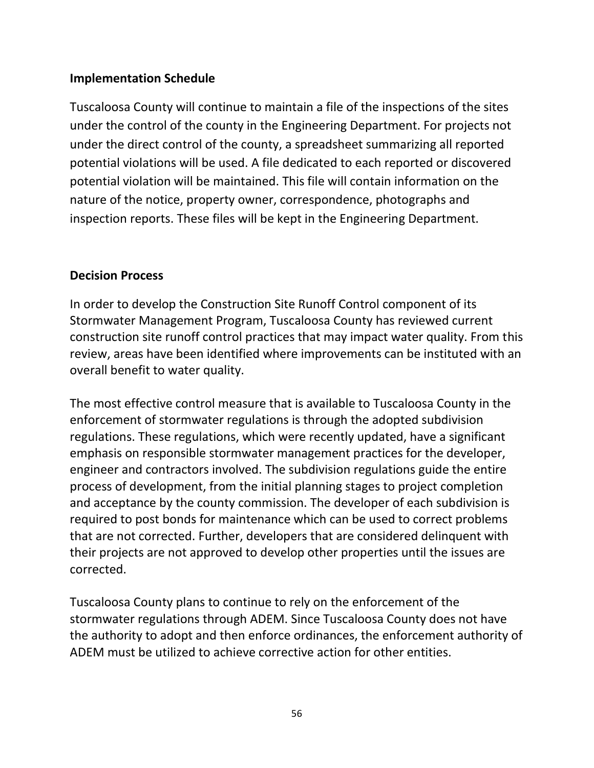**Implementation Schedule**

Tuscaloosa County will continue to maintain a file of the inspections of the sites under the control of the county in the Engineering Department. For projects not under the direct control of the county, a spreadsheet summarizing all reported potential violations will be used. A file dedicated to each reported or discovered potential violation will be maintained. This file will contain information on the nature of the notice, property owner, correspondence, photographs and inspection reports. These files will be kept in the Engineering Department.

**Decision Process**

In order to develop the Construction Site Runoff Control component of its Stormwater Management Program, Tuscaloosa County has reviewed current construction site runoff control practices that may impact water quality. From this review, areas have been identified where improvements can be instituted with an overall benefit to water quality.

The most effective control measure that is available to Tuscaloosa County in the enforcement of stormwater regulations is through the adopted subdivision regulations. These regulations, which were recently updated, have a significant emphasis on responsible stormwater management practices for the developer, engineer and contractors involved. The subdivision regulations guide the entire process of development, from the initial planning stages to project completion and acceptance by the county commission. The developer of each subdivision is required to post bonds for maintenance which can be used to correct problems that are not corrected. Further, developers that are considered delinquent with their projects are not approved to develop other properties until the issues are corrected.

Tuscaloosa County plans to continue to rely on the enforcement of the stormwater regulations through ADEM. Since Tuscaloosa County does not have the authority to adopt and then enforce ordinances, the enforcement authority of ADEM must be utilized to achieve corrective action for other entities.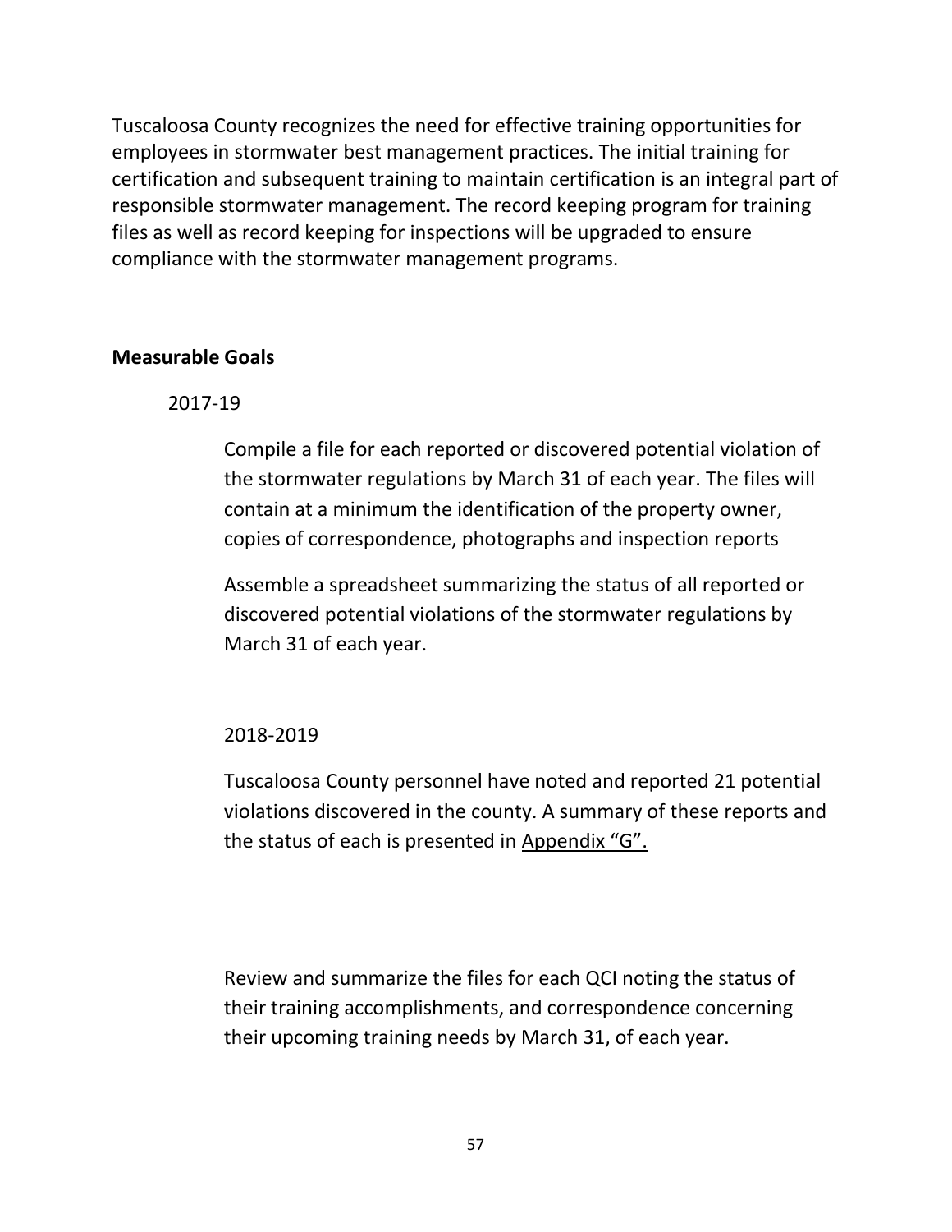Tuscaloosa County recognizes the need for effective training opportunities for employees in stormwater best management practices. The initial training for certification and subsequent training to maintain certification is an integral part of responsible stormwater management. The record keeping program for training files as well as record keeping for inspections will be upgraded to ensure compliance with the stormwater management programs.

**Measurable Goals**

2017-19

Compile a file for each reported or discovered potential violation of the stormwater regulations by March 31 of each year. The files will contain at a minimum the identification of the property owner, copies of correspondence, photographs and inspection reports

Assemble a spreadsheet summarizing the status of all reported or discovered potential violations of the stormwater regulations by March 31 of each year.

2018-2019

Tuscaloosa County personnel have noted and reported 21 potential violations discovered in the county. A summary of these reports and the status of each is presented in Appendix "G".

Review and summarize the files for each QCI noting the status of their training accomplishments, and correspondence concerning their upcoming training needs by March 31, of each year.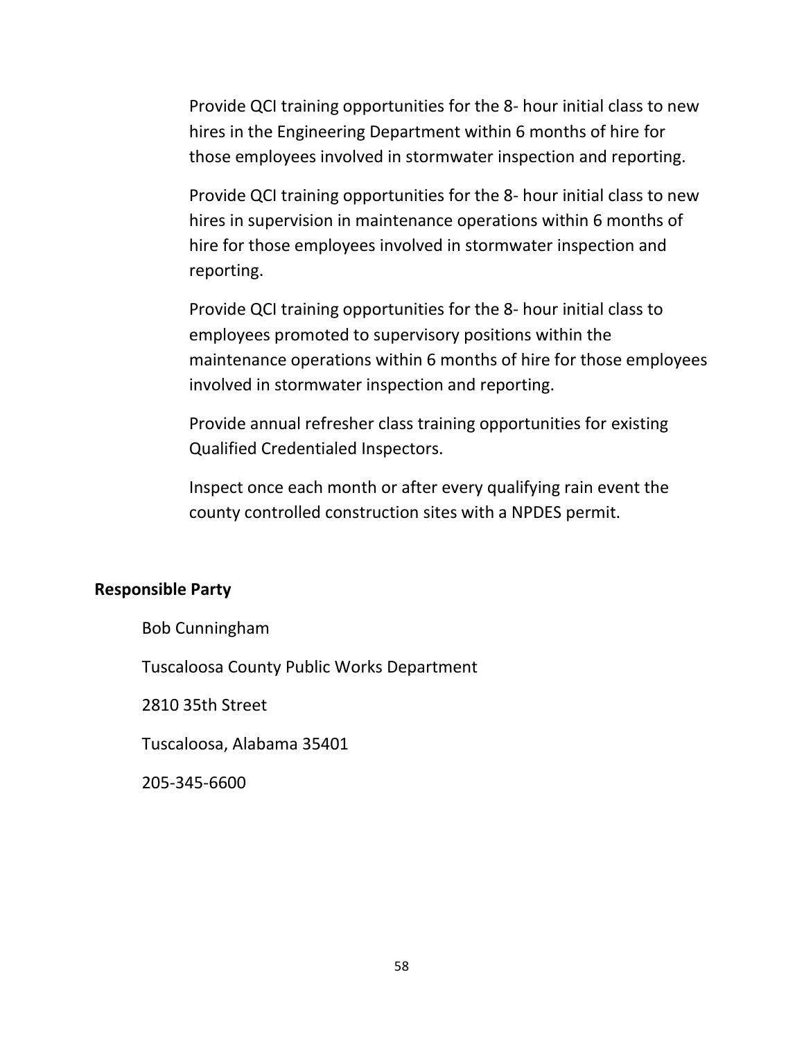Provide QCI training opportunities for the 8- hour initial class to new hires in the Engineering Department within 6 months of hire for those employees involved in stormwater inspection and reporting.

Provide QCI training opportunities for the 8- hour initial class to new hires in supervision in maintenance operations within 6 months of hire for those employees involved in stormwater inspection and reporting.

Provide QCI training opportunities for the 8- hour initial class to employees promoted to supervisory positions within the maintenance operations within 6 months of hire for those employees involved in stormwater inspection and reporting.

Provide annual refresher class training opportunities for existing Qualified Credentialed Inspectors.

Inspect once each month or after every qualifying rain event the county controlled construction sites with a NPDES permit.

**Responsible Party**

Bob Cunningham

Tuscaloosa County Public Works Department

2810 35th Street

Tuscaloosa, Alabama 35401

205-345-6600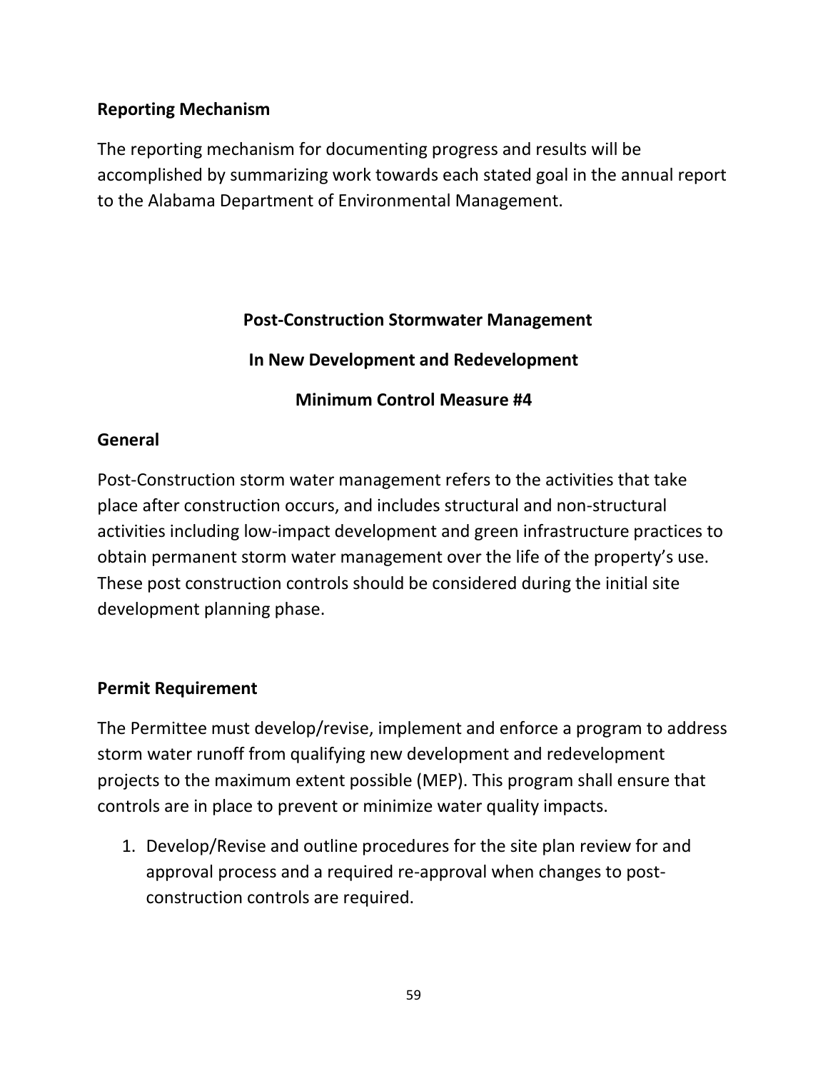### Reporting Mechanism

The reporting mechanism for documenting progress and results will be accomplished by summarizing work towards each stated goal in the annual report to the Alabama Department of Environmental Management.

## Post-Construction Stormwater Management

## In New Development and Redevelopment

## Minimum Control Measure #4

### General

Post-Construction storm water management refers to the activities that take place after construction occurs, and includes structural and non-structural activities including low-impact development and green infrastructure practices to obtain permanent storm water management over the life of the property's use. These post construction controls should be considered during the initial site development planning phase.

### Permit Requirement

The Permittee must develop/revise, implement and enforce a program to address storm water runoff from qualifying new development and redevelopment projects to the maximum extent possible (MEP). This program shall ensure that controls are in place to prevent or minimize water quality impacts.

1. Develop/Revise and outline procedures for the site plan review for and approval process and a required re-approval when changes to post-construction controls are required.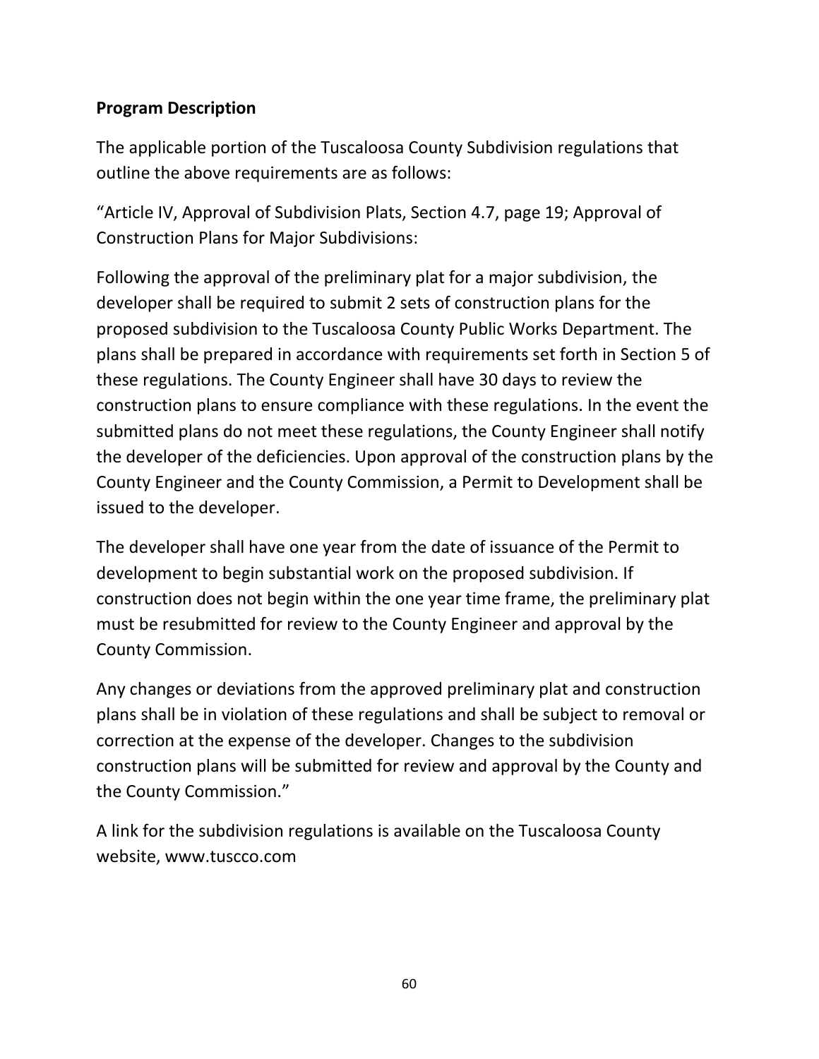**Program Description**

The applicable portion of the Tuscaloosa County Subdivision regulations that outline the above requirements are as follows:

"Article IV, Approval of Subdivision Plats, Section 4.7, page 19; Approval of Construction Plans for Major Subdivisions:

Following the approval of the preliminary plat for a major subdivision, the developer shall be required to submit 2 sets of construction plans for the proposed subdivision to the Tuscaloosa County Public Works Department. The plans shall be prepared in accordance with requirements set forth in Section 5 of these regulations. The County Engineer shall have 30 days to review the construction plans to ensure compliance with these regulations. In the event the submitted plans do not meet these regulations, the County Engineer shall notify the developer of the deficiencies. Upon approval of the construction plans by the County Engineer and the County Commission, a Permit to Development shall be issued to the developer.

The developer shall have one year from the date of issuance of the Permit to development to begin substantial work on the proposed subdivision. If construction does not begin within the one year time frame, the preliminary plat must be resubmitted for review to the County Engineer and approval by the County Commission.

Any changes or deviations from the approved preliminary plat and construction plans shall be in violation of these regulations and shall be subject to removal or correction at the expense of the developer. Changes to the subdivision construction plans will be submitted for review and approval by the County and the County Commission."

A link for the subdivision regulations is available on the Tuscaloosa County website, www.tuscco.com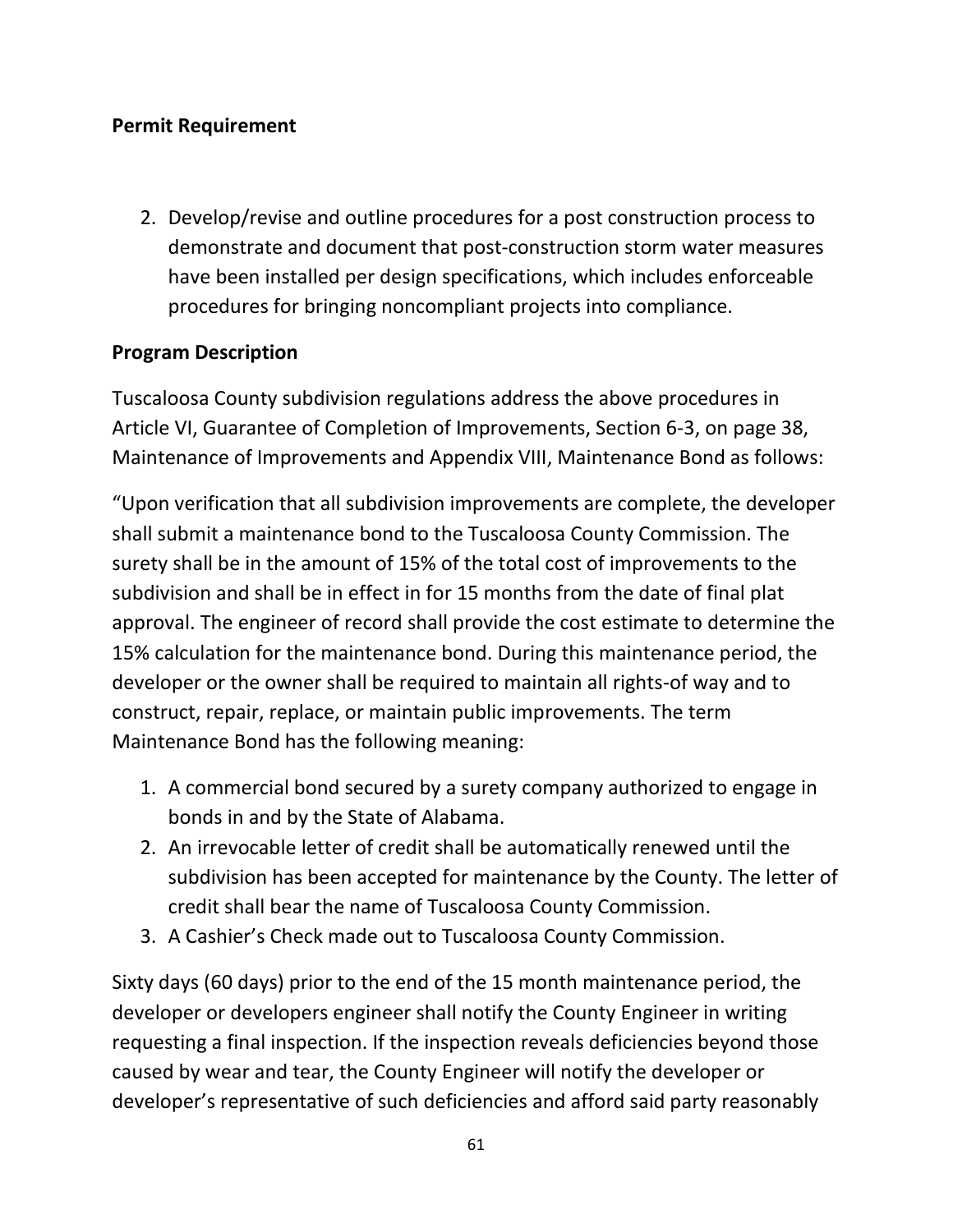**Permit Requirement**

2. Develop/revise and outline procedures for a post construction process to demonstrate and document that post-construction storm water measures have been installed per design specifications, which includes enforceable procedures for bringing noncompliant projects into compliance.

**Program Description**

Tuscaloosa County subdivision regulations address the above procedures in Article VI, Guarantee of Completion of Improvements, Section 6-3, on page 38, Maintenance of Improvements and Appendix VIII, Maintenance Bond as follows:

"Upon verification that all subdivision improvements are complete, the developer shall submit a maintenance bond to the Tuscaloosa County Commission. The surety shall be in the amount of 15% of the total cost of improvements to the subdivision and shall be in effect in for 15 months from the date of final plat approval. The engineer of record shall provide the cost estimate to determine the 15% calculation for the maintenance bond. During this maintenance period, the developer or the owner shall be required to maintain all rights-of way and to construct, repair, replace, or maintain public improvements. The term Maintenance Bond has the following meaning:

1. A commercial bond secured by a surety company authorized to engage in bonds in and by the State of Alabama.
2. An irrevocable letter of credit shall be automatically renewed until the subdivision has been accepted for maintenance by the County. The letter of credit shall bear the name of Tuscaloosa County Commission.
3. A Cashier's Check made out to Tuscaloosa County Commission.

Sixty days (60 days) prior to the end of the 15 month maintenance period, the developer or developers engineer shall notify the County Engineer in writing requesting a final inspection. If the inspection reveals deficiencies beyond those caused by wear and tear, the County Engineer will notify the developer or developer's representative of such deficiencies and afford said party reasonably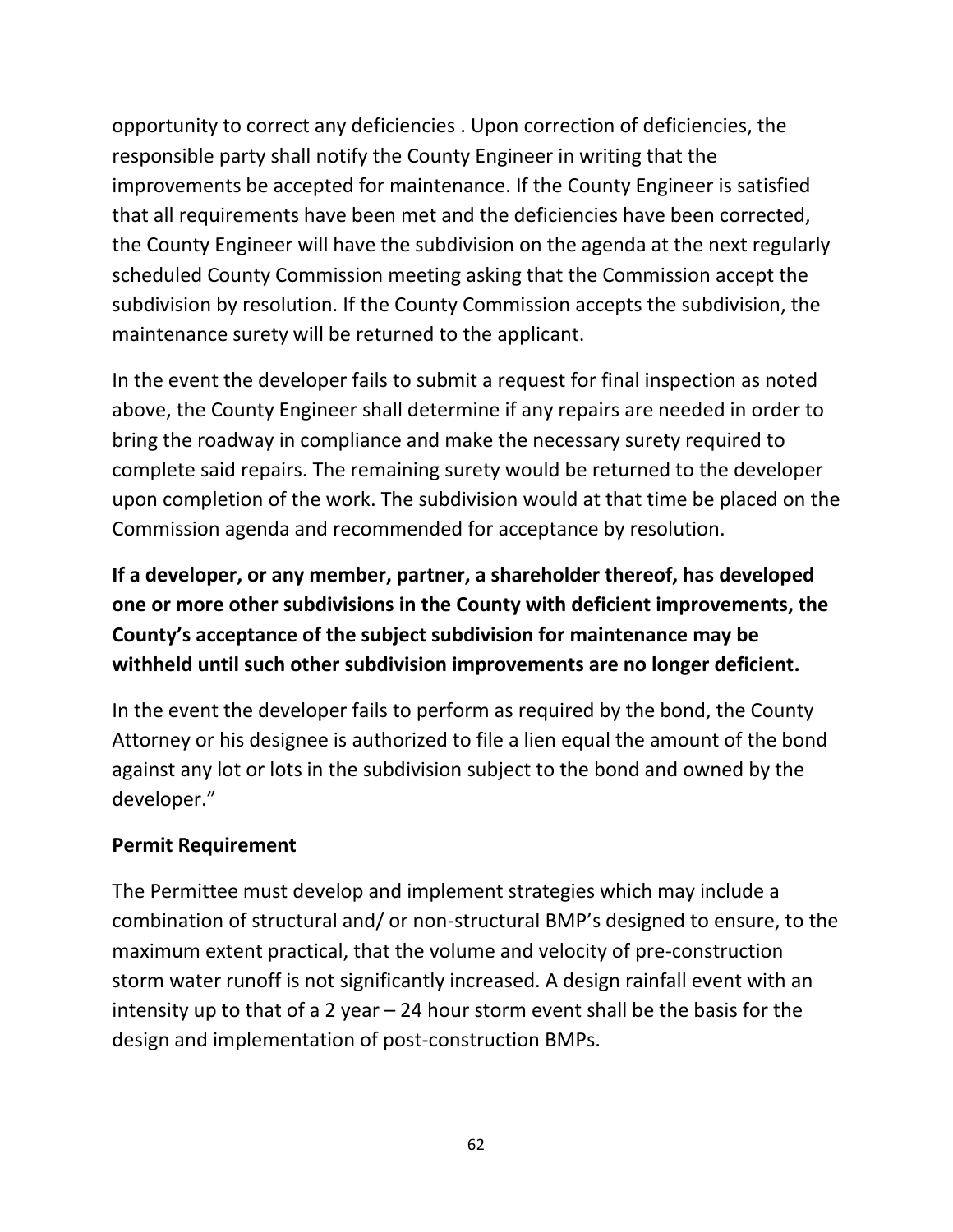opportunity to correct any deficiencies . Upon correction of deficiencies, the responsible party shall notify the County Engineer in writing that the improvements be accepted for maintenance. If the County Engineer is satisfied that all requirements have been met and the deficiencies have been corrected, the County Engineer will have the subdivision on the agenda at the next regularly scheduled County Commission meeting asking that the Commission accept the subdivision by resolution. If the County Commission accepts the subdivision, the maintenance surety will be returned to the applicant.

In the event the developer fails to submit a request for final inspection as noted above, the County Engineer shall determine if any repairs are needed in order to bring the roadway in compliance and make the necessary surety required to complete said repairs. The remaining surety would be returned to the developer upon completion of the work. The subdivision would at that time be placed on the Commission agenda and recommended for acceptance by resolution.

**If a developer, or any member, partner, a shareholder thereof, has developed one or more other subdivisions in the County with deficient improvements, the County's acceptance of the subject subdivision for maintenance may be withheld until such other subdivision improvements are no longer deficient.**

In the event the developer fails to perform as required by the bond, the County Attorney or his designee is authorized to file a lien equal the amount of the bond against any lot or lots in the subdivision subject to the bond and owned by the developer."

**Permit Requirement**

The Permittee must develop and implement strategies which may include a combination of structural and/ or non-structural BMP's designed to ensure, to the maximum extent practical, that the volume and velocity of pre-construction storm water runoff is not significantly increased. A design rainfall event with an intensity up to that of a 2 year – 24 hour storm event shall be the basis for the design and implementation of post-construction BMPs.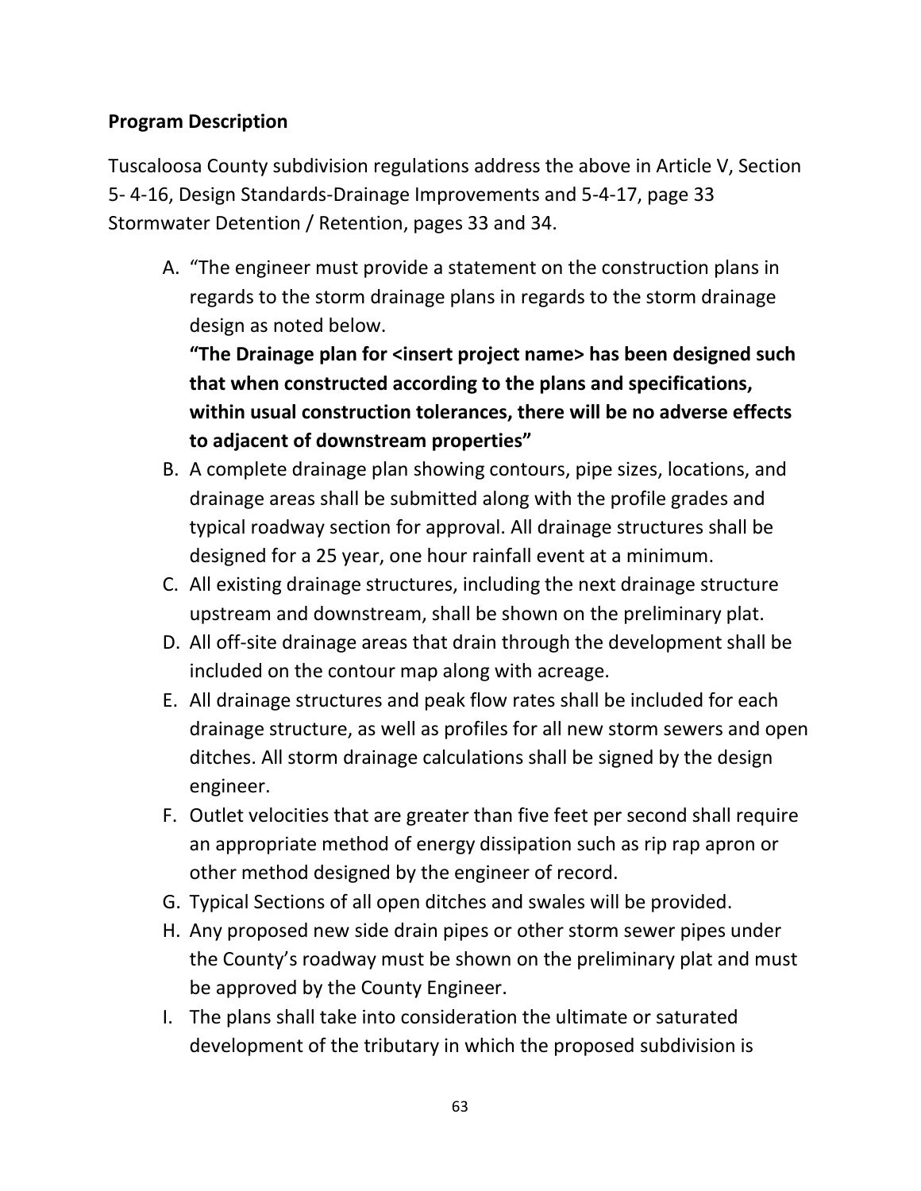**Program Description**

Tuscaloosa County subdivision regulations address the above in Article V, Section 5- 4-16, Design Standards-Drainage Improvements and 5-4-17, page 33 Stormwater Detention / Retention, pages 33 and 34.

A. "The engineer must provide a statement on the construction plans in regards to the storm drainage plans in regards to the storm drainage design as noted below.
   **"The Drainage plan for <insert project name> has been designed such that when constructed according to the plans and specifications, within usual construction tolerances, there will be no adverse effects to adjacent of downstream properties"**
B. A complete drainage plan showing contours, pipe sizes, locations, and drainage areas shall be submitted along with the profile grades and typical roadway section for approval. All drainage structures shall be designed for a 25 year, one hour rainfall event at a minimum.
C. All existing drainage structures, including the next drainage structure upstream and downstream, shall be shown on the preliminary plat.
D. All off-site drainage areas that drain through the development shall be included on the contour map along with acreage.
E. All drainage structures and peak flow rates shall be included for each drainage structure, as well as profiles for all new storm sewers and open ditches. All storm drainage calculations shall be signed by the design engineer.
F. Outlet velocities that are greater than five feet per second shall require an appropriate method of energy dissipation such as rip rap apron or other method designed by the engineer of record.
G. Typical Sections of all open ditches and swales will be provided.
H. Any proposed new side drain pipes or other storm sewer pipes under the County's roadway must be shown on the preliminary plat and must be approved by the County Engineer.
I. The plans shall take into consideration the ultimate or saturated development of the tributary in which the proposed subdivision is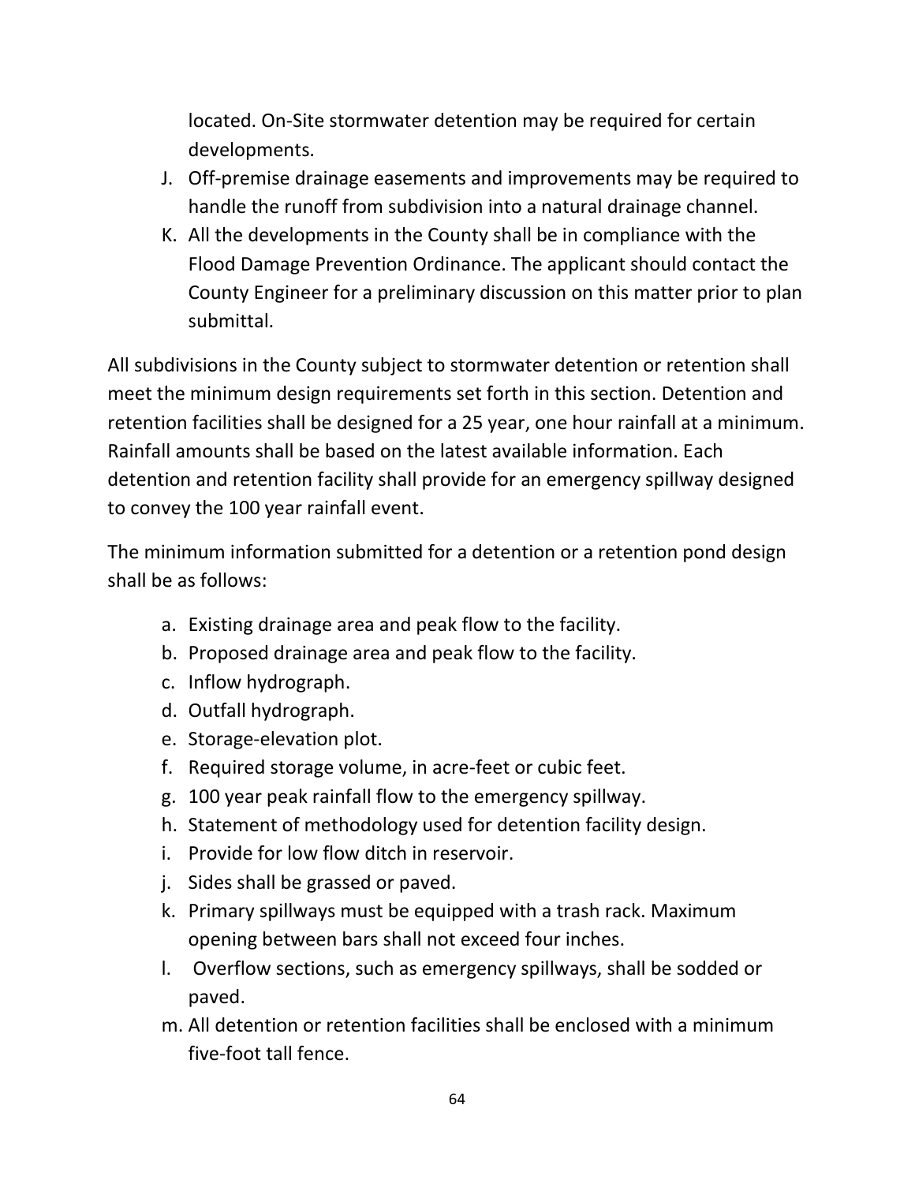located. On-Site stormwater detention may be required for certain developments.

J. Off-premise drainage easements and improvements may be required to handle the runoff from subdivision into a natural drainage channel.
K. All the developments in the County shall be in compliance with the Flood Damage Prevention Ordinance. The applicant should contact the County Engineer for a preliminary discussion on this matter prior to plan submittal.

All subdivisions in the County subject to stormwater detention or retention shall meet the minimum design requirements set forth in this section. Detention and retention facilities shall be designed for a 25 year, one hour rainfall at a minimum. Rainfall amounts shall be based on the latest available information. Each detention and retention facility shall provide for an emergency spillway designed to convey the 100 year rainfall event.

The minimum information submitted for a detention or a retention pond design shall be as follows:

a. Existing drainage area and peak flow to the facility.
b. Proposed drainage area and peak flow to the facility.
c. Inflow hydrograph.
d. Outfall hydrograph.
e. Storage-elevation plot.
f. Required storage volume, in acre-feet or cubic feet.
g. 100 year peak rainfall flow to the emergency spillway.
h. Statement of methodology used for detention facility design.
i. Provide for low flow ditch in reservoir.
j. Sides shall be grassed or paved.
k. Primary spillways must be equipped with a trash rack. Maximum opening between bars shall not exceed four inches.
l. Overflow sections, such as emergency spillways, shall be sodded or paved.
m. All detention or retention facilities shall be enclosed with a minimum five-foot tall fence.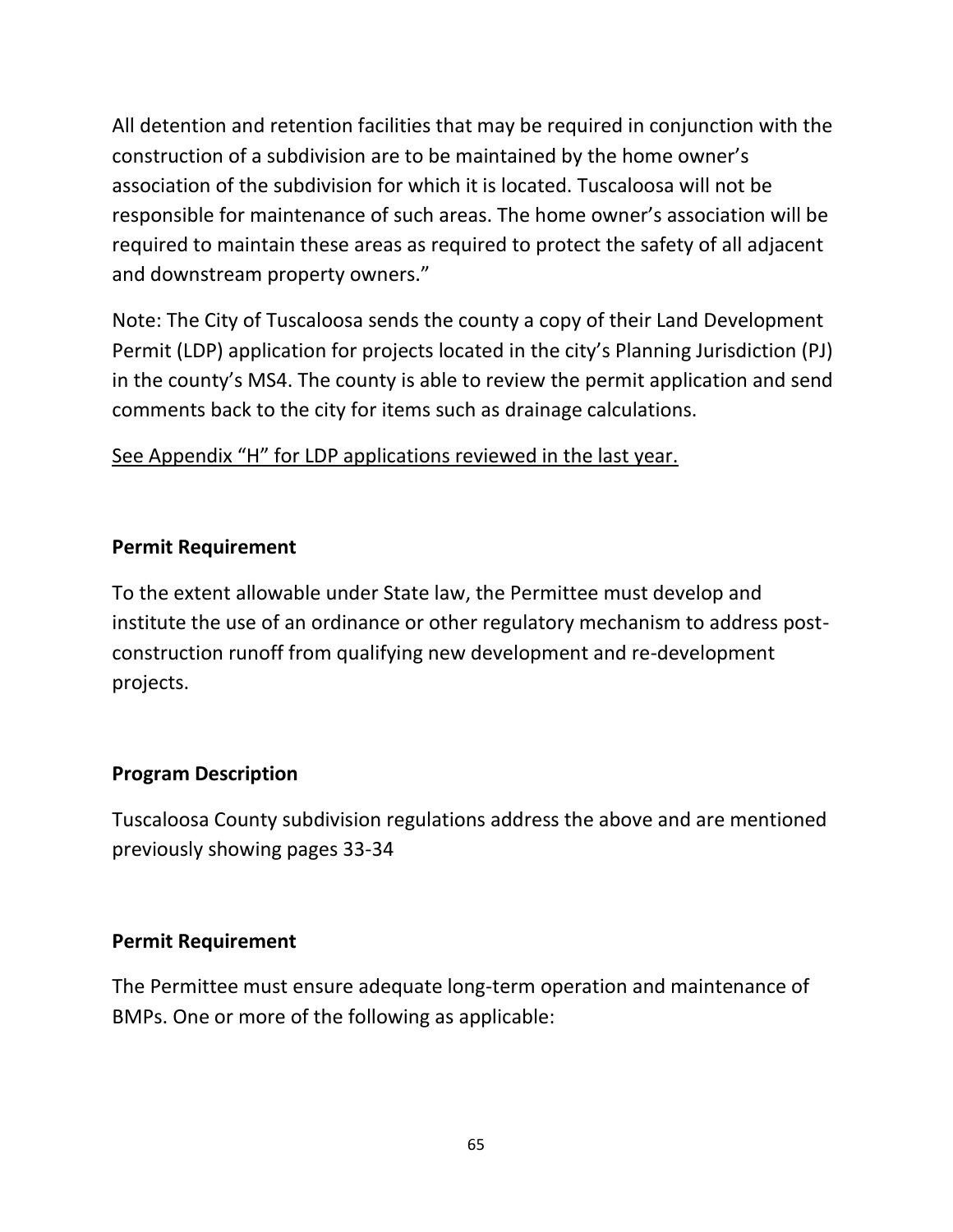All detention and retention facilities that may be required in conjunction with the construction of a subdivision are to be maintained by the home owner's association of the subdivision for which it is located. Tuscaloosa will not be responsible for maintenance of such areas. The home owner's association will be required to maintain these areas as required to protect the safety of all adjacent and downstream property owners."

Note: The City of Tuscaloosa sends the county a copy of their Land Development Permit (LDP) application for projects located in the city's Planning Jurisdiction (PJ) in the county's MS4. The county is able to review the permit application and send comments back to the city for items such as drainage calculations.

<u>See Appendix "H" for LDP applications reviewed in the last year.</u>

**Permit Requirement**

To the extent allowable under State law, the Permittee must develop and institute the use of an ordinance or other regulatory mechanism to address post-construction runoff from qualifying new development and re-development projects.

**Program Description**

Tuscaloosa County subdivision regulations address the above and are mentioned previously showing pages 33-34

**Permit Requirement**

The Permittee must ensure adequate long-term operation and maintenance of BMPs. One or more of the following as applicable: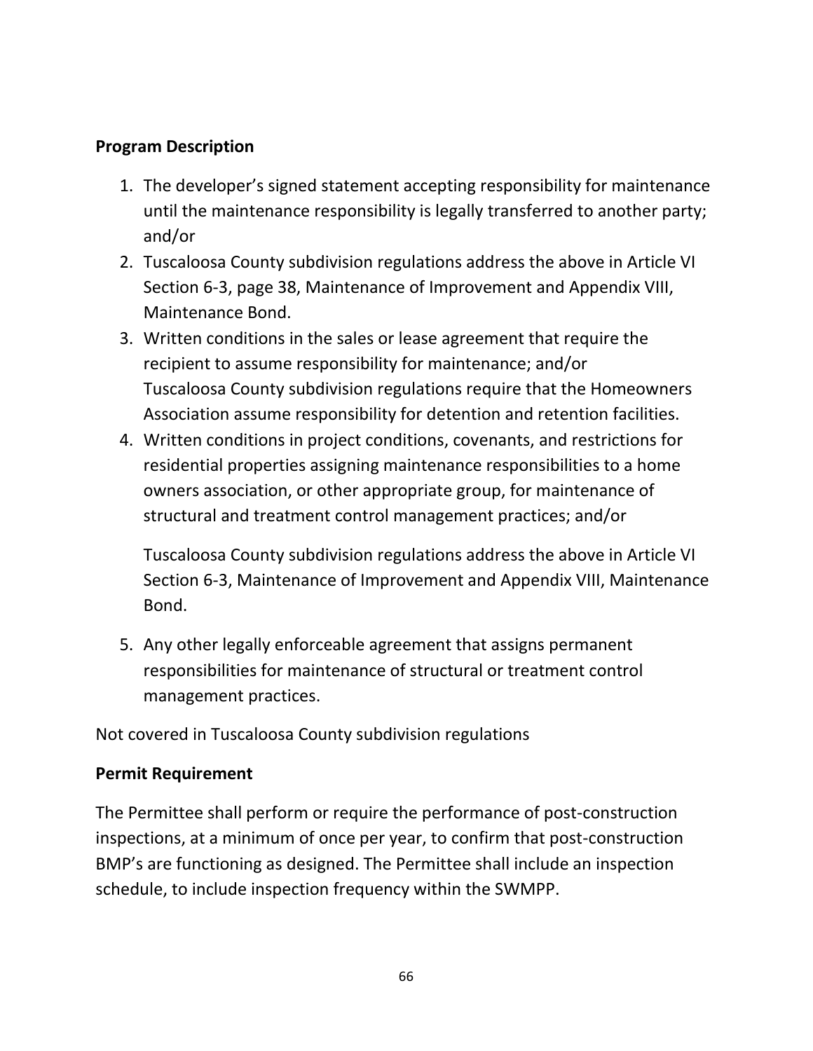**Program Description**

1. The developer's signed statement accepting responsibility for maintenance until the maintenance responsibility is legally transferred to another party; and/or
2. Tuscaloosa County subdivision regulations address the above in Article VI Section 6-3, page 38, Maintenance of Improvement and Appendix VIII, Maintenance Bond.
3. Written conditions in the sales or lease agreement that require the recipient to assume responsibility for maintenance; and/or Tuscaloosa County subdivision regulations require that the Homeowners Association assume responsibility for detention and retention facilities.
4. Written conditions in project conditions, covenants, and restrictions for residential properties assigning maintenance responsibilities to a home owners association, or other appropriate group, for maintenance of structural and treatment control management practices; and/or

   Tuscaloosa County subdivision regulations address the above in Article VI Section 6-3, Maintenance of Improvement and Appendix VIII, Maintenance Bond.

5. Any other legally enforceable agreement that assigns permanent responsibilities for maintenance of structural or treatment control management practices.

Not covered in Tuscaloosa County subdivision regulations

**Permit Requirement**

The Permittee shall perform or require the performance of post-construction inspections, at a minimum of once per year, to confirm that post-construction BMP's are functioning as designed. The Permittee shall include an inspection schedule, to include inspection frequency within the SWMPP.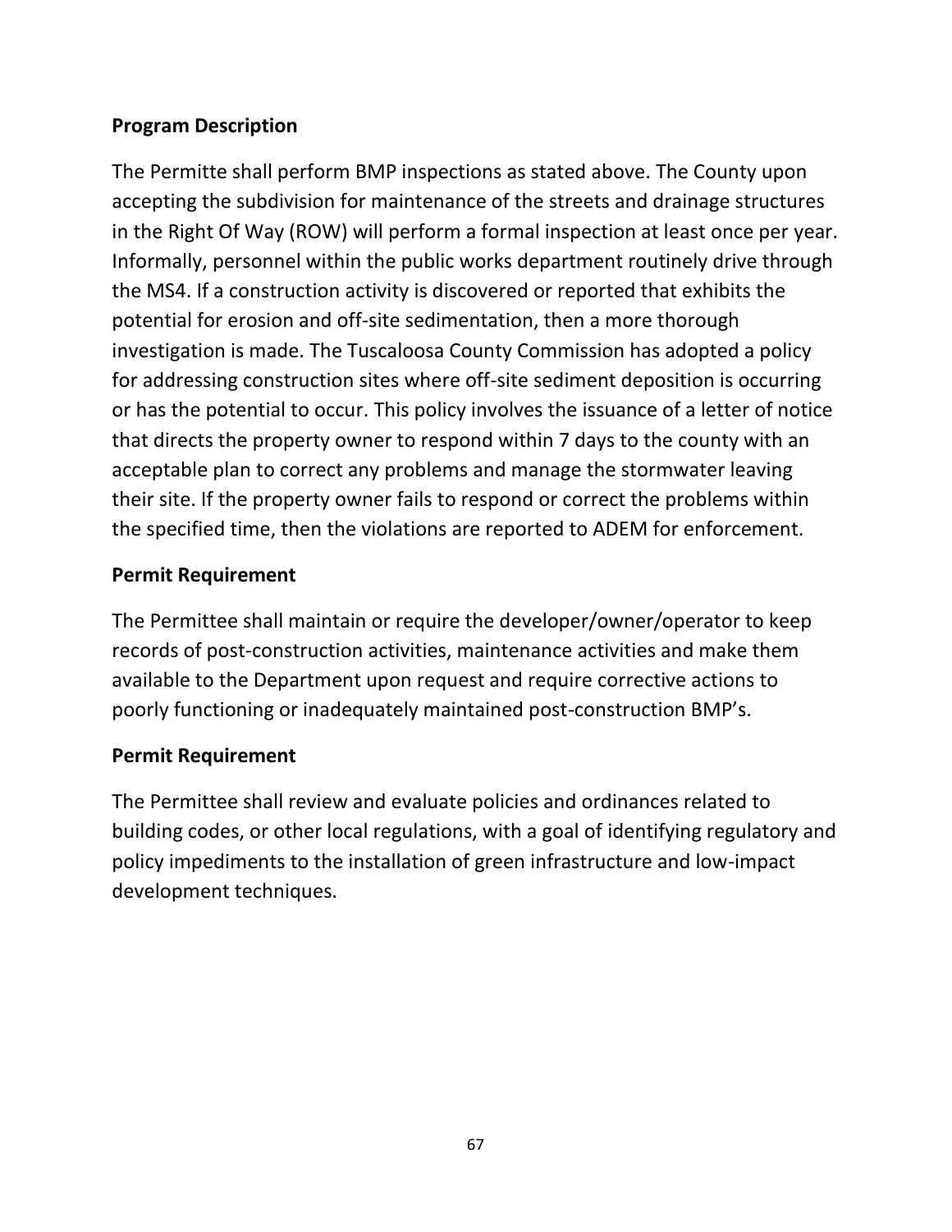**Program Description**

The Permitte shall perform BMP inspections as stated above. The County upon accepting the subdivision for maintenance of the streets and drainage structures in the Right Of Way (ROW) will perform a formal inspection at least once per year. Informally, personnel within the public works department routinely drive through the MS4. If a construction activity is discovered or reported that exhibits the potential for erosion and off-site sedimentation, then a more thorough investigation is made. The Tuscaloosa County Commission has adopted a policy for addressing construction sites where off-site sediment deposition is occurring or has the potential to occur. This policy involves the issuance of a letter of notice that directs the property owner to respond within 7 days to the county with an acceptable plan to correct any problems and manage the stormwater leaving their site. If the property owner fails to respond or correct the problems within the specified time, then the violations are reported to ADEM for enforcement.

**Permit Requirement**

The Permittee shall maintain or require the developer/owner/operator to keep records of post-construction activities, maintenance activities and make them available to the Department upon request and require corrective actions to poorly functioning or inadequately maintained post-construction BMP's.

**Permit Requirement**

The Permittee shall review and evaluate policies and ordinances related to building codes, or other local regulations, with a goal of identifying regulatory and policy impediments to the installation of green infrastructure and low-impact development techniques.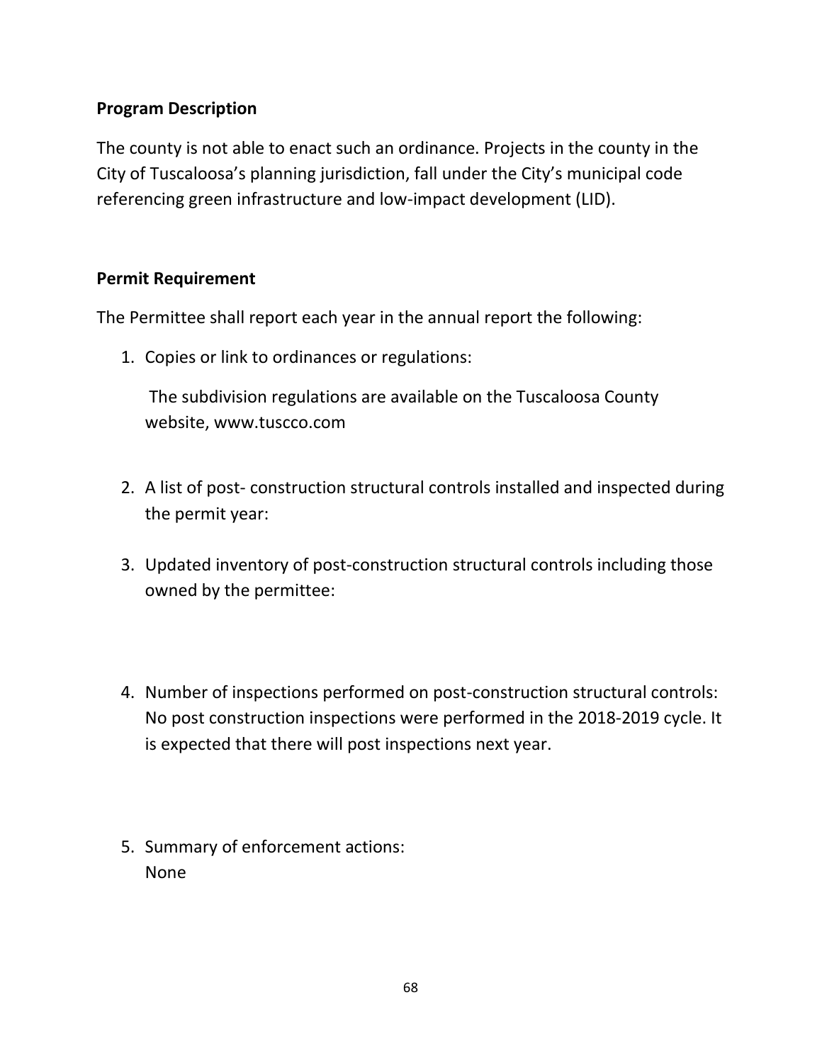**Program Description**

The county is not able to enact such an ordinance. Projects in the county in the City of Tuscaloosa's planning jurisdiction, fall under the City's municipal code referencing green infrastructure and low-impact development (LID).

**Permit Requirement**

The Permittee shall report each year in the annual report the following:

1. Copies or link to ordinances or regulations:

   The subdivision regulations are available on the Tuscaloosa County website, www.tuscco.com

2. A list of post- construction structural controls installed and inspected during the permit year:

3. Updated inventory of post-construction structural controls including those owned by the permittee:

4. Number of inspections performed on post-construction structural controls: No post construction inspections were performed in the 2018-2019 cycle. It is expected that there will post inspections next year.

5. Summary of enforcement actions: None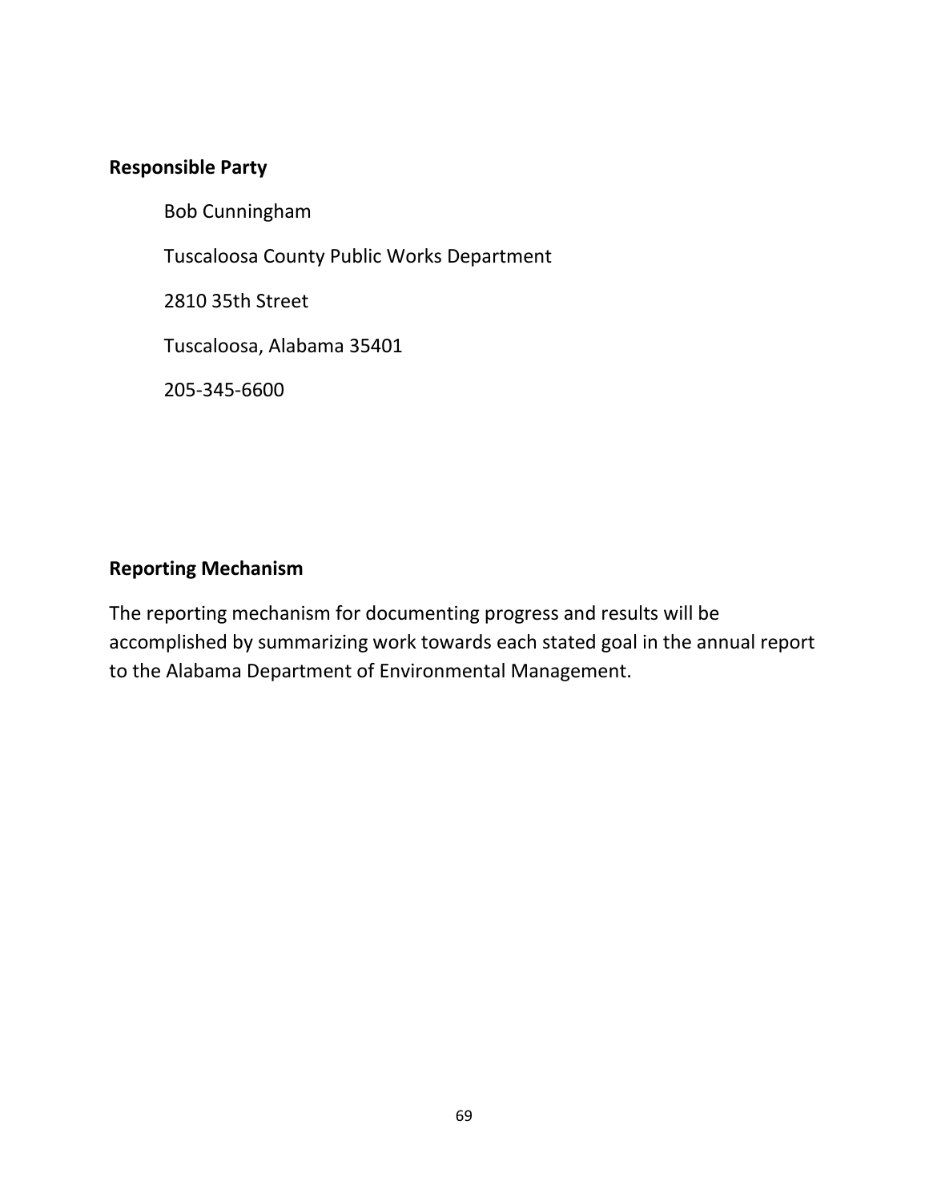**Responsible Party**

Bob Cunningham

Tuscaloosa County Public Works Department

2810 35th Street

Tuscaloosa, Alabama 35401

205-345-6600

**Reporting Mechanism**

The reporting mechanism for documenting progress and results will be accomplished by summarizing work towards each stated goal in the annual report to the Alabama Department of Environmental Management.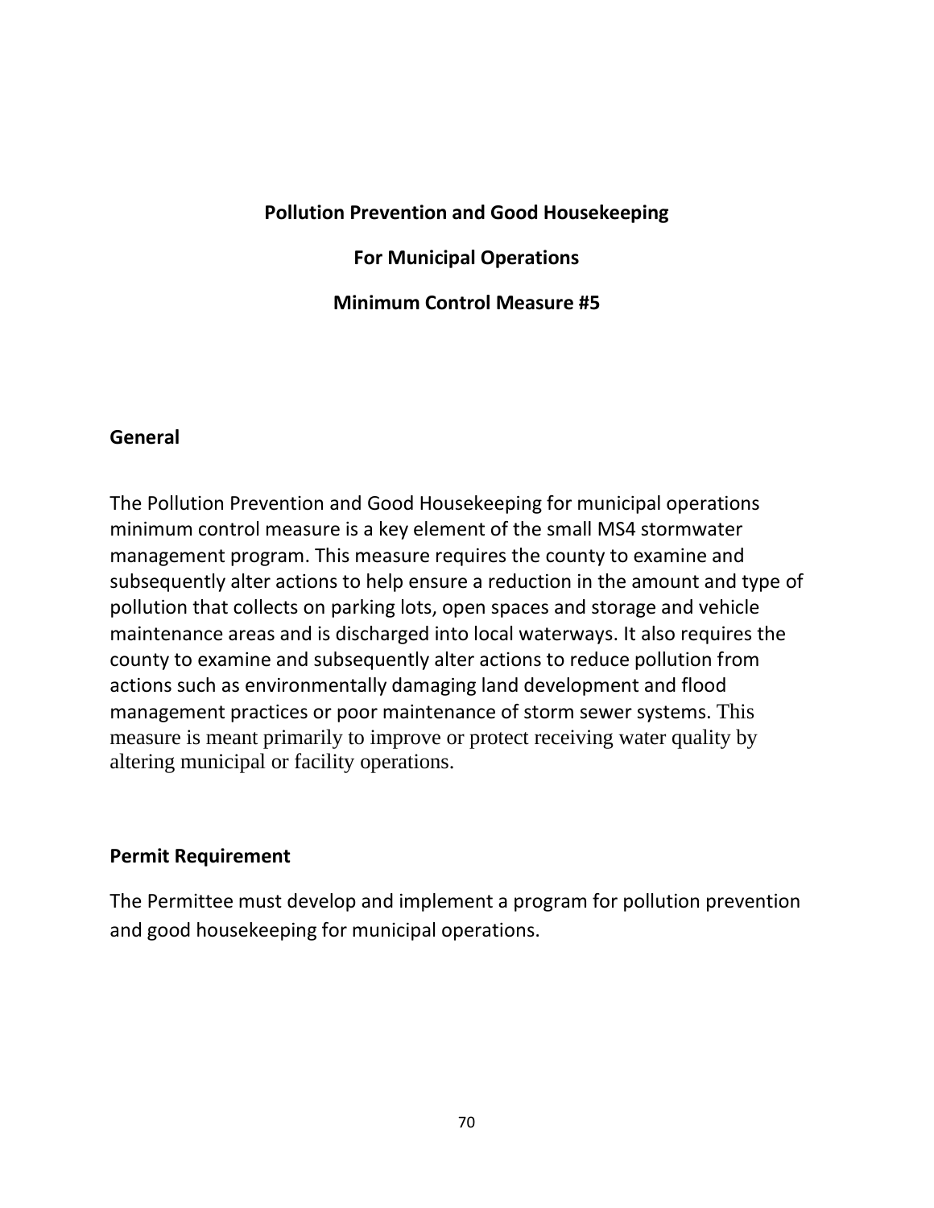# Pollution Prevention and Good Housekeeping

# For Municipal Operations

# Minimum Control Measure #5

## General

The Pollution Prevention and Good Housekeeping for municipal operations minimum control measure is a key element of the small MS4 stormwater management program. This measure requires the county to examine and subsequently alter actions to help ensure a reduction in the amount and type of pollution that collects on parking lots, open spaces and storage and vehicle maintenance areas and is discharged into local waterways. It also requires the county to examine and subsequently alter actions to reduce pollution from actions such as environmentally damaging land development and flood management practices or poor maintenance of storm sewer systems. This measure is meant primarily to improve or protect receiving water quality by altering municipal or facility operations.

## Permit Requirement

The Permittee must develop and implement a program for pollution prevention and good housekeeping for municipal operations.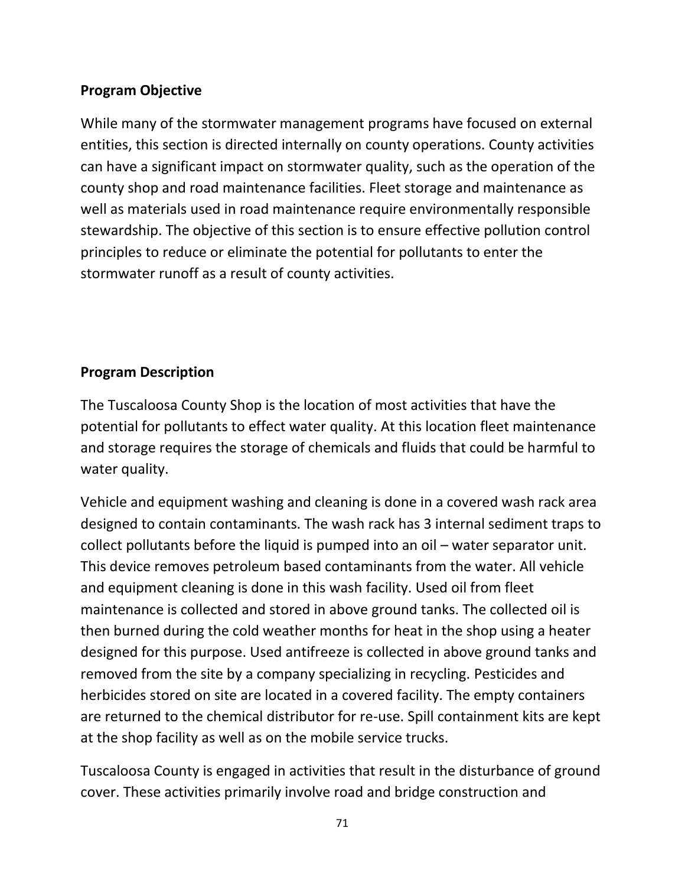**Program Objective**

While many of the stormwater management programs have focused on external entities, this section is directed internally on county operations. County activities can have a significant impact on stormwater quality, such as the operation of the county shop and road maintenance facilities. Fleet storage and maintenance as well as materials used in road maintenance require environmentally responsible stewardship. The objective of this section is to ensure effective pollution control principles to reduce or eliminate the potential for pollutants to enter the stormwater runoff as a result of county activities.

**Program Description**

The Tuscaloosa County Shop is the location of most activities that have the potential for pollutants to effect water quality. At this location fleet maintenance and storage requires the storage of chemicals and fluids that could be harmful to water quality.

Vehicle and equipment washing and cleaning is done in a covered wash rack area designed to contain contaminants. The wash rack has 3 internal sediment traps to collect pollutants before the liquid is pumped into an oil – water separator unit. This device removes petroleum based contaminants from the water. All vehicle and equipment cleaning is done in this wash facility. Used oil from fleet maintenance is collected and stored in above ground tanks. The collected oil is then burned during the cold weather months for heat in the shop using a heater designed for this purpose. Used antifreeze is collected in above ground tanks and removed from the site by a company specializing in recycling. Pesticides and herbicides stored on site are located in a covered facility. The empty containers are returned to the chemical distributor for re-use. Spill containment kits are kept at the shop facility as well as on the mobile service trucks.

Tuscaloosa County is engaged in activities that result in the disturbance of ground cover. These activities primarily involve road and bridge construction and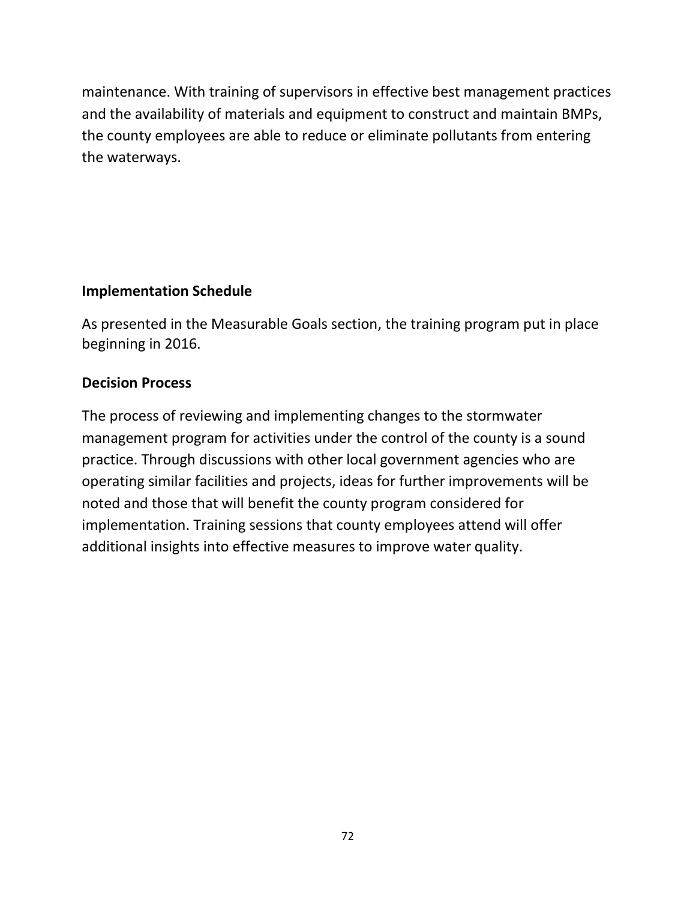maintenance. With training of supervisors in effective best management practices and the availability of materials and equipment to construct and maintain BMPs, the county employees are able to reduce or eliminate pollutants from entering the waterways.

**Implementation Schedule**

As presented in the Measurable Goals section, the training program put in place beginning in 2016.

**Decision Process**

The process of reviewing and implementing changes to the stormwater management program for activities under the control of the county is a sound practice. Through discussions with other local government agencies who are operating similar facilities and projects, ideas for further improvements will be noted and those that will benefit the county program considered for implementation. Training sessions that county employees attend will offer additional insights into effective measures to improve water quality.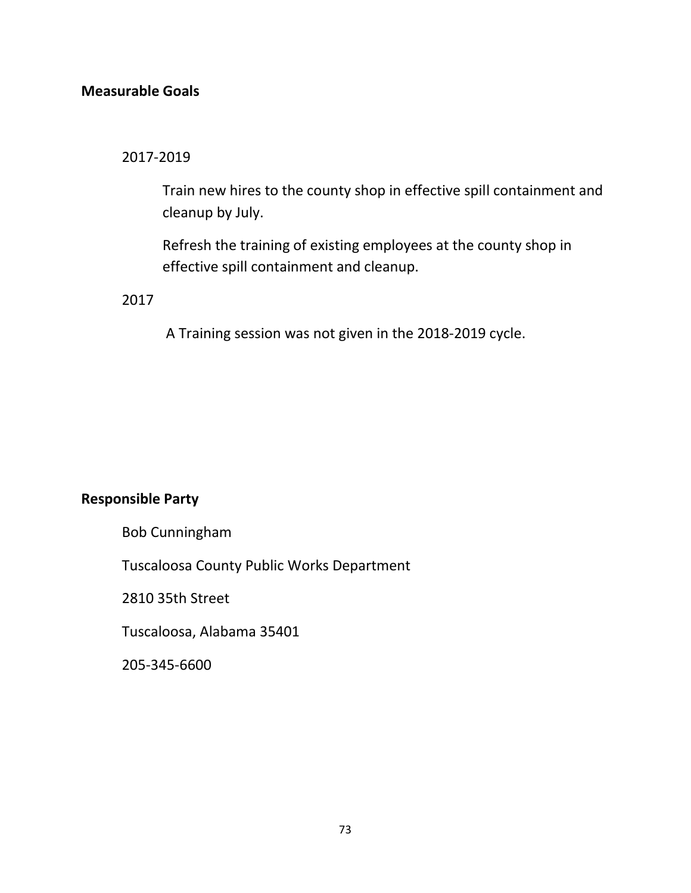**Measurable Goals**

2017-2019

Train new hires to the county shop in effective spill containment and cleanup by July.

Refresh the training of existing employees at the county shop in effective spill containment and cleanup.

2017

A Training session was not given in the 2018-2019 cycle.

**Responsible Party**

Bob Cunningham

Tuscaloosa County Public Works Department

2810 35th Street

Tuscaloosa, Alabama 35401

205-345-6600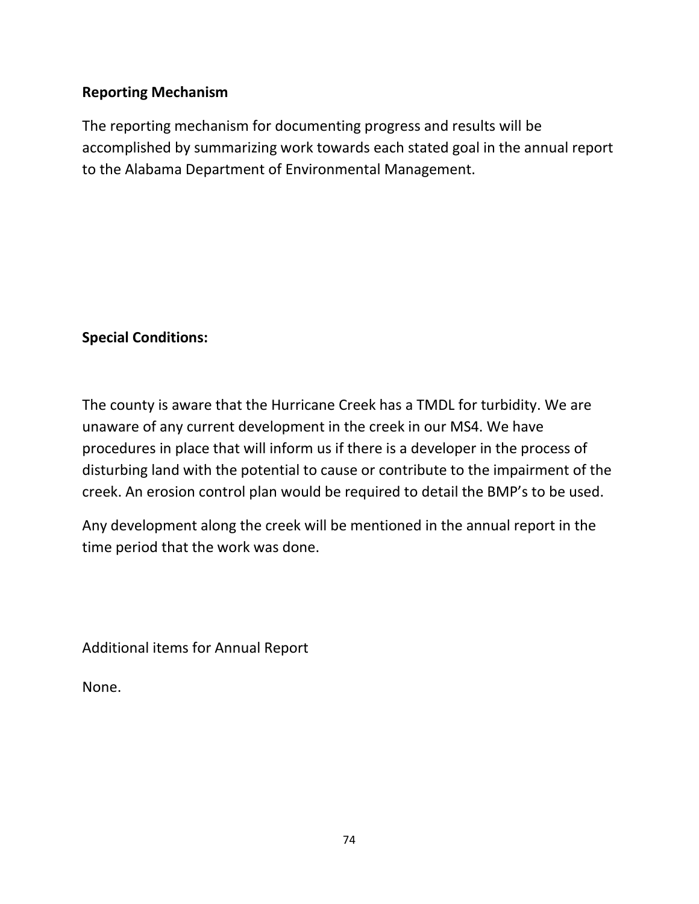**Reporting Mechanism**

The reporting mechanism for documenting progress and results will be accomplished by summarizing work towards each stated goal in the annual report to the Alabama Department of Environmental Management.

**Special Conditions:**

The county is aware that the Hurricane Creek has a TMDL for turbidity. We are unaware of any current development in the creek in our MS4. We have procedures in place that will inform us if there is a developer in the process of disturbing land with the potential to cause or contribute to the impairment of the creek. An erosion control plan would be required to detail the BMP's to be used.

Any development along the creek will be mentioned in the annual report in the time period that the work was done.

Additional items for Annual Report

None.